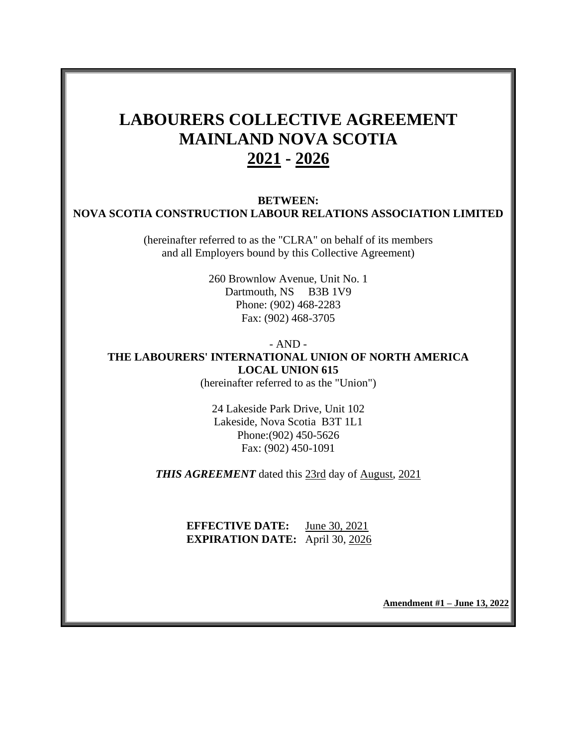# LABOURERS COLLECTIVE AGREEMENT
# MAINLAND NOVA SCOTIA
# 2021 - 2026

**BETWEEN:**
**NOVA SCOTIA CONSTRUCTION LABOUR RELATIONS ASSOCIATION LIMITED**

(hereinafter referred to as the "CLRA" on behalf of its members and all Employers bound by this Collective Agreement)

260 Brownlow Avenue, Unit No. 1
Dartmouth, NS B3B 1V9
Phone: (902) 468-2283
Fax: (902) 468-3705

- AND -

**THE LABOURERS' INTERNATIONAL UNION OF NORTH AMERICA**
**LOCAL UNION 615**
(hereinafter referred to as the "Union")

24 Lakeside Park Drive, Unit 102
Lakeside, Nova Scotia B3T 1L1
Phone:(902) 450-5626
Fax: (902) 450-1091

***THIS AGREEMENT*** dated this 23rd day of August, 2021

**EFFECTIVE DATE:** June 30, 2021
**EXPIRATION DATE:** April 30, 2026

**Amendment #1 – June 13, 2022**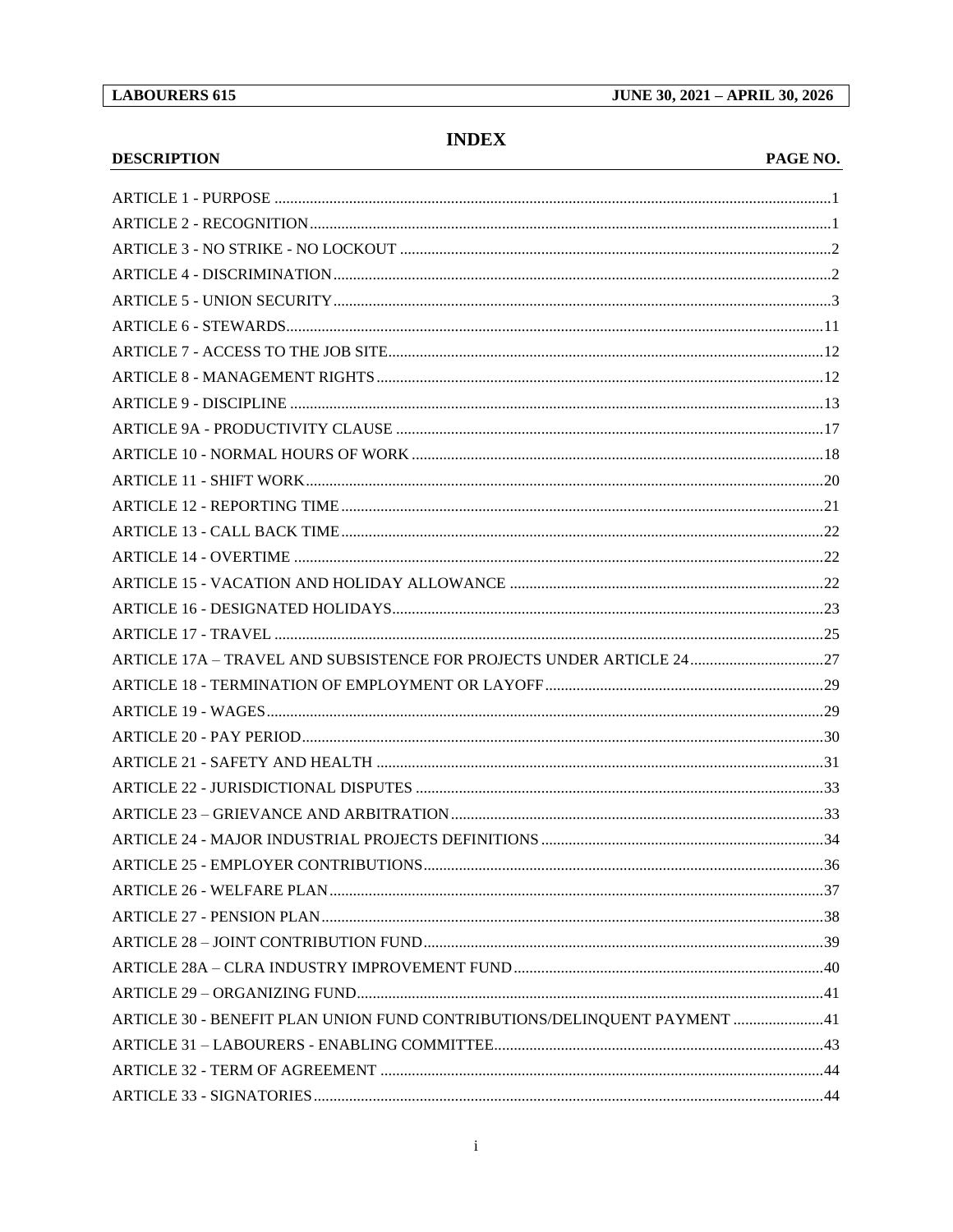# INDEX

| DESCRIPTION | PAGE NO. |
|---|---|
| ARTICLE 1 - PURPOSE | 1 |
| ARTICLE 2 - RECOGNITION | 1 |
| ARTICLE 3 - NO STRIKE - NO LOCKOUT | 2 |
| ARTICLE 4 - DISCRIMINATION | 2 |
| ARTICLE 5 - UNION SECURITY | 3 |
| ARTICLE 6 - STEWARDS | 11 |
| ARTICLE 7 - ACCESS TO THE JOB SITE | 12 |
| ARTICLE 8 - MANAGEMENT RIGHTS | 12 |
| ARTICLE 9 - DISCIPLINE | 13 |
| ARTICLE 9A - PRODUCTIVITY CLAUSE | 17 |
| ARTICLE 10 - NORMAL HOURS OF WORK | 18 |
| ARTICLE 11 - SHIFT WORK | 20 |
| ARTICLE 12 - REPORTING TIME | 21 |
| ARTICLE 13 - CALL BACK TIME | 22 |
| ARTICLE 14 - OVERTIME | 22 |
| ARTICLE 15 - VACATION AND HOLIDAY ALLOWANCE | 22 |
| ARTICLE 16 - DESIGNATED HOLIDAYS | 23 |
| ARTICLE 17 - TRAVEL | 25 |
| ARTICLE 17A – TRAVEL AND SUBSISTENCE FOR PROJECTS UNDER ARTICLE 24 | 27 |
| ARTICLE 18 - TERMINATION OF EMPLOYMENT OR LAYOFF | 29 |
| ARTICLE 19 - WAGES | 29 |
| ARTICLE 20 - PAY PERIOD | 30 |
| ARTICLE 21 - SAFETY AND HEALTH | 31 |
| ARTICLE 22 - JURISDICTIONAL DISPUTES | 33 |
| ARTICLE 23 – GRIEVANCE AND ARBITRATION | 33 |
| ARTICLE 24 - MAJOR INDUSTRIAL PROJECTS DEFINITIONS | 34 |
| ARTICLE 25 - EMPLOYER CONTRIBUTIONS | 36 |
| ARTICLE 26 - WELFARE PLAN | 37 |
| ARTICLE 27 - PENSION PLAN | 38 |
| ARTICLE 28 – JOINT CONTRIBUTION FUND | 39 |
| ARTICLE 28A – CLRA INDUSTRY IMPROVEMENT FUND | 40 |
| ARTICLE 29 – ORGANIZING FUND | 41 |
| ARTICLE 30 - BENEFIT PLAN UNION FUND CONTRIBUTIONS/DELINQUENT PAYMENT | 41 |
| ARTICLE 31 – LABOURERS - ENABLING COMMITTEE | 43 |
| ARTICLE 32 - TERM OF AGREEMENT | 44 |
| ARTICLE 33 - SIGNATORIES | 44 |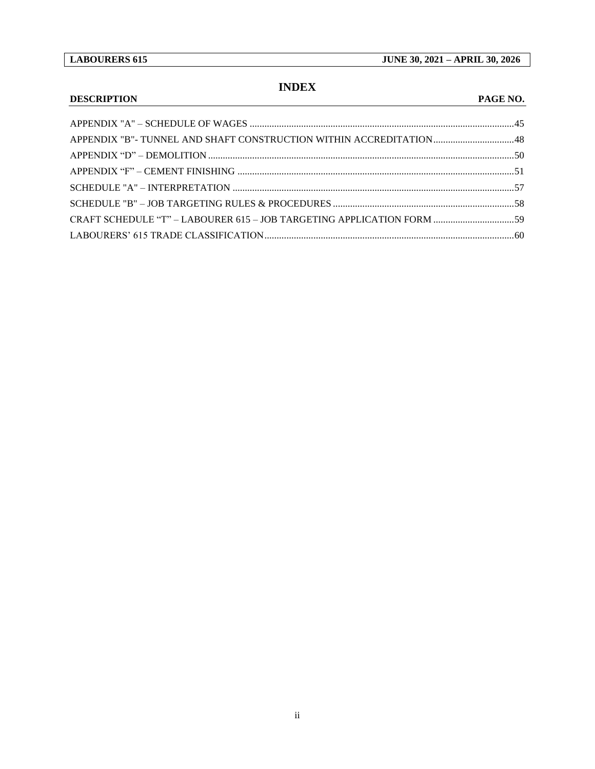# INDEX

| DESCRIPTION | PAGE NO. |
| --- | --- |
| APPENDIX "A" – SCHEDULE OF WAGES | 45 |
| APPENDIX "B"- TUNNEL AND SHAFT CONSTRUCTION WITHIN ACCREDITATION | 48 |
| APPENDIX "D" – DEMOLITION | 50 |
| APPENDIX "F" – CEMENT FINISHING | 51 |
| SCHEDULE "A" – INTERPRETATION | 57 |
| SCHEDULE "B" – JOB TARGETING RULES & PROCEDURES | 58 |
| CRAFT SCHEDULE "T" – LABOURER 615 – JOB TARGETING APPLICATION FORM | 59 |
| LABOURERS' 615 TRADE CLASSIFICATION | 60 |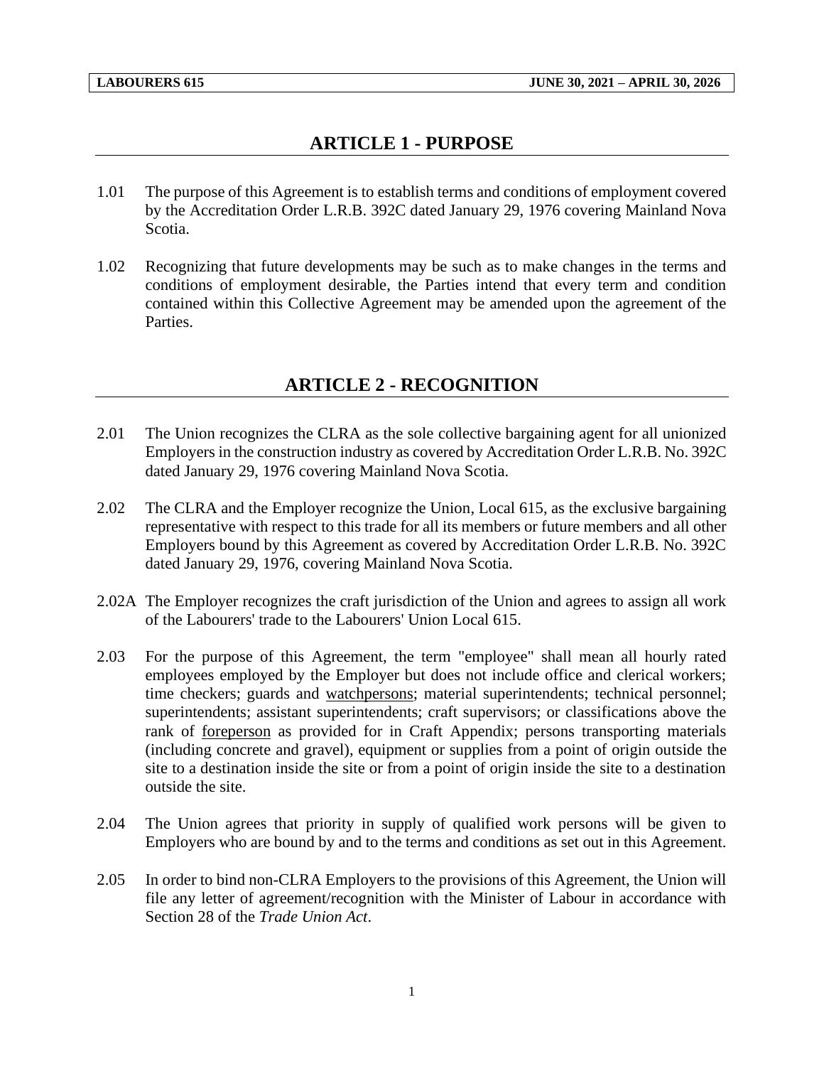## ARTICLE 1 - PURPOSE

1.01 The purpose of this Agreement is to establish terms and conditions of employment covered by the Accreditation Order L.R.B. 392C dated January 29, 1976 covering Mainland Nova Scotia.

1.02 Recognizing that future developments may be such as to make changes in the terms and conditions of employment desirable, the Parties intend that every term and condition contained within this Collective Agreement may be amended upon the agreement of the Parties.

## ARTICLE 2 - RECOGNITION

2.01 The Union recognizes the CLRA as the sole collective bargaining agent for all unionized Employers in the construction industry as covered by Accreditation Order L.R.B. No. 392C dated January 29, 1976 covering Mainland Nova Scotia.

2.02 The CLRA and the Employer recognize the Union, Local 615, as the exclusive bargaining representative with respect to this trade for all its members or future members and all other Employers bound by this Agreement as covered by Accreditation Order L.R.B. No. 392C dated January 29, 1976, covering Mainland Nova Scotia.

2.02A The Employer recognizes the craft jurisdiction of the Union and agrees to assign all work of the Labourers' trade to the Labourers' Union Local 615.

2.03 For the purpose of this Agreement, the term "employee" shall mean all hourly rated employees employed by the Employer but does not include office and clerical workers; time checkers; guards and <u>watchpersons</u>; material superintendents; technical personnel; superintendents; assistant superintendents; craft supervisors; or classifications above the rank of <u>foreperson</u> as provided for in Craft Appendix; persons transporting materials (including concrete and gravel), equipment or supplies from a point of origin outside the site to a destination inside the site or from a point of origin inside the site to a destination outside the site.

2.04 The Union agrees that priority in supply of qualified work persons will be given to Employers who are bound by and to the terms and conditions as set out in this Agreement.

2.05 In order to bind non-CLRA Employers to the provisions of this Agreement, the Union will file any letter of agreement/recognition with the Minister of Labour in accordance with Section 28 of the *Trade Union Act*.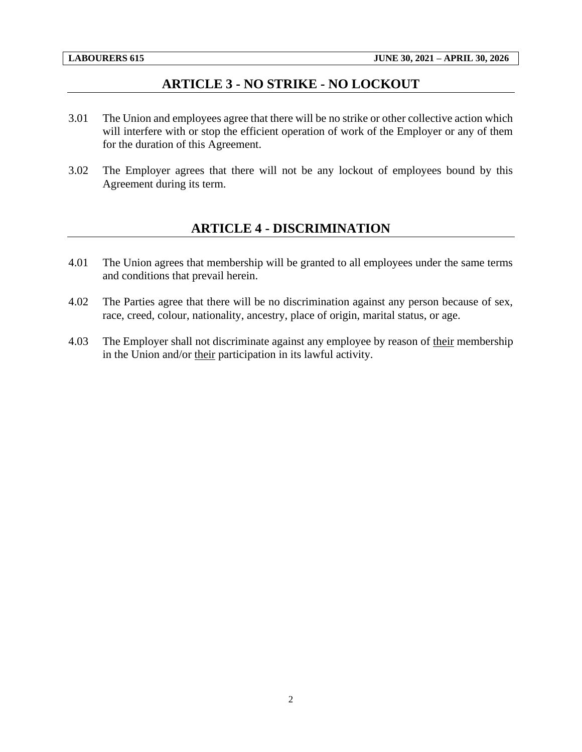## ARTICLE 3 - NO STRIKE - NO LOCKOUT

3.01 The Union and employees agree that there will be no strike or other collective action which will interfere with or stop the efficient operation of work of the Employer or any of them for the duration of this Agreement.

3.02 The Employer agrees that there will not be any lockout of employees bound by this Agreement during its term.

## ARTICLE 4 - DISCRIMINATION

4.01 The Union agrees that membership will be granted to all employees under the same terms and conditions that prevail herein.

4.02 The Parties agree that there will be no discrimination against any person because of sex, race, creed, colour, nationality, ancestry, place of origin, marital status, or age.

4.03 The Employer shall not discriminate against any employee by reason of <u>their</u> membership in the Union and/or <u>their</u> participation in its lawful activity.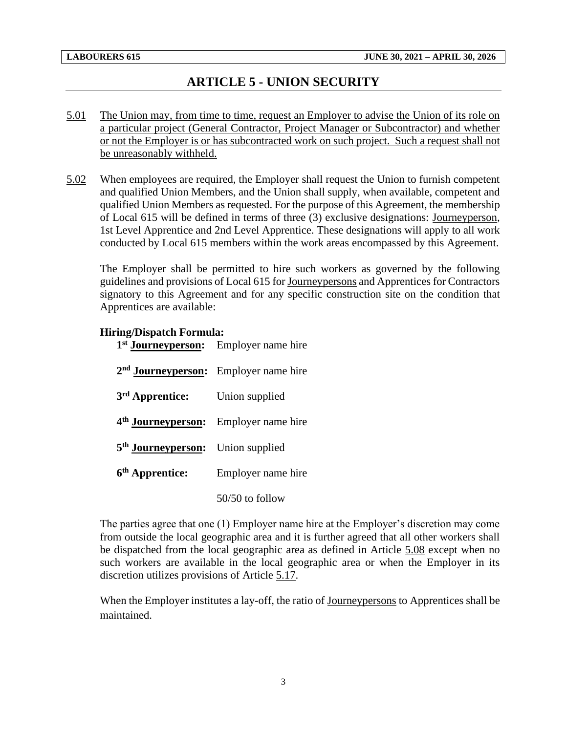# ARTICLE 5 - UNION SECURITY

5.01 The Union may, from time to time, request an Employer to advise the Union of its role on a particular project (General Contractor, Project Manager or Subcontractor) and whether or not the Employer is or has subcontracted work on such project. Such a request shall not be unreasonably withheld.

5.02 When employees are required, the Employer shall request the Union to furnish competent and qualified Union Members, and the Union shall supply, when available, competent and qualified Union Members as requested. For the purpose of this Agreement, the membership of Local 615 will be defined in terms of three (3) exclusive designations: Journeyperson, 1st Level Apprentice and 2nd Level Apprentice. These designations will apply to all work conducted by Local 615 members within the work areas encompassed by this Agreement.

The Employer shall be permitted to hire such workers as governed by the following guidelines and provisions of Local 615 for Journeypersons and Apprentices for Contractors signatory to this Agreement and for any specific construction site on the condition that Apprentices are available:

**Hiring/Dispatch Formula:**

| | |
|---|---|
| **1st Journeyperson:** | Employer name hire |
| **2nd Journeyperson:** | Employer name hire |
| **3rd Apprentice:** | Union supplied |
| **4th Journeyperson:** | Employer name hire |
| **5th Journeyperson:** | Union supplied |
| **6th Apprentice:** | Employer name hire |
| | 50/50 to follow |

The parties agree that one (1) Employer name hire at the Employer's discretion may come from outside the local geographic area and it is further agreed that all other workers shall be dispatched from the local geographic area as defined in Article 5.08 except when no such workers are available in the local geographic area or when the Employer in its discretion utilizes provisions of Article 5.17.

When the Employer institutes a lay-off, the ratio of Journeypersons to Apprentices shall be maintained.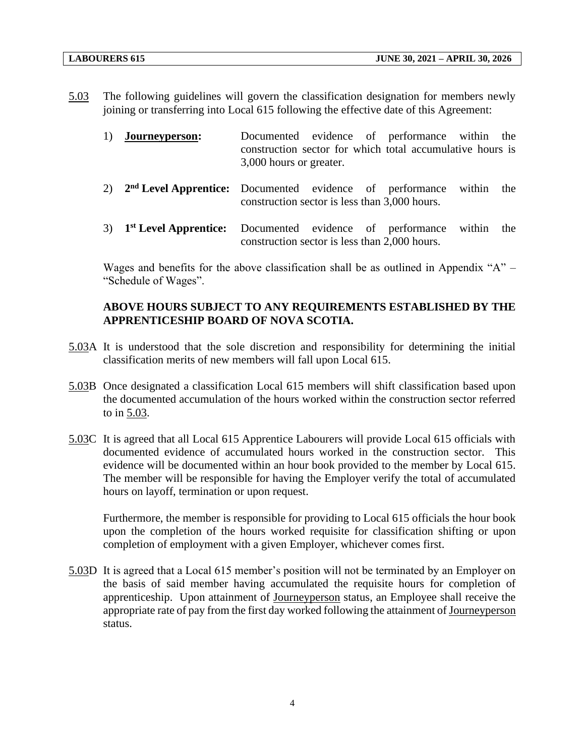5.03 The following guidelines will govern the classification designation for members newly joining or transferring into Local 615 following the effective date of this Agreement:

1) **Journeyperson:** Documented evidence of performance within the construction sector for which total accumulative hours is 3,000 hours or greater.

2) **2nd Level Apprentice:** Documented evidence of performance within the construction sector is less than 3,000 hours.

3) **1st Level Apprentice:** Documented evidence of performance within the construction sector is less than 2,000 hours.

Wages and benefits for the above classification shall be as outlined in Appendix "A" – "Schedule of Wages".

**ABOVE HOURS SUBJECT TO ANY REQUIREMENTS ESTABLISHED BY THE APPRENTICESHIP BOARD OF NOVA SCOTIA.**

5.03A It is understood that the sole discretion and responsibility for determining the initial classification merits of new members will fall upon Local 615.

5.03B Once designated a classification Local 615 members will shift classification based upon the documented accumulation of the hours worked within the construction sector referred to in 5.03.

5.03C It is agreed that all Local 615 Apprentice Labourers will provide Local 615 officials with documented evidence of accumulated hours worked in the construction sector. This evidence will be documented within an hour book provided to the member by Local 615. The member will be responsible for having the Employer verify the total of accumulated hours on layoff, termination or upon request.

Furthermore, the member is responsible for providing to Local 615 officials the hour book upon the completion of the hours worked requisite for classification shifting or upon completion of employment with a given Employer, whichever comes first.

5.03D It is agreed that a Local 615 member's position will not be terminated by an Employer on the basis of said member having accumulated the requisite hours for completion of apprenticeship. Upon attainment of Journeyperson status, an Employee shall receive the appropriate rate of pay from the first day worked following the attainment of Journeyperson status.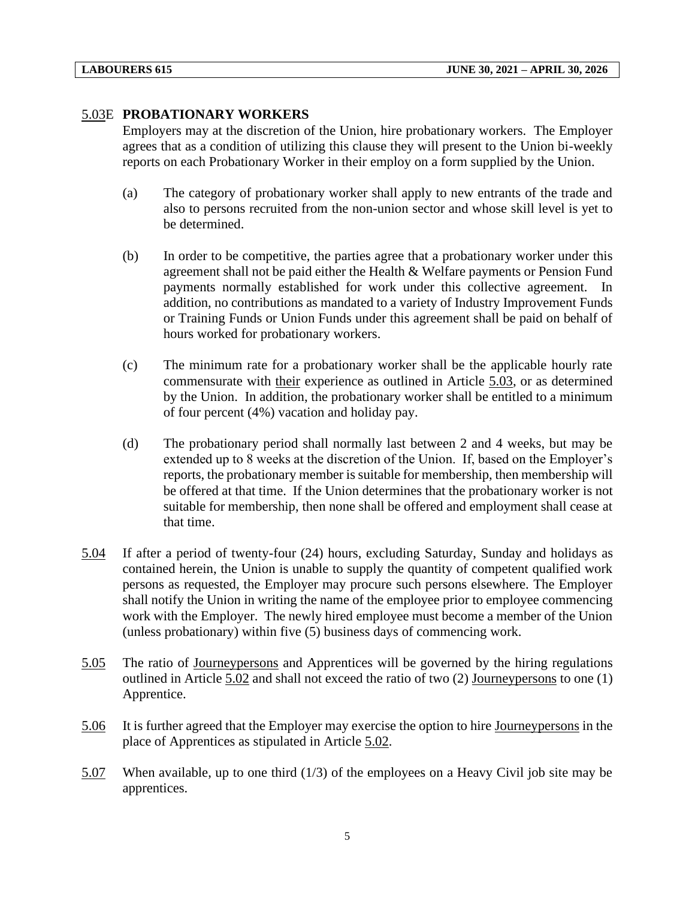5.03E **PROBATIONARY WORKERS**

Employers may at the discretion of the Union, hire probationary workers. The Employer agrees that as a condition of utilizing this clause they will present to the Union bi-weekly reports on each Probationary Worker in their employ on a form supplied by the Union.

(a) The category of probationary worker shall apply to new entrants of the trade and also to persons recruited from the non-union sector and whose skill level is yet to be determined.

(b) In order to be competitive, the parties agree that a probationary worker under this agreement shall not be paid either the Health & Welfare payments or Pension Fund payments normally established for work under this collective agreement. In addition, no contributions as mandated to a variety of Industry Improvement Funds or Training Funds or Union Funds under this agreement shall be paid on behalf of hours worked for probationary workers.

(c) The minimum rate for a probationary worker shall be the applicable hourly rate commensurate with their experience as outlined in Article 5.03, or as determined by the Union. In addition, the probationary worker shall be entitled to a minimum of four percent (4%) vacation and holiday pay.

(d) The probationary period shall normally last between 2 and 4 weeks, but may be extended up to 8 weeks at the discretion of the Union. If, based on the Employer's reports, the probationary member is suitable for membership, then membership will be offered at that time. If the Union determines that the probationary worker is not suitable for membership, then none shall be offered and employment shall cease at that time.

5.04 If after a period of twenty-four (24) hours, excluding Saturday, Sunday and holidays as contained herein, the Union is unable to supply the quantity of competent qualified work persons as requested, the Employer may procure such persons elsewhere. The Employer shall notify the Union in writing the name of the employee prior to employee commencing work with the Employer. The newly hired employee must become a member of the Union (unless probationary) within five (5) business days of commencing work.

5.05 The ratio of Journeypersons and Apprentices will be governed by the hiring regulations outlined in Article 5.02 and shall not exceed the ratio of two (2) Journeypersons to one (1) Apprentice.

5.06 It is further agreed that the Employer may exercise the option to hire Journeypersons in the place of Apprentices as stipulated in Article 5.02.

5.07 When available, up to one third (1/3) of the employees on a Heavy Civil job site may be apprentices.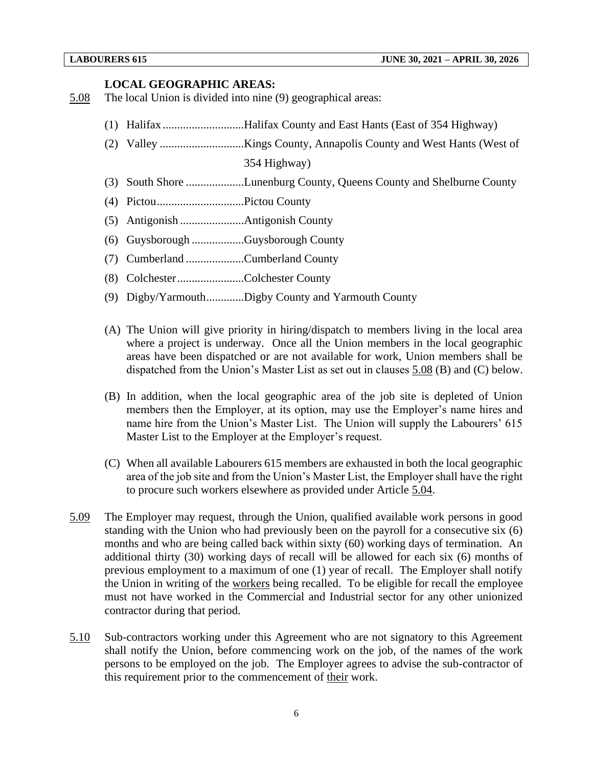### LOCAL GEOGRAPHIC AREAS:

5.08 The local Union is divided into nine (9) geographical areas:

(1) Halifax ............................Halifax County and East Hants (East of 354 Highway)
(2) Valley .............................Kings County, Annapolis County and West Hants (West of 354 Highway)
(3) South Shore ....................Lunenburg County, Queens County and Shelburne County
(4) Pictou..............................Pictou County
(5) Antigonish ......................Antigonish County
(6) Guysborough ..................Guysborough County
(7) Cumberland ....................Cumberland County
(8) Colchester.......................Colchester County
(9) Digby/Yarmouth.............Digby County and Yarmouth County

(A) The Union will give priority in hiring/dispatch to members living in the local area where a project is underway. Once all the Union members in the local geographic areas have been dispatched or are not available for work, Union members shall be dispatched from the Union's Master List as set out in clauses 5.08 (B) and (C) below.

(B) In addition, when the local geographic area of the job site is depleted of Union members then the Employer, at its option, may use the Employer's name hires and name hire from the Union's Master List. The Union will supply the Labourers' 615 Master List to the Employer at the Employer's request.

(C) When all available Labourers 615 members are exhausted in both the local geographic area of the job site and from the Union's Master List, the Employer shall have the right to procure such workers elsewhere as provided under Article 5.04.

5.09 The Employer may request, through the Union, qualified available work persons in good standing with the Union who had previously been on the payroll for a consecutive six (6) months and who are being called back within sixty (60) working days of termination. An additional thirty (30) working days of recall will be allowed for each six (6) months of previous employment to a maximum of one (1) year of recall. The Employer shall notify the Union in writing of the workers being recalled. To be eligible for recall the employee must not have worked in the Commercial and Industrial sector for any other unionized contractor during that period.

5.10 Sub-contractors working under this Agreement who are not signatory to this Agreement shall notify the Union, before commencing work on the job, of the names of the work persons to be employed on the job. The Employer agrees to advise the sub-contractor of this requirement prior to the commencement of their work.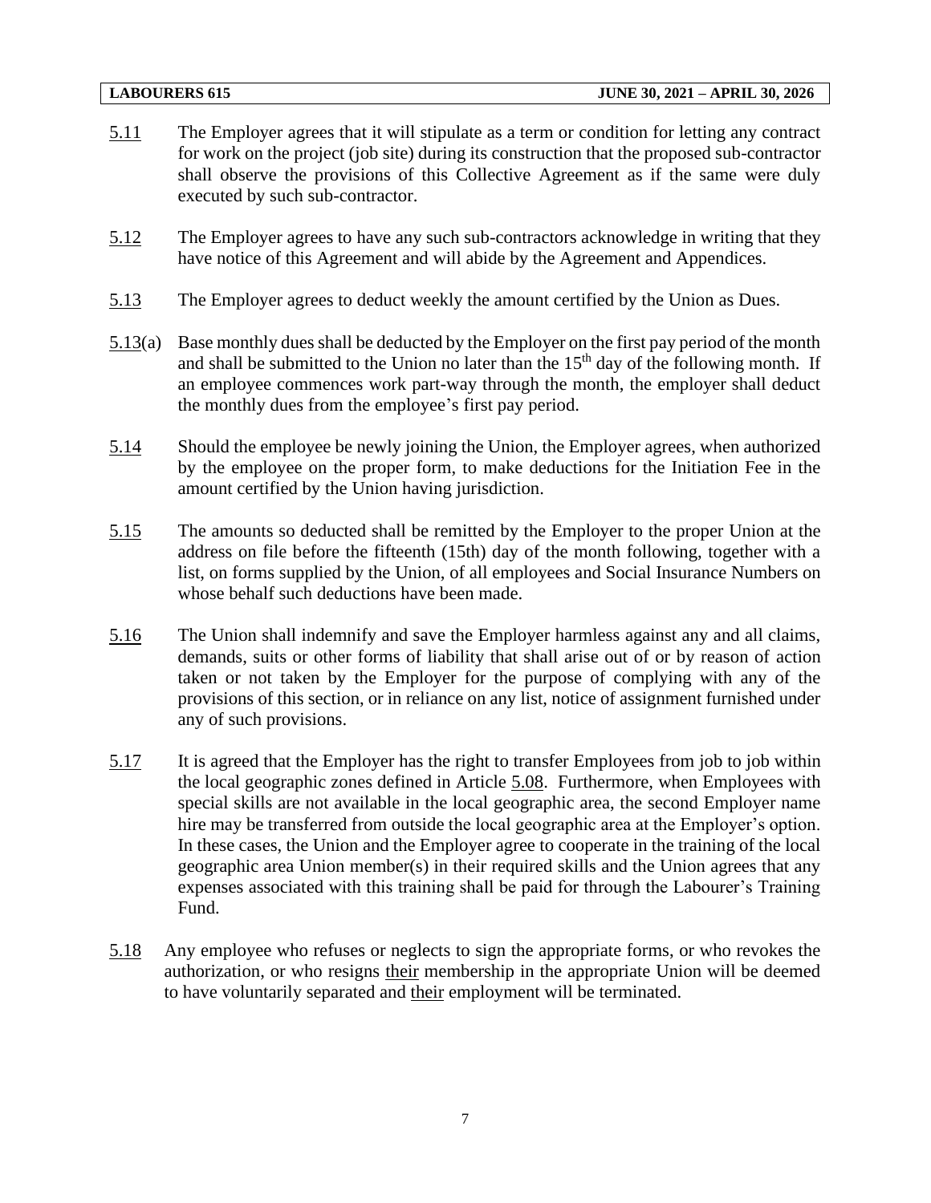5.11 The Employer agrees that it will stipulate as a term or condition for letting any contract for work on the project (job site) during its construction that the proposed sub-contractor shall observe the provisions of this Collective Agreement as if the same were duly executed by such sub-contractor.

5.12 The Employer agrees to have any such sub-contractors acknowledge in writing that they have notice of this Agreement and will abide by the Agreement and Appendices.

5.13 The Employer agrees to deduct weekly the amount certified by the Union as Dues.

5.13(a) Base monthly dues shall be deducted by the Employer on the first pay period of the month and shall be submitted to the Union no later than the 15th day of the following month. If an employee commences work part-way through the month, the employer shall deduct the monthly dues from the employee's first pay period.

5.14 Should the employee be newly joining the Union, the Employer agrees, when authorized by the employee on the proper form, to make deductions for the Initiation Fee in the amount certified by the Union having jurisdiction.

5.15 The amounts so deducted shall be remitted by the Employer to the proper Union at the address on file before the fifteenth (15th) day of the month following, together with a list, on forms supplied by the Union, of all employees and Social Insurance Numbers on whose behalf such deductions have been made.

5.16 The Union shall indemnify and save the Employer harmless against any and all claims, demands, suits or other forms of liability that shall arise out of or by reason of action taken or not taken by the Employer for the purpose of complying with any of the provisions of this section, or in reliance on any list, notice of assignment furnished under any of such provisions.

5.17 It is agreed that the Employer has the right to transfer Employees from job to job within the local geographic zones defined in Article 5.08. Furthermore, when Employees with special skills are not available in the local geographic area, the second Employer name hire may be transferred from outside the local geographic area at the Employer's option. In these cases, the Union and the Employer agree to cooperate in the training of the local geographic area Union member(s) in their required skills and the Union agrees that any expenses associated with this training shall be paid for through the Labourer's Training Fund.

5.18 Any employee who refuses or neglects to sign the appropriate forms, or who revokes the authorization, or who resigns their membership in the appropriate Union will be deemed to have voluntarily separated and their employment will be terminated.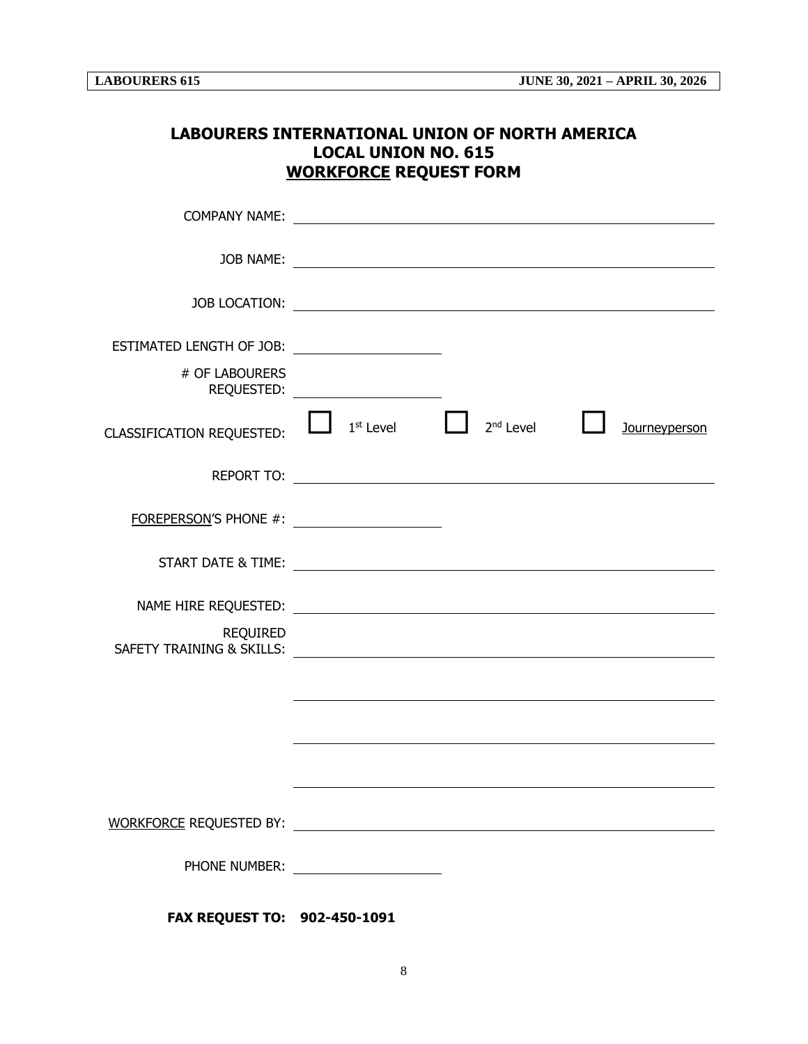# LABOURERS INTERNATIONAL UNION OF NORTH AMERICA
# LOCAL UNION NO. 615
# WORKFORCE REQUEST FORM

COMPANY NAME: ______________________________

JOB NAME: ______________________________

JOB LOCATION: ______________________________

ESTIMATED LENGTH OF JOB: ______________

# OF LABOURERS REQUESTED: ______________

CLASSIFICATION REQUESTED: ☐ 1st Level ☐ 2nd Level ☐ Journeyperson

REPORT TO: ______________________________

FOREPERSON'S PHONE #: ______________

START DATE & TIME: ______________________________

NAME HIRE REQUESTED: ______________________________

REQUIRED SAFETY TRAINING & SKILLS: ______________________________

______________________________

______________________________

______________________________

WORKFORCE REQUESTED BY: ______________________________

PHONE NUMBER: ______________

**FAX REQUEST TO: 902-450-1091**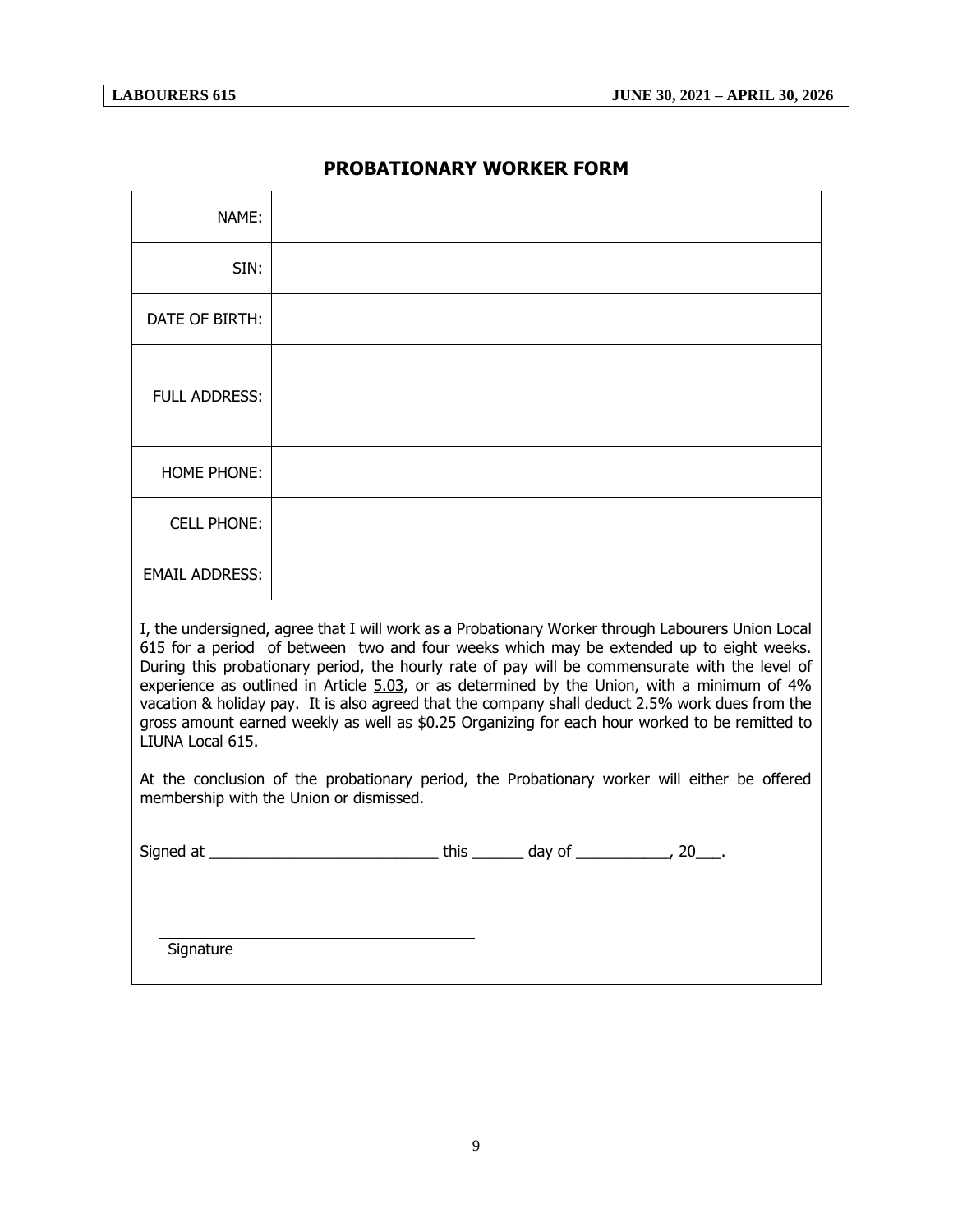## PROBATIONARY WORKER FORM

| | |
|---|---|
| NAME: | |
| SIN: | |
| DATE OF BIRTH: | |
| FULL ADDRESS: | |
| HOME PHONE: | |
| CELL PHONE: | |
| EMAIL ADDRESS: | |

I, the undersigned, agree that I will work as a Probationary Worker through Labourers Union Local 615 for a period of between two and four weeks which may be extended up to eight weeks. During this probationary period, the hourly rate of pay will be commensurate with the level of experience as outlined in Article 5.03, or as determined by the Union, with a minimum of 4% vacation & holiday pay. It is also agreed that the company shall deduct 2.5% work dues from the gross amount earned weekly as well as $0.25 Organizing for each hour worked to be remitted to LIUNA Local 615.

At the conclusion of the probationary period, the Probationary worker will either be offered membership with the Union or dismissed.

Signed at ____________________________ this ______ day of ___________, 20___.

_______________________________________
Signature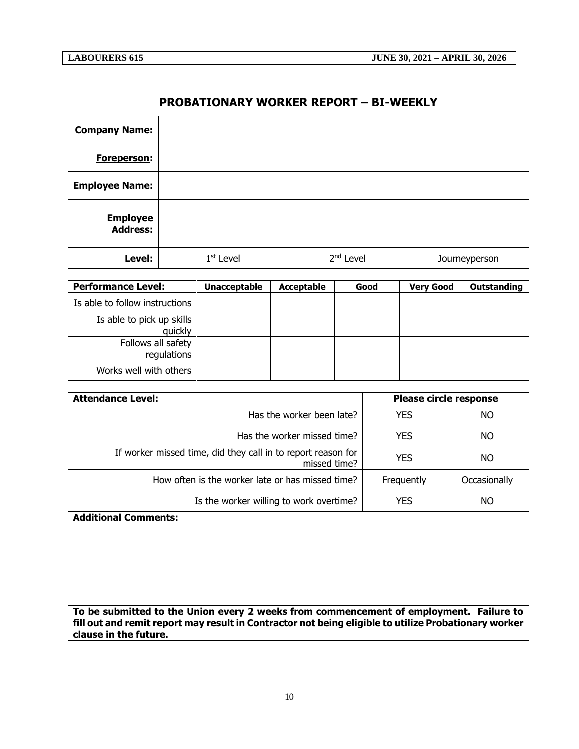## PROBATIONARY WORKER REPORT – BI-WEEKLY

| **Company Name:** | | | |
|---|---|---|---|
| **Foreperson:** | | | |
| **Employee Name:** | | | |
| **Employee Address:** | | | |
| **Level:** | 1st Level | 2nd Level | Journeyperson |

| **Performance Level:** | **Unacceptable** | **Acceptable** | **Good** | **Very Good** | **Outstanding** |
|---|---|---|---|---|---|
| Is able to follow instructions | | | | | |
| Is able to pick up skills quickly | | | | | |
| Follows all safety regulations | | | | | |
| Works well with others | | | | | |

| **Attendance Level:** | **Please circle response** | |
|---|---|---|
| Has the worker been late? | YES | NO |
| Has the worker missed time? | YES | NO |
| If worker missed time, did they call in to report reason for missed time? | YES | NO |
| How often is the worker late or has missed time? | Frequently | Occasionally |
| Is the worker willing to work overtime? | YES | NO |

**Additional Comments:**

**To be submitted to the Union every 2 weeks from commencement of employment. Failure to fill out and remit report may result in Contractor not being eligible to utilize Probationary worker clause in the future.**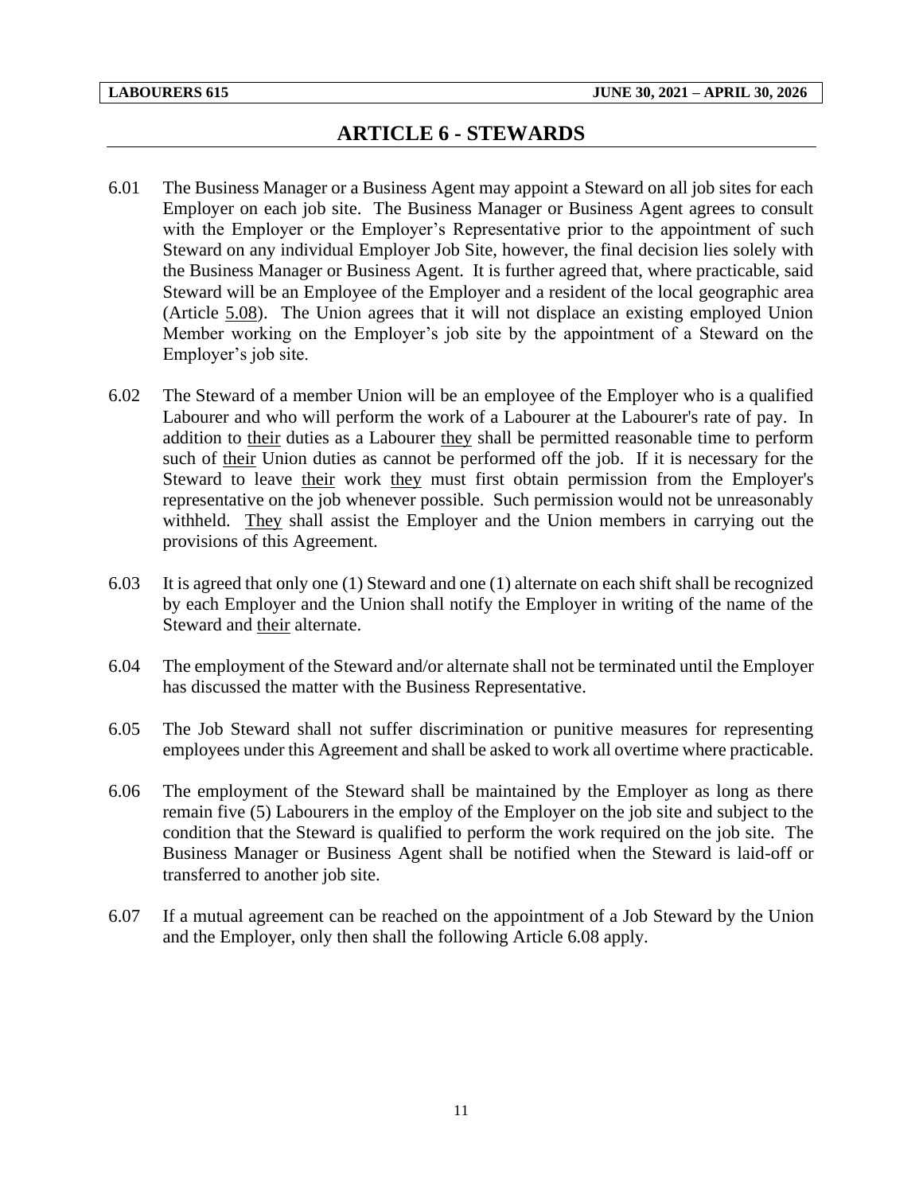# ARTICLE 6 - STEWARDS

6.01 The Business Manager or a Business Agent may appoint a Steward on all job sites for each Employer on each job site. The Business Manager or Business Agent agrees to consult with the Employer or the Employer's Representative prior to the appointment of such Steward on any individual Employer Job Site, however, the final decision lies solely with the Business Manager or Business Agent. It is further agreed that, where practicable, said Steward will be an Employee of the Employer and a resident of the local geographic area (Article 5.08). The Union agrees that it will not displace an existing employed Union Member working on the Employer's job site by the appointment of a Steward on the Employer's job site.

6.02 The Steward of a member Union will be an employee of the Employer who is a qualified Labourer and who will perform the work of a Labourer at the Labourer's rate of pay. In addition to their duties as a Labourer they shall be permitted reasonable time to perform such of their Union duties as cannot be performed off the job. If it is necessary for the Steward to leave their work they must first obtain permission from the Employer's representative on the job whenever possible. Such permission would not be unreasonably withheld. They shall assist the Employer and the Union members in carrying out the provisions of this Agreement.

6.03 It is agreed that only one (1) Steward and one (1) alternate on each shift shall be recognized by each Employer and the Union shall notify the Employer in writing of the name of the Steward and their alternate.

6.04 The employment of the Steward and/or alternate shall not be terminated until the Employer has discussed the matter with the Business Representative.

6.05 The Job Steward shall not suffer discrimination or punitive measures for representing employees under this Agreement and shall be asked to work all overtime where practicable.

6.06 The employment of the Steward shall be maintained by the Employer as long as there remain five (5) Labourers in the employ of the Employer on the job site and subject to the condition that the Steward is qualified to perform the work required on the job site. The Business Manager or Business Agent shall be notified when the Steward is laid-off or transferred to another job site.

6.07 If a mutual agreement can be reached on the appointment of a Job Steward by the Union and the Employer, only then shall the following Article 6.08 apply.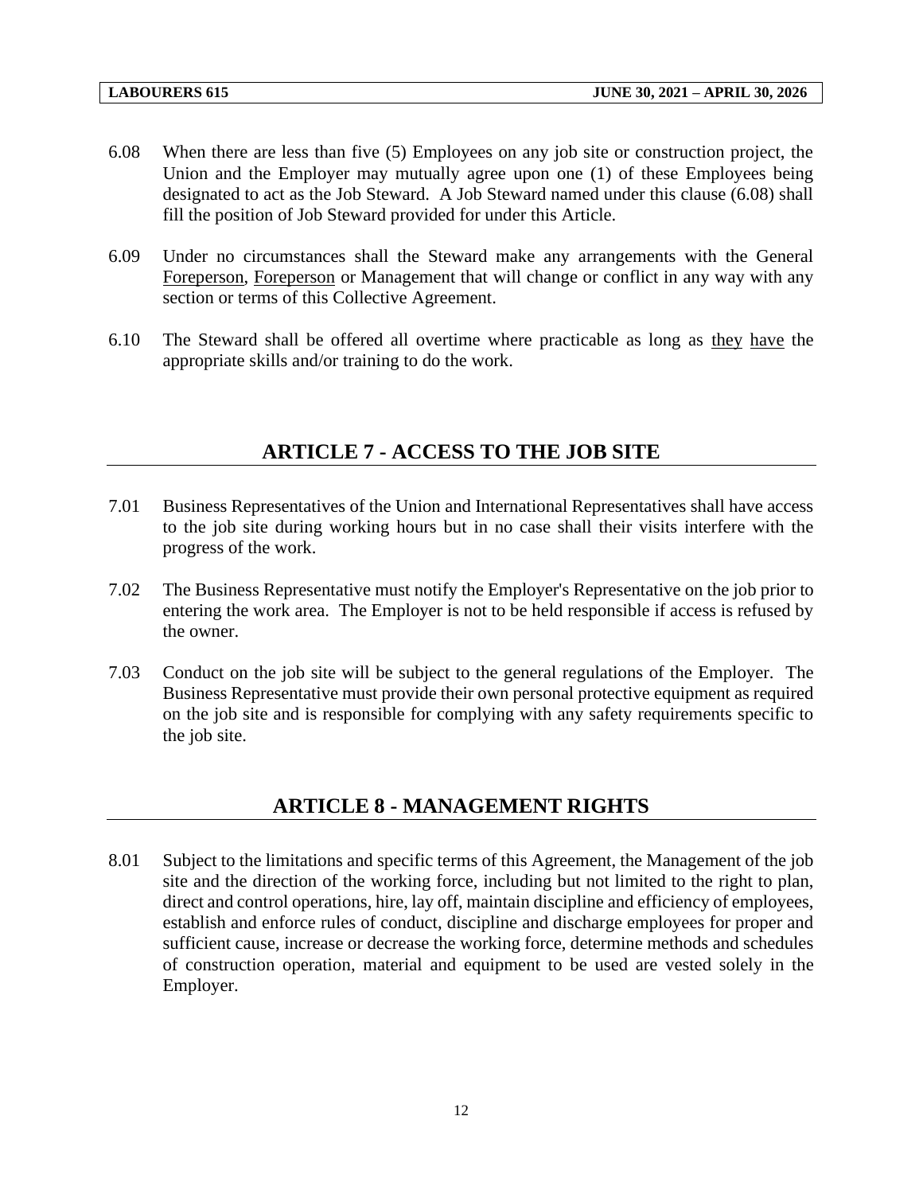6.08 When there are less than five (5) Employees on any job site or construction project, the Union and the Employer may mutually agree upon one (1) of these Employees being designated to act as the Job Steward. A Job Steward named under this clause (6.08) shall fill the position of Job Steward provided for under this Article.

6.09 Under no circumstances shall the Steward make any arrangements with the General Foreperson, Foreperson or Management that will change or conflict in any way with any section or terms of this Collective Agreement.

6.10 The Steward shall be offered all overtime where practicable as long as they have the appropriate skills and/or training to do the work.

## ARTICLE 7 - ACCESS TO THE JOB SITE

7.01 Business Representatives of the Union and International Representatives shall have access to the job site during working hours but in no case shall their visits interfere with the progress of the work.

7.02 The Business Representative must notify the Employer's Representative on the job prior to entering the work area. The Employer is not to be held responsible if access is refused by the owner.

7.03 Conduct on the job site will be subject to the general regulations of the Employer. The Business Representative must provide their own personal protective equipment as required on the job site and is responsible for complying with any safety requirements specific to the job site.

## ARTICLE 8 - MANAGEMENT RIGHTS

8.01 Subject to the limitations and specific terms of this Agreement, the Management of the job site and the direction of the working force, including but not limited to the right to plan, direct and control operations, hire, lay off, maintain discipline and efficiency of employees, establish and enforce rules of conduct, discipline and discharge employees for proper and sufficient cause, increase or decrease the working force, determine methods and schedules of construction operation, material and equipment to be used are vested solely in the Employer.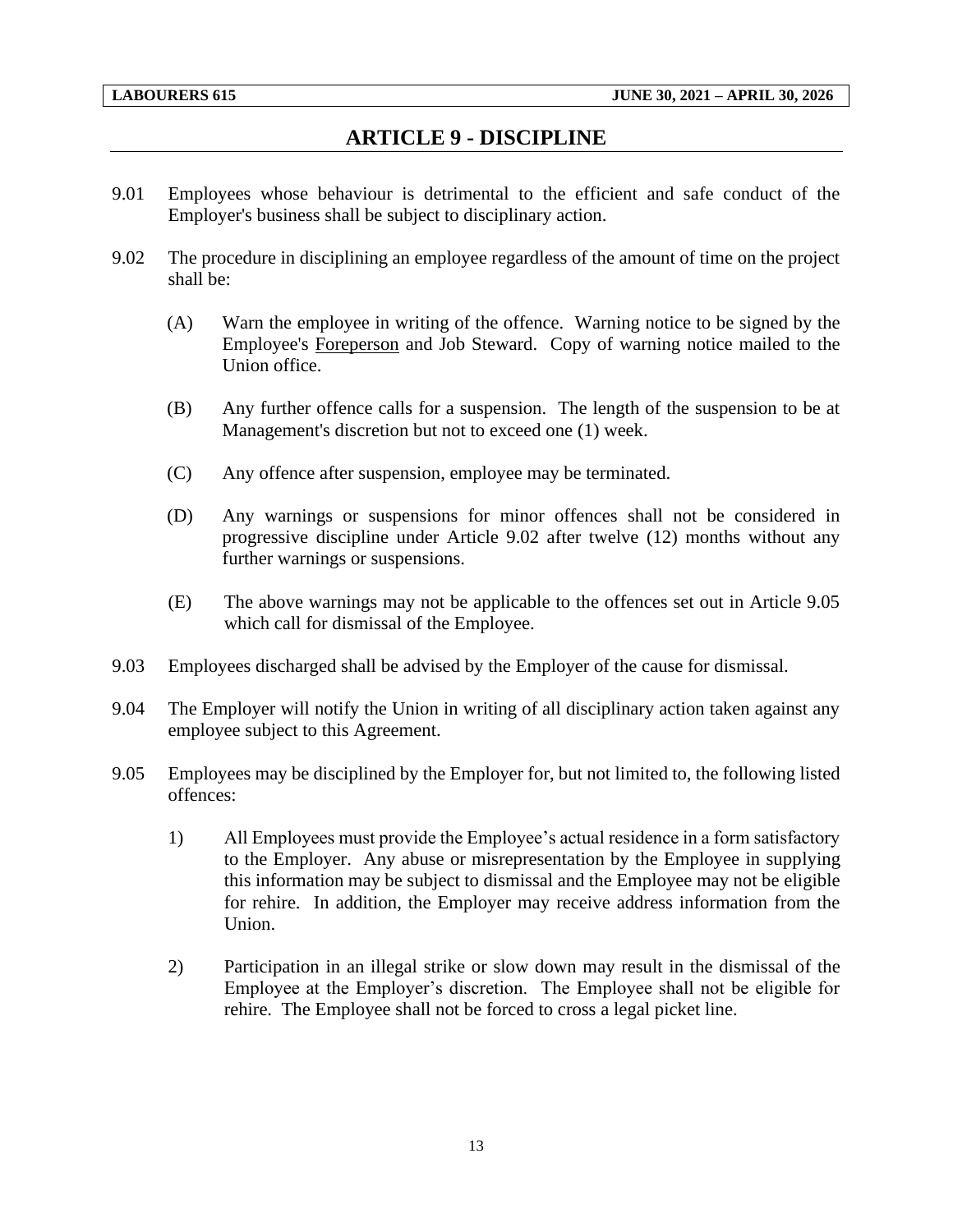## ARTICLE 9 - DISCIPLINE

9.01 Employees whose behaviour is detrimental to the efficient and safe conduct of the Employer's business shall be subject to disciplinary action.

9.02 The procedure in disciplining an employee regardless of the amount of time on the project shall be:

(A) Warn the employee in writing of the offence. Warning notice to be signed by the Employee's Foreperson and Job Steward. Copy of warning notice mailed to the Union office.

(B) Any further offence calls for a suspension. The length of the suspension to be at Management's discretion but not to exceed one (1) week.

(C) Any offence after suspension, employee may be terminated.

(D) Any warnings or suspensions for minor offences shall not be considered in progressive discipline under Article 9.02 after twelve (12) months without any further warnings or suspensions.

(E) The above warnings may not be applicable to the offences set out in Article 9.05 which call for dismissal of the Employee.

9.03 Employees discharged shall be advised by the Employer of the cause for dismissal.

9.04 The Employer will notify the Union in writing of all disciplinary action taken against any employee subject to this Agreement.

9.05 Employees may be disciplined by the Employer for, but not limited to, the following listed offences:

1) All Employees must provide the Employee's actual residence in a form satisfactory to the Employer. Any abuse or misrepresentation by the Employee in supplying this information may be subject to dismissal and the Employee may not be eligible for rehire. In addition, the Employer may receive address information from the Union.

2) Participation in an illegal strike or slow down may result in the dismissal of the Employee at the Employer's discretion. The Employee shall not be eligible for rehire. The Employee shall not be forced to cross a legal picket line.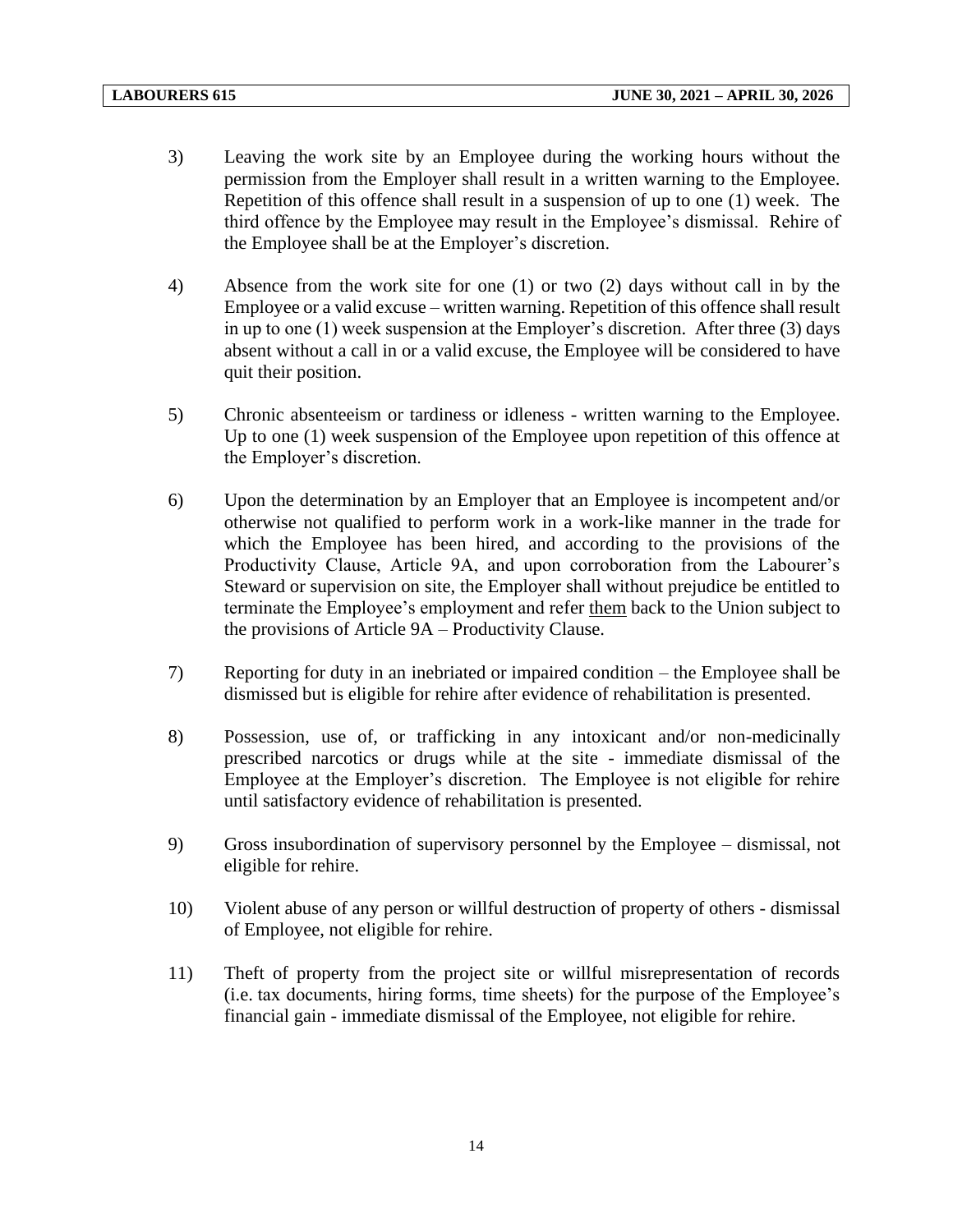3) Leaving the work site by an Employee during the working hours without the permission from the Employer shall result in a written warning to the Employee. Repetition of this offence shall result in a suspension of up to one (1) week. The third offence by the Employee may result in the Employee's dismissal. Rehire of the Employee shall be at the Employer's discretion.

4) Absence from the work site for one (1) or two (2) days without call in by the Employee or a valid excuse – written warning. Repetition of this offence shall result in up to one (1) week suspension at the Employer's discretion. After three (3) days absent without a call in or a valid excuse, the Employee will be considered to have quit their position.

5) Chronic absenteeism or tardiness or idleness - written warning to the Employee. Up to one (1) week suspension of the Employee upon repetition of this offence at the Employer's discretion.

6) Upon the determination by an Employer that an Employee is incompetent and/or otherwise not qualified to perform work in a work-like manner in the trade for which the Employee has been hired, and according to the provisions of the Productivity Clause, Article 9A, and upon corroboration from the Labourer's Steward or supervision on site, the Employer shall without prejudice be entitled to terminate the Employee's employment and refer <u>them</u> back to the Union subject to the provisions of Article 9A – Productivity Clause.

7) Reporting for duty in an inebriated or impaired condition – the Employee shall be dismissed but is eligible for rehire after evidence of rehabilitation is presented.

8) Possession, use of, or trafficking in any intoxicant and/or non-medicinally prescribed narcotics or drugs while at the site - immediate dismissal of the Employee at the Employer's discretion. The Employee is not eligible for rehire until satisfactory evidence of rehabilitation is presented.

9) Gross insubordination of supervisory personnel by the Employee – dismissal, not eligible for rehire.

10) Violent abuse of any person or willful destruction of property of others - dismissal of Employee, not eligible for rehire.

11) Theft of property from the project site or willful misrepresentation of records (i.e. tax documents, hiring forms, time sheets) for the purpose of the Employee's financial gain - immediate dismissal of the Employee, not eligible for rehire.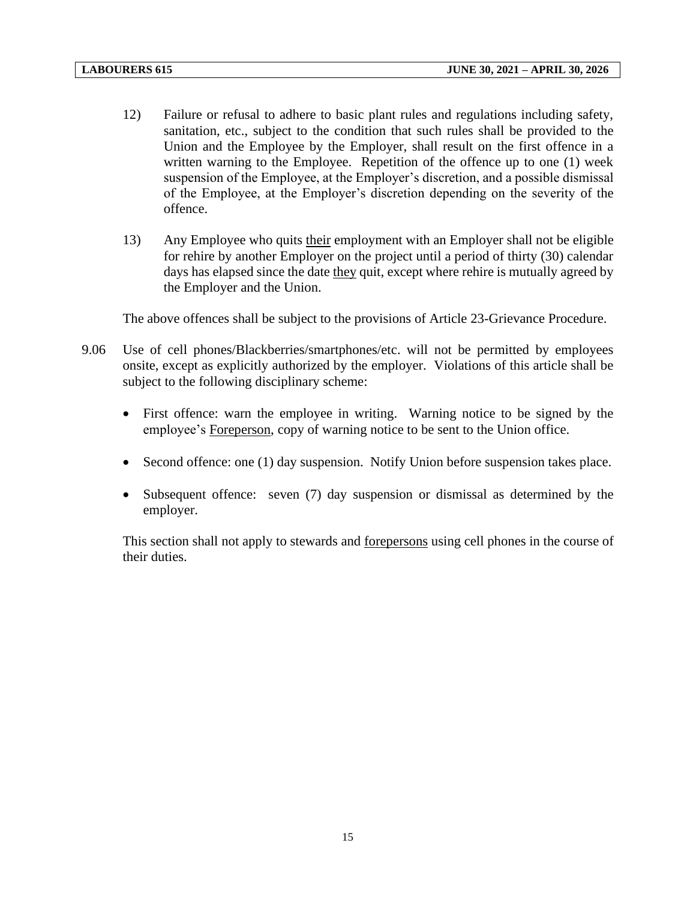12) Failure or refusal to adhere to basic plant rules and regulations including safety, sanitation, etc., subject to the condition that such rules shall be provided to the Union and the Employee by the Employer, shall result on the first offence in a written warning to the Employee. Repetition of the offence up to one (1) week suspension of the Employee, at the Employer's discretion, and a possible dismissal of the Employee, at the Employer's discretion depending on the severity of the offence.

13) Any Employee who quits <u>their</u> employment with an Employer shall not be eligible for rehire by another Employer on the project until a period of thirty (30) calendar days has elapsed since the date <u>they</u> quit, except where rehire is mutually agreed by the Employer and the Union.

The above offences shall be subject to the provisions of Article 23-Grievance Procedure.

9.06 Use of cell phones/Blackberries/smartphones/etc. will not be permitted by employees onsite, except as explicitly authorized by the employer. Violations of this article shall be subject to the following disciplinary scheme:

- First offence: warn the employee in writing. Warning notice to be signed by the employee's <u>Foreperson</u>, copy of warning notice to be sent to the Union office.
- Second offence: one (1) day suspension. Notify Union before suspension takes place.
- Subsequent offence: seven (7) day suspension or dismissal as determined by the employer.

This section shall not apply to stewards and <u>forepersons</u> using cell phones in the course of their duties.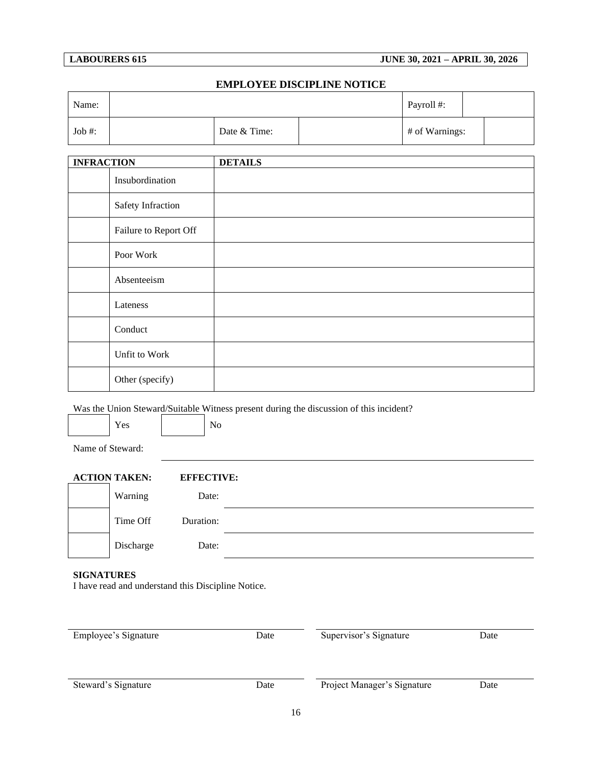## EMPLOYEE DISCIPLINE NOTICE

| Name: | | | | Payroll #: | |
|---|---|---|---|---|---|
| Job #: | | Date & Time: | | # of Warnings: | |

| **INFRACTION** | | **DETAILS** |
|---|---|---|
| | Insubordination | |
| | Safety Infraction | |
| | Failure to Report Off | |
| | Poor Work | |
| | Absenteeism | |
| | Lateness | |
| | Conduct | |
| | Unfit to Work | |
| | Other (specify) | |

Was the Union Steward/Suitable Witness present during the discussion of this incident?

☐ Yes ☐ No

Name of Steward: ______________________________

| **ACTION TAKEN:** | | **EFFECTIVE:** | |
|---|---|---|---|
| ☐ | Warning | Date: | ______________________ |
| ☐ | Time Off | Duration: | ______________________ |
| ☐ | Discharge | Date: | ______________________ |

**SIGNATURES**

I have read and understand this Discipline Notice.

| | |
|---|---|
| Employee's Signature    Date | Supervisor's Signature    Date |
| Steward's Signature    Date | Project Manager's Signature    Date |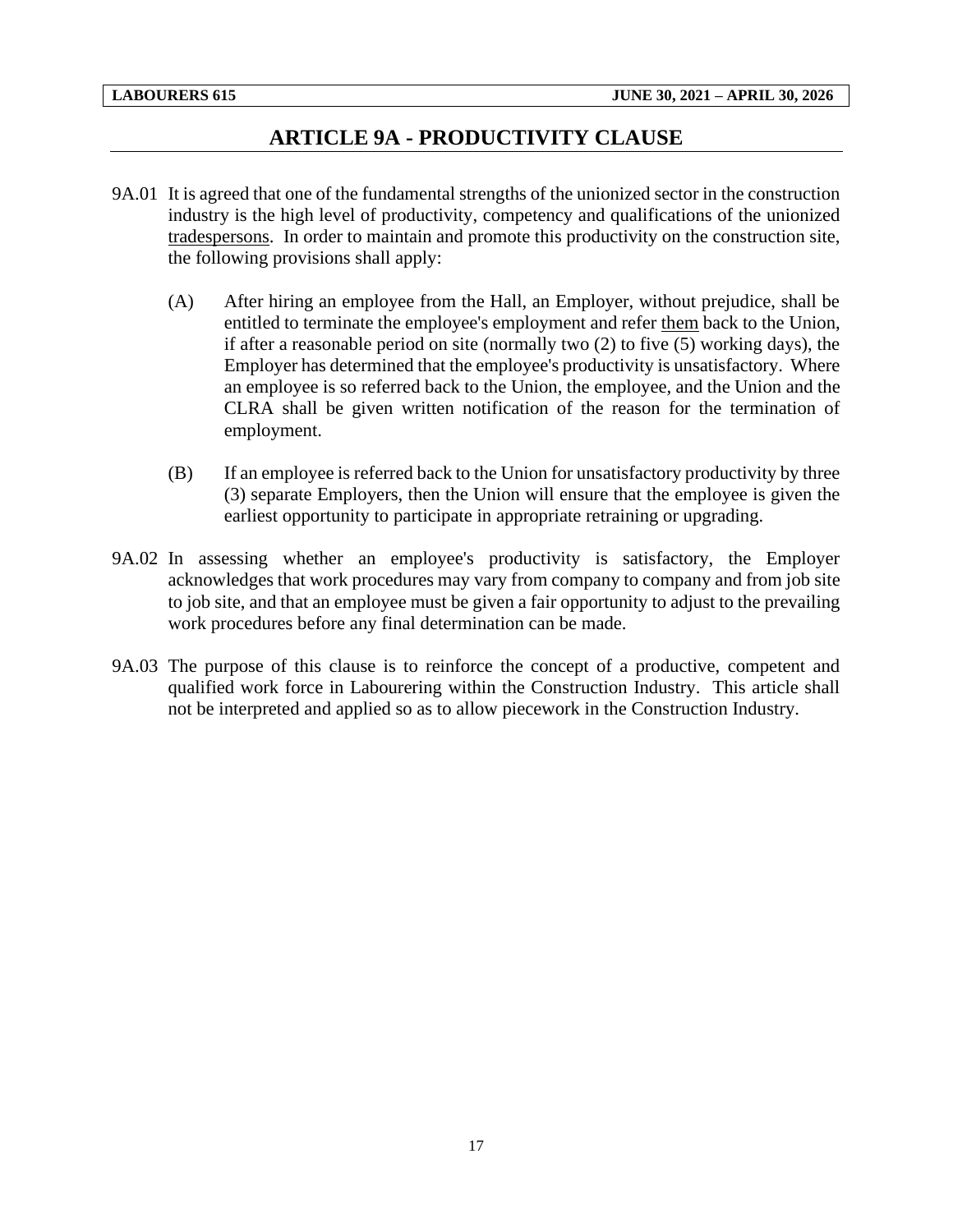# ARTICLE 9A - PRODUCTIVITY CLAUSE

9A.01 It is agreed that one of the fundamental strengths of the unionized sector in the construction industry is the high level of productivity, competency and qualifications of the unionized tradespersons. In order to maintain and promote this productivity on the construction site, the following provisions shall apply:

(A) After hiring an employee from the Hall, an Employer, without prejudice, shall be entitled to terminate the employee's employment and refer them back to the Union, if after a reasonable period on site (normally two (2) to five (5) working days), the Employer has determined that the employee's productivity is unsatisfactory. Where an employee is so referred back to the Union, the employee, and the Union and the CLRA shall be given written notification of the reason for the termination of employment.

(B) If an employee is referred back to the Union for unsatisfactory productivity by three (3) separate Employers, then the Union will ensure that the employee is given the earliest opportunity to participate in appropriate retraining or upgrading.

9A.02 In assessing whether an employee's productivity is satisfactory, the Employer acknowledges that work procedures may vary from company to company and from job site to job site, and that an employee must be given a fair opportunity to adjust to the prevailing work procedures before any final determination can be made.

9A.03 The purpose of this clause is to reinforce the concept of a productive, competent and qualified work force in Labourering within the Construction Industry. This article shall not be interpreted and applied so as to allow piecework in the Construction Industry.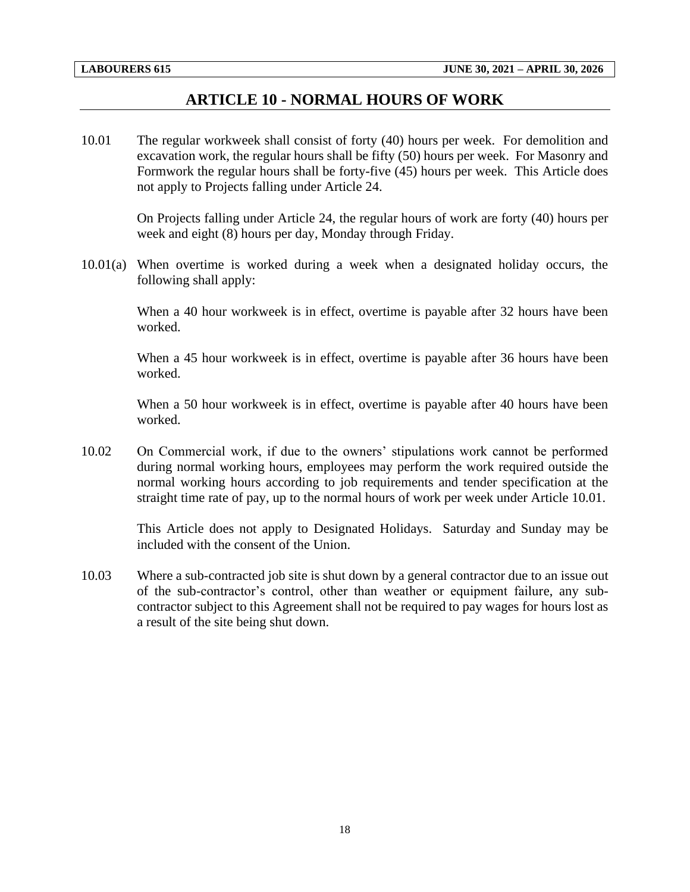## ARTICLE 10 - NORMAL HOURS OF WORK

10.01 The regular workweek shall consist of forty (40) hours per week. For demolition and excavation work, the regular hours shall be fifty (50) hours per week. For Masonry and Formwork the regular hours shall be forty-five (45) hours per week. This Article does not apply to Projects falling under Article 24.

On Projects falling under Article 24, the regular hours of work are forty (40) hours per week and eight (8) hours per day, Monday through Friday.

10.01(a) When overtime is worked during a week when a designated holiday occurs, the following shall apply:

When a 40 hour workweek is in effect, overtime is payable after 32 hours have been worked.

When a 45 hour workweek is in effect, overtime is payable after 36 hours have been worked.

When a 50 hour workweek is in effect, overtime is payable after 40 hours have been worked.

10.02 On Commercial work, if due to the owners' stipulations work cannot be performed during normal working hours, employees may perform the work required outside the normal working hours according to job requirements and tender specification at the straight time rate of pay, up to the normal hours of work per week under Article 10.01.

This Article does not apply to Designated Holidays. Saturday and Sunday may be included with the consent of the Union.

10.03 Where a sub-contracted job site is shut down by a general contractor due to an issue out of the sub-contractor's control, other than weather or equipment failure, any sub-contractor subject to this Agreement shall not be required to pay wages for hours lost as a result of the site being shut down.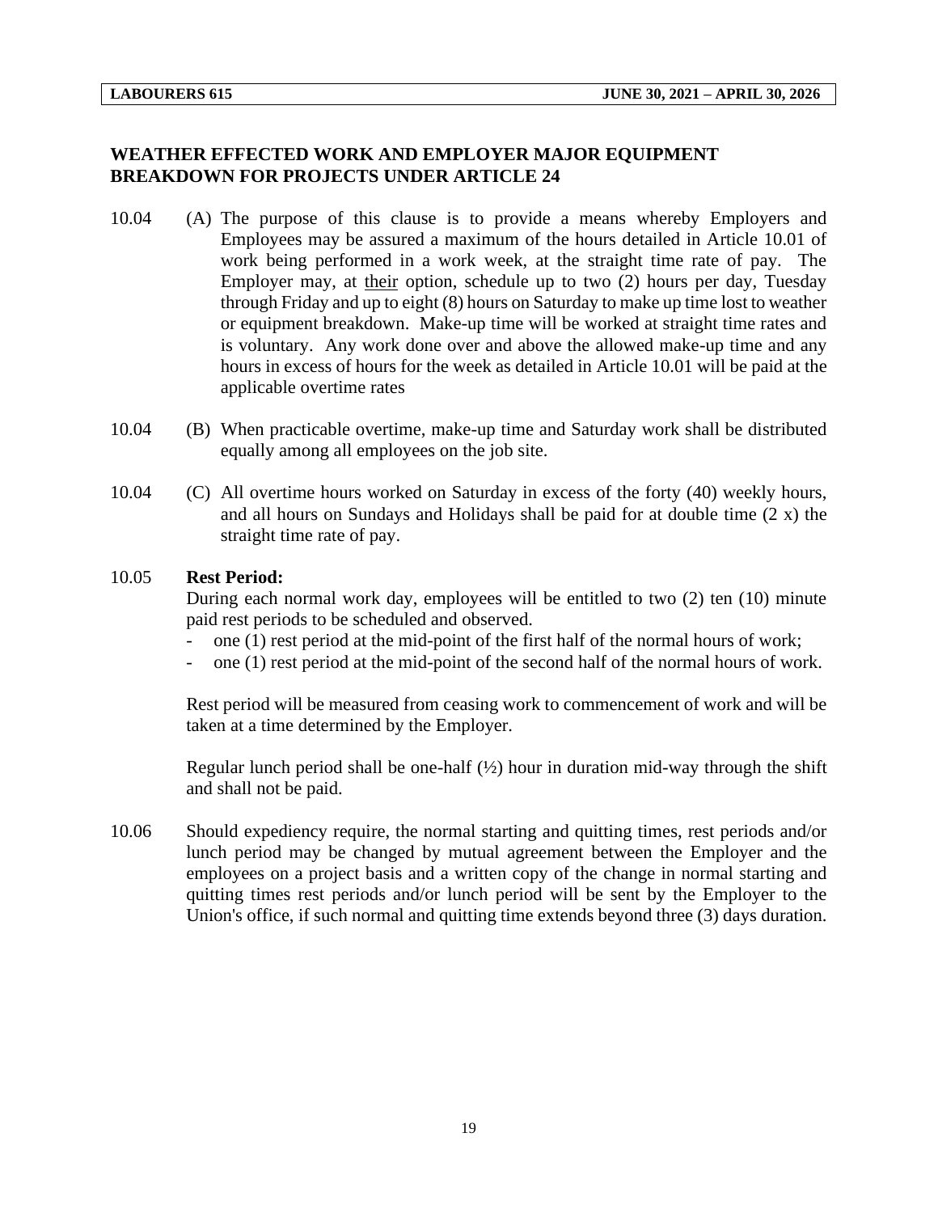## WEATHER EFFECTED WORK AND EMPLOYER MAJOR EQUIPMENT BREAKDOWN FOR PROJECTS UNDER ARTICLE 24

10.04 (A) The purpose of this clause is to provide a means whereby Employers and Employees may be assured a maximum of the hours detailed in Article 10.01 of work being performed in a work week, at the straight time rate of pay. The Employer may, at <u>their</u> option, schedule up to two (2) hours per day, Tuesday through Friday and up to eight (8) hours on Saturday to make up time lost to weather or equipment breakdown. Make-up time will be worked at straight time rates and is voluntary. Any work done over and above the allowed make-up time and any hours in excess of hours for the week as detailed in Article 10.01 will be paid at the applicable overtime rates

10.04 (B) When practicable overtime, make-up time and Saturday work shall be distributed equally among all employees on the job site.

10.04 (C) All overtime hours worked on Saturday in excess of the forty (40) weekly hours, and all hours on Sundays and Holidays shall be paid for at double time (2 x) the straight time rate of pay.

10.05 **Rest Period:**

During each normal work day, employees will be entitled to two (2) ten (10) minute paid rest periods to be scheduled and observed.

- one (1) rest period at the mid-point of the first half of the normal hours of work;
- one (1) rest period at the mid-point of the second half of the normal hours of work.

Rest period will be measured from ceasing work to commencement of work and will be taken at a time determined by the Employer.

Regular lunch period shall be one-half (½) hour in duration mid-way through the shift and shall not be paid.

10.06 Should expediency require, the normal starting and quitting times, rest periods and/or lunch period may be changed by mutual agreement between the Employer and the employees on a project basis and a written copy of the change in normal starting and quitting times rest periods and/or lunch period will be sent by the Employer to the Union's office, if such normal and quitting time extends beyond three (3) days duration.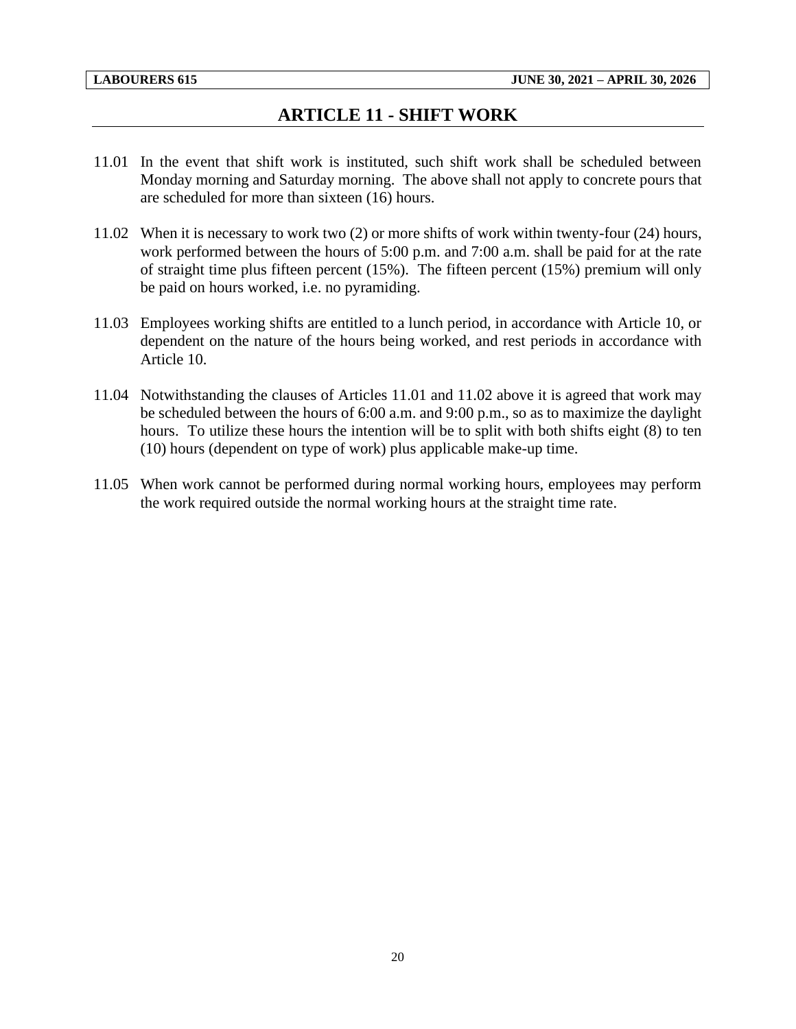# ARTICLE 11 - SHIFT WORK

11.01 In the event that shift work is instituted, such shift work shall be scheduled between Monday morning and Saturday morning. The above shall not apply to concrete pours that are scheduled for more than sixteen (16) hours.

11.02 When it is necessary to work two (2) or more shifts of work within twenty-four (24) hours, work performed between the hours of 5:00 p.m. and 7:00 a.m. shall be paid for at the rate of straight time plus fifteen percent (15%). The fifteen percent (15%) premium will only be paid on hours worked, i.e. no pyramiding.

11.03 Employees working shifts are entitled to a lunch period, in accordance with Article 10, or dependent on the nature of the hours being worked, and rest periods in accordance with Article 10.

11.04 Notwithstanding the clauses of Articles 11.01 and 11.02 above it is agreed that work may be scheduled between the hours of 6:00 a.m. and 9:00 p.m., so as to maximize the daylight hours. To utilize these hours the intention will be to split with both shifts eight (8) to ten (10) hours (dependent on type of work) plus applicable make-up time.

11.05 When work cannot be performed during normal working hours, employees may perform the work required outside the normal working hours at the straight time rate.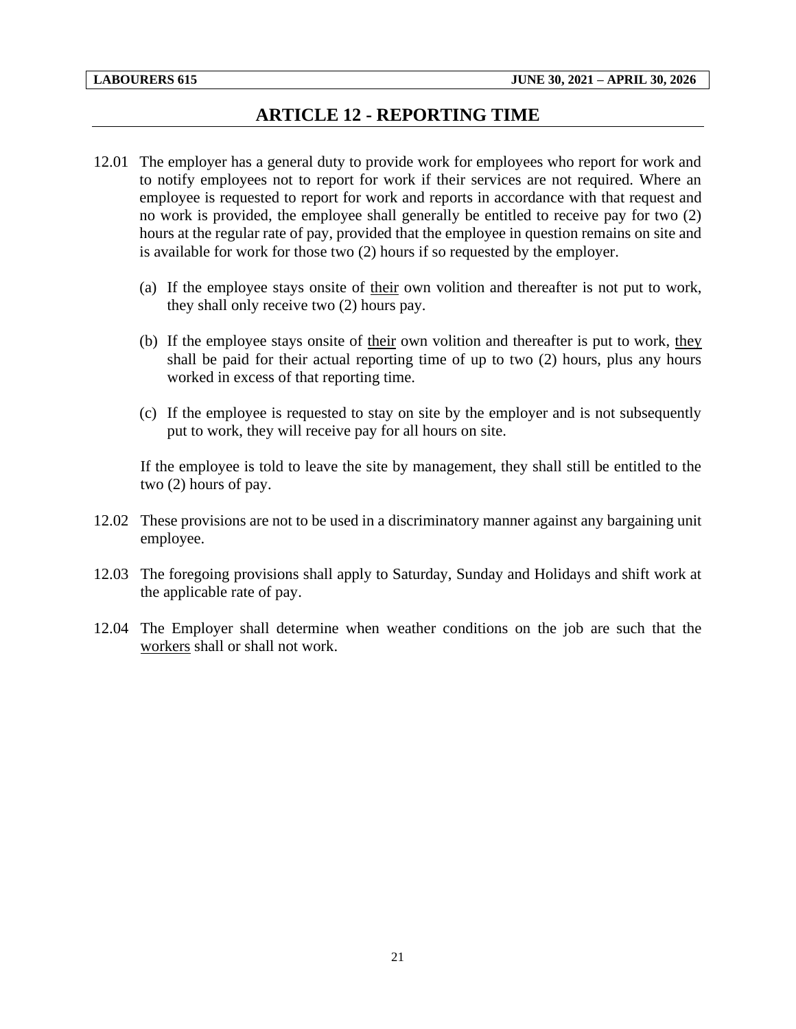# ARTICLE 12 - REPORTING TIME

12.01 The employer has a general duty to provide work for employees who report for work and to notify employees not to report for work if their services are not required. Where an employee is requested to report for work and reports in accordance with that request and no work is provided, the employee shall generally be entitled to receive pay for two (2) hours at the regular rate of pay, provided that the employee in question remains on site and is available for work for those two (2) hours if so requested by the employer.

(a) If the employee stays onsite of their own volition and thereafter is not put to work, they shall only receive two (2) hours pay.

(b) If the employee stays onsite of their own volition and thereafter is put to work, they shall be paid for their actual reporting time of up to two (2) hours, plus any hours worked in excess of that reporting time.

(c) If the employee is requested to stay on site by the employer and is not subsequently put to work, they will receive pay for all hours on site.

If the employee is told to leave the site by management, they shall still be entitled to the two (2) hours of pay.

12.02 These provisions are not to be used in a discriminatory manner against any bargaining unit employee.

12.03 The foregoing provisions shall apply to Saturday, Sunday and Holidays and shift work at the applicable rate of pay.

12.04 The Employer shall determine when weather conditions on the job are such that the workers shall or shall not work.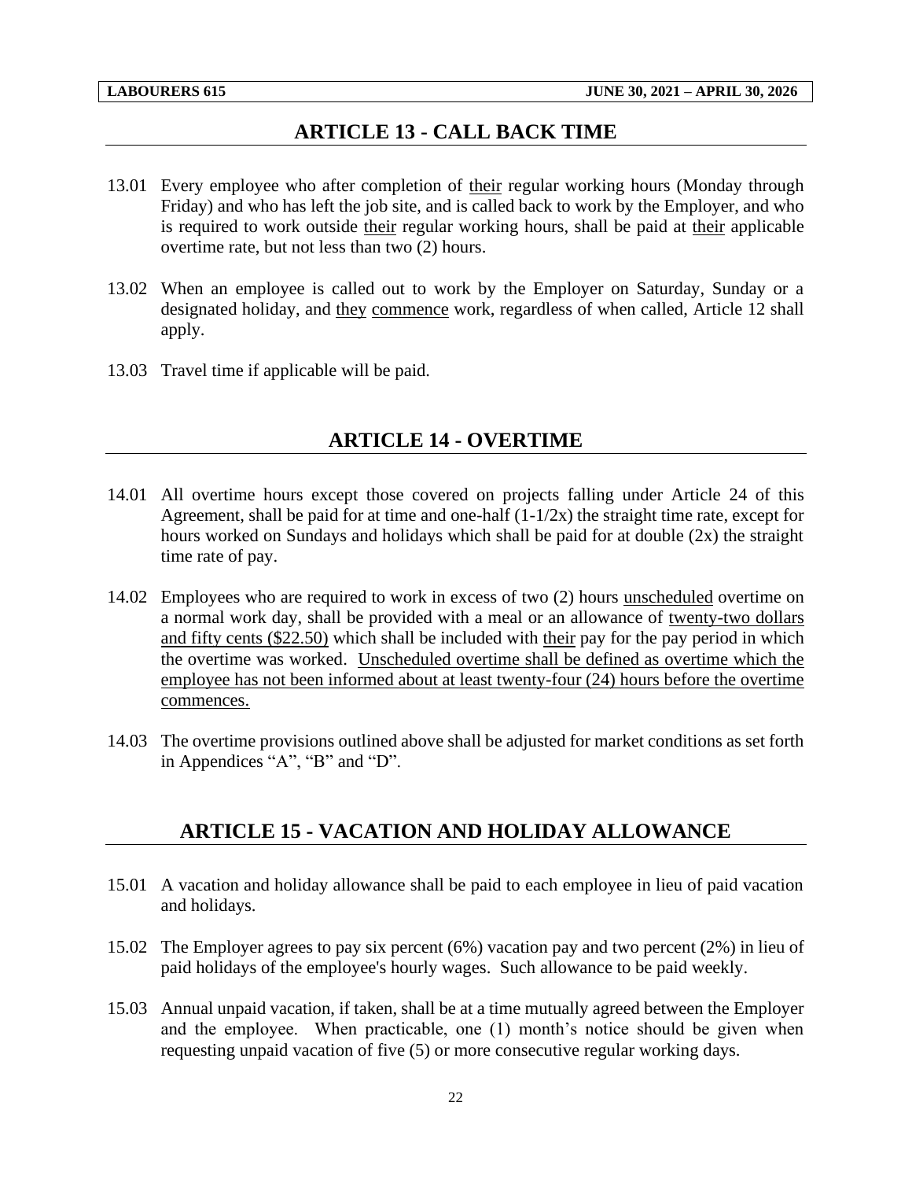## ARTICLE 13 - CALL BACK TIME

13.01 Every employee who after completion of their regular working hours (Monday through Friday) and who has left the job site, and is called back to work by the Employer, and who is required to work outside their regular working hours, shall be paid at their applicable overtime rate, but not less than two (2) hours.

13.02 When an employee is called out to work by the Employer on Saturday, Sunday or a designated holiday, and they commence work, regardless of when called, Article 12 shall apply.

13.03 Travel time if applicable will be paid.

## ARTICLE 14 - OVERTIME

14.01 All overtime hours except those covered on projects falling under Article 24 of this Agreement, shall be paid for at time and one-half (1-1/2x) the straight time rate, except for hours worked on Sundays and holidays which shall be paid for at double (2x) the straight time rate of pay.

14.02 Employees who are required to work in excess of two (2) hours unscheduled overtime on a normal work day, shall be provided with a meal or an allowance of twenty-two dollars and fifty cents ($22.50) which shall be included with their pay for the pay period in which the overtime was worked. Unscheduled overtime shall be defined as overtime which the employee has not been informed about at least twenty-four (24) hours before the overtime commences.

14.03 The overtime provisions outlined above shall be adjusted for market conditions as set forth in Appendices "A", "B" and "D".

## ARTICLE 15 - VACATION AND HOLIDAY ALLOWANCE

15.01 A vacation and holiday allowance shall be paid to each employee in lieu of paid vacation and holidays.

15.02 The Employer agrees to pay six percent (6%) vacation pay and two percent (2%) in lieu of paid holidays of the employee's hourly wages. Such allowance to be paid weekly.

15.03 Annual unpaid vacation, if taken, shall be at a time mutually agreed between the Employer and the employee. When practicable, one (1) month's notice should be given when requesting unpaid vacation of five (5) or more consecutive regular working days.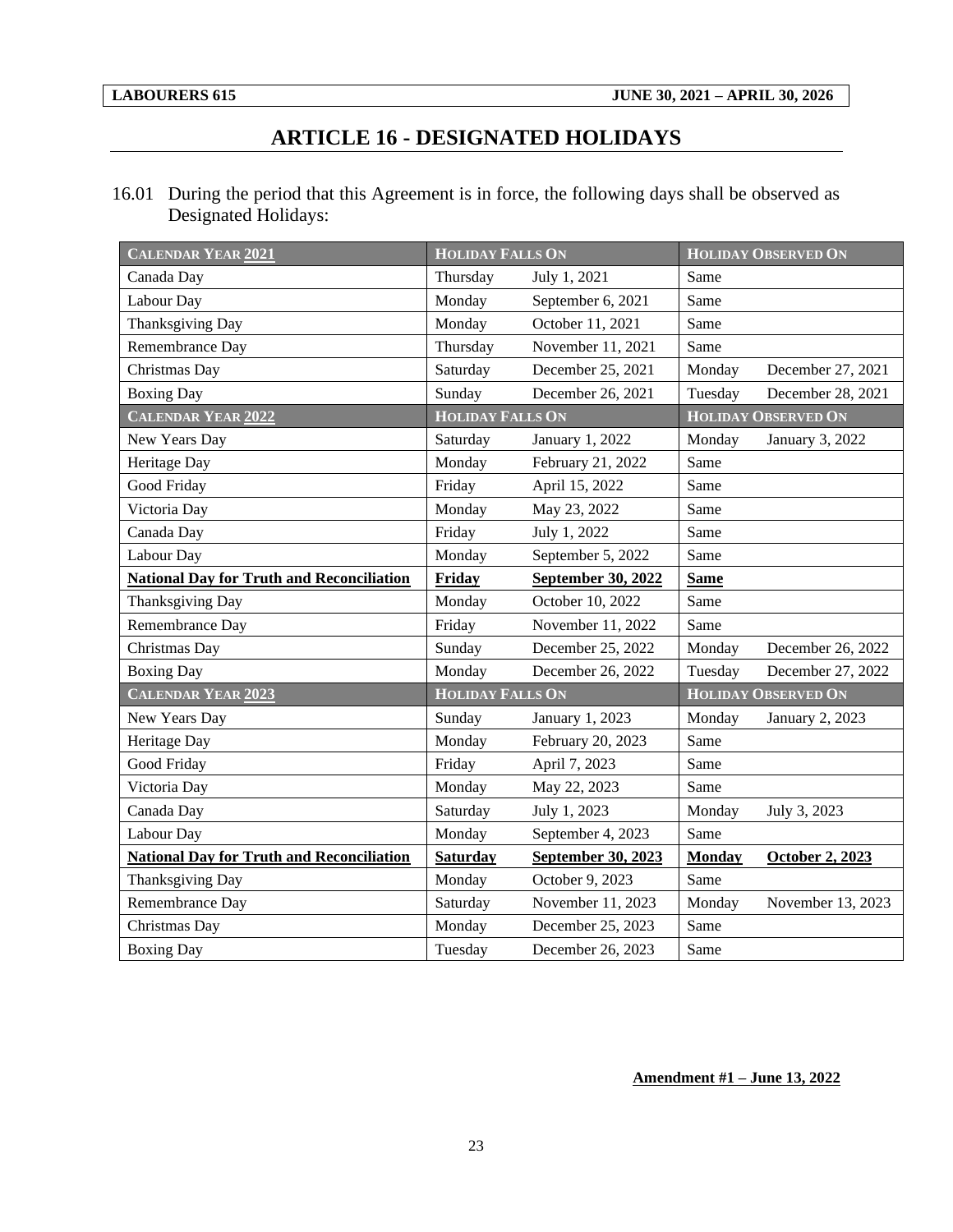# ARTICLE 16 - DESIGNATED HOLIDAYS

16.01 During the period that this Agreement is in force, the following days shall be observed as Designated Holidays:

| CALENDAR YEAR 2021 | HOLIDAY FALLS ON | | HOLIDAY OBSERVED ON | |
|---|---|---|---|---|
| Canada Day | Thursday | July 1, 2021 | Same | |
| Labour Day | Monday | September 6, 2021 | Same | |
| Thanksgiving Day | Monday | October 11, 2021 | Same | |
| Remembrance Day | Thursday | November 11, 2021 | Same | |
| Christmas Day | Saturday | December 25, 2021 | Monday | December 27, 2021 |
| Boxing Day | Sunday | December 26, 2021 | Tuesday | December 28, 2021 |
| **CALENDAR YEAR 2022** | **HOLIDAY FALLS ON** | | **HOLIDAY OBSERVED ON** | |
| New Years Day | Saturday | January 1, 2022 | Monday | January 3, 2022 |
| Heritage Day | Monday | February 21, 2022 | Same | |
| Good Friday | Friday | April 15, 2022 | Same | |
| Victoria Day | Monday | May 23, 2022 | Same | |
| Canada Day | Friday | July 1, 2022 | Same | |
| Labour Day | Monday | September 5, 2022 | Same | |
| **National Day for Truth and Reconciliation** | **Friday** | **September 30, 2022** | **Same** | |
| Thanksgiving Day | Monday | October 10, 2022 | Same | |
| Remembrance Day | Friday | November 11, 2022 | Same | |
| Christmas Day | Sunday | December 25, 2022 | Monday | December 26, 2022 |
| Boxing Day | Monday | December 26, 2022 | Tuesday | December 27, 2022 |
| **CALENDAR YEAR 2023** | **HOLIDAY FALLS ON** | | **HOLIDAY OBSERVED ON** | |
| New Years Day | Sunday | January 1, 2023 | Monday | January 2, 2023 |
| Heritage Day | Monday | February 20, 2023 | Same | |
| Good Friday | Friday | April 7, 2023 | Same | |
| Victoria Day | Monday | May 22, 2023 | Same | |
| Canada Day | Saturday | July 1, 2023 | Monday | July 3, 2023 |
| Labour Day | Monday | September 4, 2023 | Same | |
| **National Day for Truth and Reconciliation** | **Saturday** | **September 30, 2023** | **Monday** | **October 2, 2023** |
| Thanksgiving Day | Monday | October 9, 2023 | Same | |
| Remembrance Day | Saturday | November 11, 2023 | Monday | November 13, 2023 |
| Christmas Day | Monday | December 25, 2023 | Same | |
| Boxing Day | Tuesday | December 26, 2023 | Same | |

**Amendment #1 – June 13, 2022**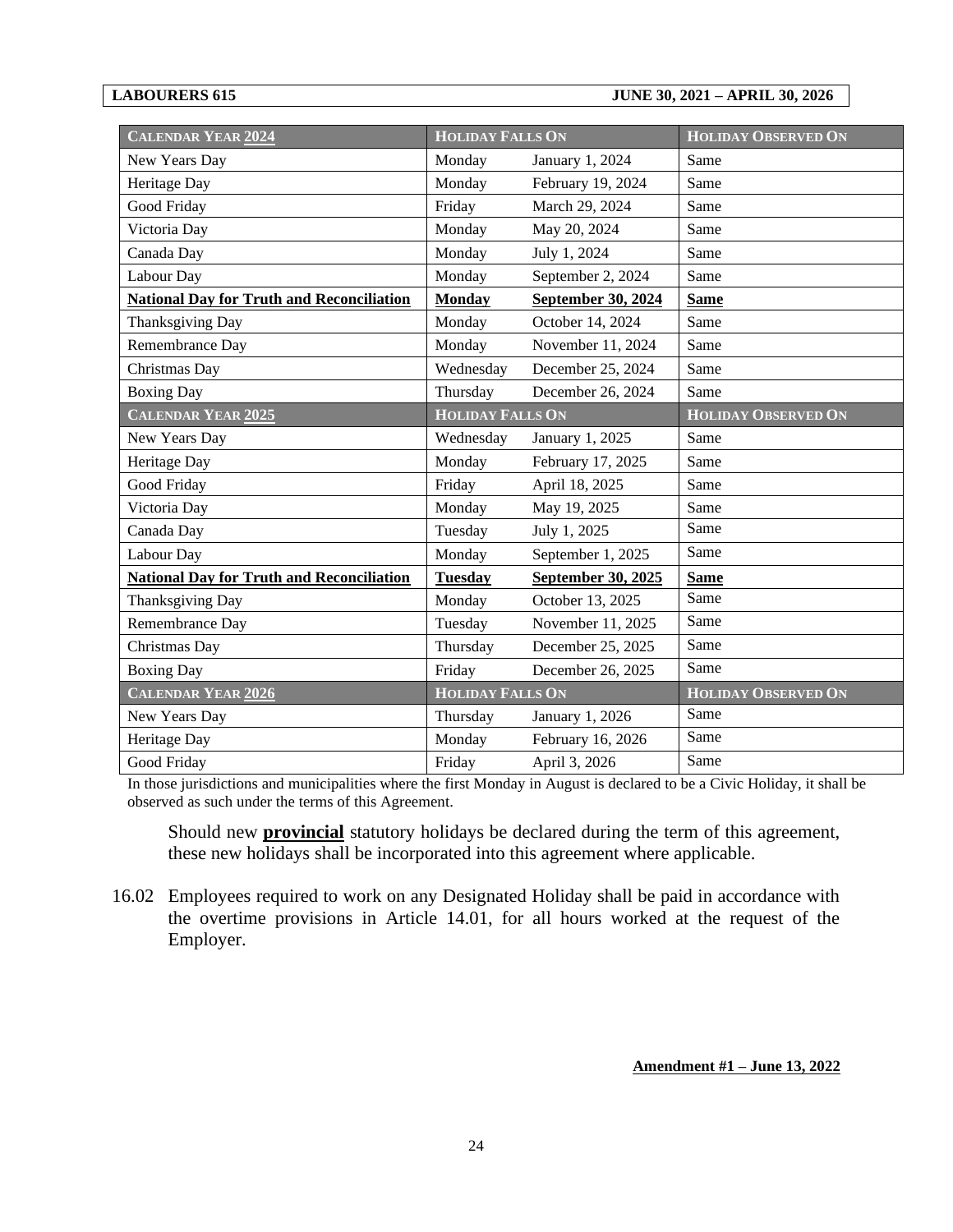| **CALENDAR YEAR 2024** | **HOLIDAY FALLS ON** | | **HOLIDAY OBSERVED ON** |
|---|---|---|---|
| New Years Day | Monday | January 1, 2024 | Same |
| Heritage Day | Monday | February 19, 2024 | Same |
| Good Friday | Friday | March 29, 2024 | Same |
| Victoria Day | Monday | May 20, 2024 | Same |
| Canada Day | Monday | July 1, 2024 | Same |
| Labour Day | Monday | September 2, 2024 | Same |
| **National Day for Truth and Reconciliation** | **Monday** | **September 30, 2024** | **Same** |
| Thanksgiving Day | Monday | October 14, 2024 | Same |
| Remembrance Day | Monday | November 11, 2024 | Same |
| Christmas Day | Wednesday | December 25, 2024 | Same |
| Boxing Day | Thursday | December 26, 2024 | Same |
| **CALENDAR YEAR 2025** | **HOLIDAY FALLS ON** | | **HOLIDAY OBSERVED ON** |
| New Years Day | Wednesday | January 1, 2025 | Same |
| Heritage Day | Monday | February 17, 2025 | Same |
| Good Friday | Friday | April 18, 2025 | Same |
| Victoria Day | Monday | May 19, 2025 | Same |
| Canada Day | Tuesday | July 1, 2025 | Same |
| Labour Day | Monday | September 1, 2025 | Same |
| **National Day for Truth and Reconciliation** | **Tuesday** | **September 30, 2025** | **Same** |
| Thanksgiving Day | Monday | October 13, 2025 | Same |
| Remembrance Day | Tuesday | November 11, 2025 | Same |
| Christmas Day | Thursday | December 25, 2025 | Same |
| Boxing Day | Friday | December 26, 2025 | Same |
| **CALENDAR YEAR 2026** | **HOLIDAY FALLS ON** | | **HOLIDAY OBSERVED ON** |
| New Years Day | Thursday | January 1, 2026 | Same |
| Heritage Day | Monday | February 16, 2026 | Same |
| Good Friday | Friday | April 3, 2026 | Same |

In those jurisdictions and municipalities where the first Monday in August is declared to be a Civic Holiday, it shall be observed as such under the terms of this Agreement.

Should new **provincial** statutory holidays be declared during the term of this agreement, these new holidays shall be incorporated into this agreement where applicable.

16.02 Employees required to work on any Designated Holiday shall be paid in accordance with the overtime provisions in Article 14.01, for all hours worked at the request of the Employer.

**Amendment #1 – June 13, 2022**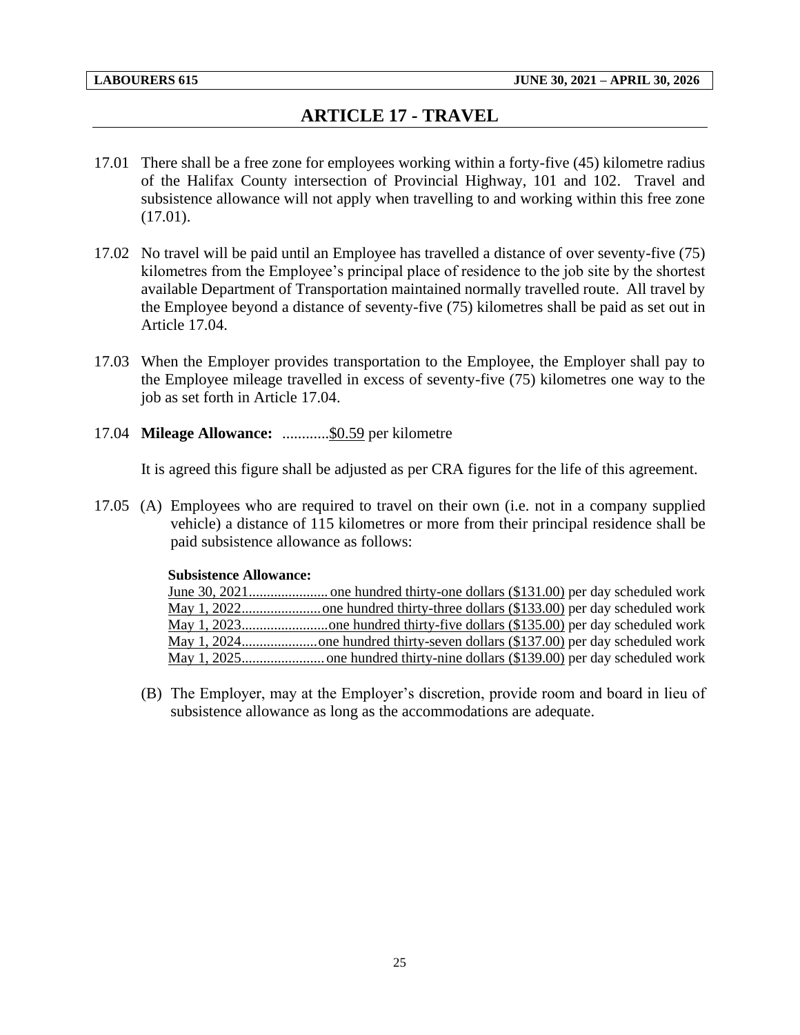# ARTICLE 17 - TRAVEL

17.01 There shall be a free zone for employees working within a forty-five (45) kilometre radius of the Halifax County intersection of Provincial Highway, 101 and 102. Travel and subsistence allowance will not apply when travelling to and working within this free zone (17.01).

17.02 No travel will be paid until an Employee has travelled a distance of over seventy-five (75) kilometres from the Employee's principal place of residence to the job site by the shortest available Department of Transportation maintained normally travelled route. All travel by the Employee beyond a distance of seventy-five (75) kilometres shall be paid as set out in Article 17.04.

17.03 When the Employer provides transportation to the Employee, the Employer shall pay to the Employee mileage travelled in excess of seventy-five (75) kilometres one way to the job as set forth in Article 17.04.

17.04 **Mileage Allowance:** ............$0.59 per kilometre

It is agreed this figure shall be adjusted as per CRA figures for the life of this agreement.

17.05 (A) Employees who are required to travel on their own (i.e. not in a company supplied vehicle) a distance of 115 kilometres or more from their principal residence shall be paid subsistence allowance as follows:

**Subsistence Allowance:**

June 30, 2021...................... one hundred thirty-one dollars ($131.00) per day scheduled work
May 1, 2022...................... one hundred thirty-three dollars ($133.00) per day scheduled work
May 1, 2023........................ one hundred thirty-five dollars ($135.00) per day scheduled work
May 1, 2024..................... one hundred thirty-seven dollars ($137.00) per day scheduled work
May 1, 2025....................... one hundred thirty-nine dollars ($139.00) per day scheduled work

(B) The Employer, may at the Employer's discretion, provide room and board in lieu of subsistence allowance as long as the accommodations are adequate.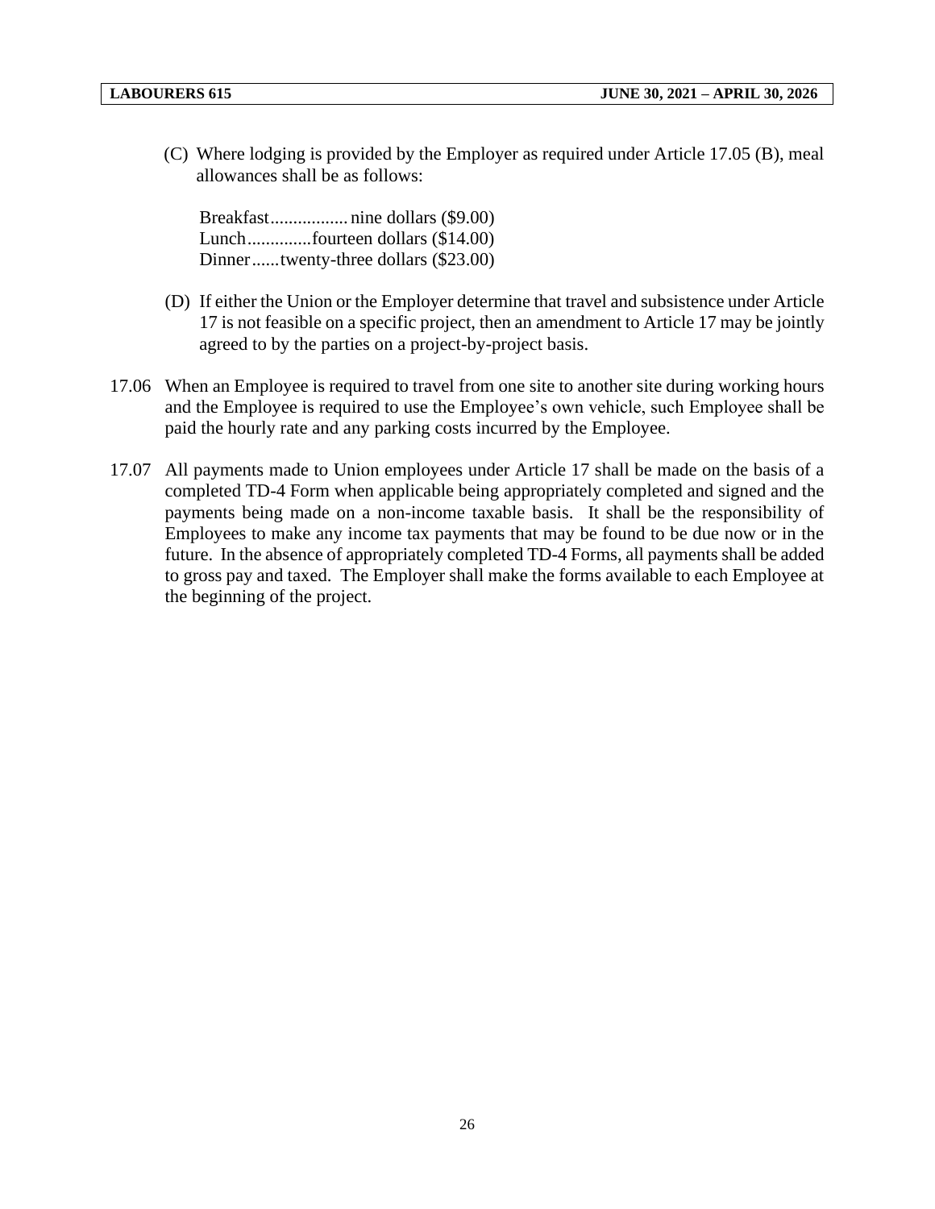(C) Where lodging is provided by the Employer as required under Article 17.05 (B), meal allowances shall be as follows:

Breakfast................. nine dollars ($9.00)
Lunch..............fourteen dollars ($14.00)
Dinner......twenty-three dollars ($23.00)

(D) If either the Union or the Employer determine that travel and subsistence under Article 17 is not feasible on a specific project, then an amendment to Article 17 may be jointly agreed to by the parties on a project-by-project basis.

17.06 When an Employee is required to travel from one site to another site during working hours and the Employee is required to use the Employee's own vehicle, such Employee shall be paid the hourly rate and any parking costs incurred by the Employee.

17.07 All payments made to Union employees under Article 17 shall be made on the basis of a completed TD-4 Form when applicable being appropriately completed and signed and the payments being made on a non-income taxable basis. It shall be the responsibility of Employees to make any income tax payments that may be found to be due now or in the future. In the absence of appropriately completed TD-4 Forms, all payments shall be added to gross pay and taxed. The Employer shall make the forms available to each Employee at the beginning of the project.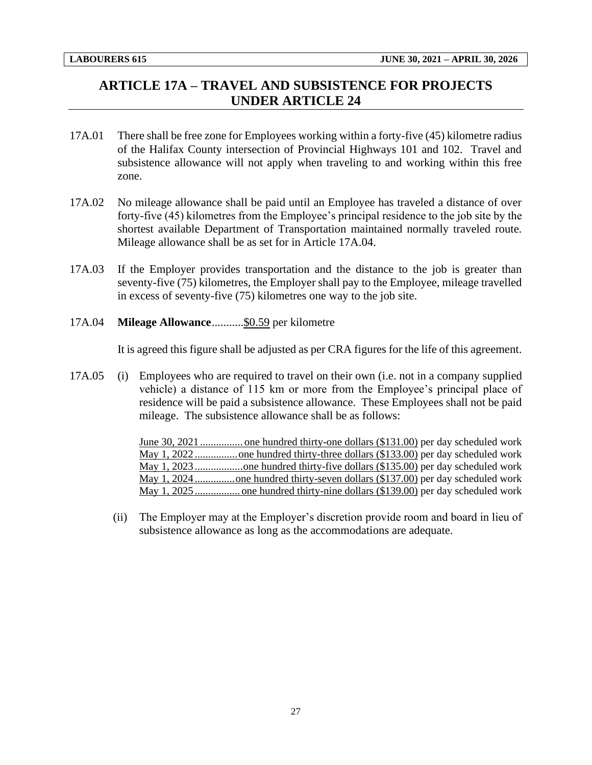## ARTICLE 17A – TRAVEL AND SUBSISTENCE FOR PROJECTS UNDER ARTICLE 24

17A.01 There shall be free zone for Employees working within a forty-five (45) kilometre radius of the Halifax County intersection of Provincial Highways 101 and 102. Travel and subsistence allowance will not apply when traveling to and working within this free zone.

17A.02 No mileage allowance shall be paid until an Employee has traveled a distance of over forty-five (45) kilometres from the Employee's principal residence to the job site by the shortest available Department of Transportation maintained normally traveled route. Mileage allowance shall be as set for in Article 17A.04.

17A.03 If the Employer provides transportation and the distance to the job is greater than seventy-five (75) kilometres, the Employer shall pay to the Employee, mileage travelled in excess of seventy-five (75) kilometres one way to the job site.

17A.04 **Mileage Allowance**...........$0.59 per kilometre

It is agreed this figure shall be adjusted as per CRA figures for the life of this agreement.

17A.05 (i) Employees who are required to travel on their own (i.e. not in a company supplied vehicle) a distance of 115 km or more from the Employee's principal place of residence will be paid a subsistence allowance. These Employees shall not be paid mileage. The subsistence allowance shall be as follows:

June 30, 2021................ one hundred thirty-one dollars ($131.00) per day scheduled work
May 1, 2022................ one hundred thirty-three dollars ($133.00) per day scheduled work
May 1, 2023.................. one hundred thirty-five dollars ($135.00) per day scheduled work
May 1, 2024............... one hundred thirty-seven dollars ($137.00) per day scheduled work
May 1, 2025................. one hundred thirty-nine dollars ($139.00) per day scheduled work

(ii) The Employer may at the Employer's discretion provide room and board in lieu of subsistence allowance as long as the accommodations are adequate.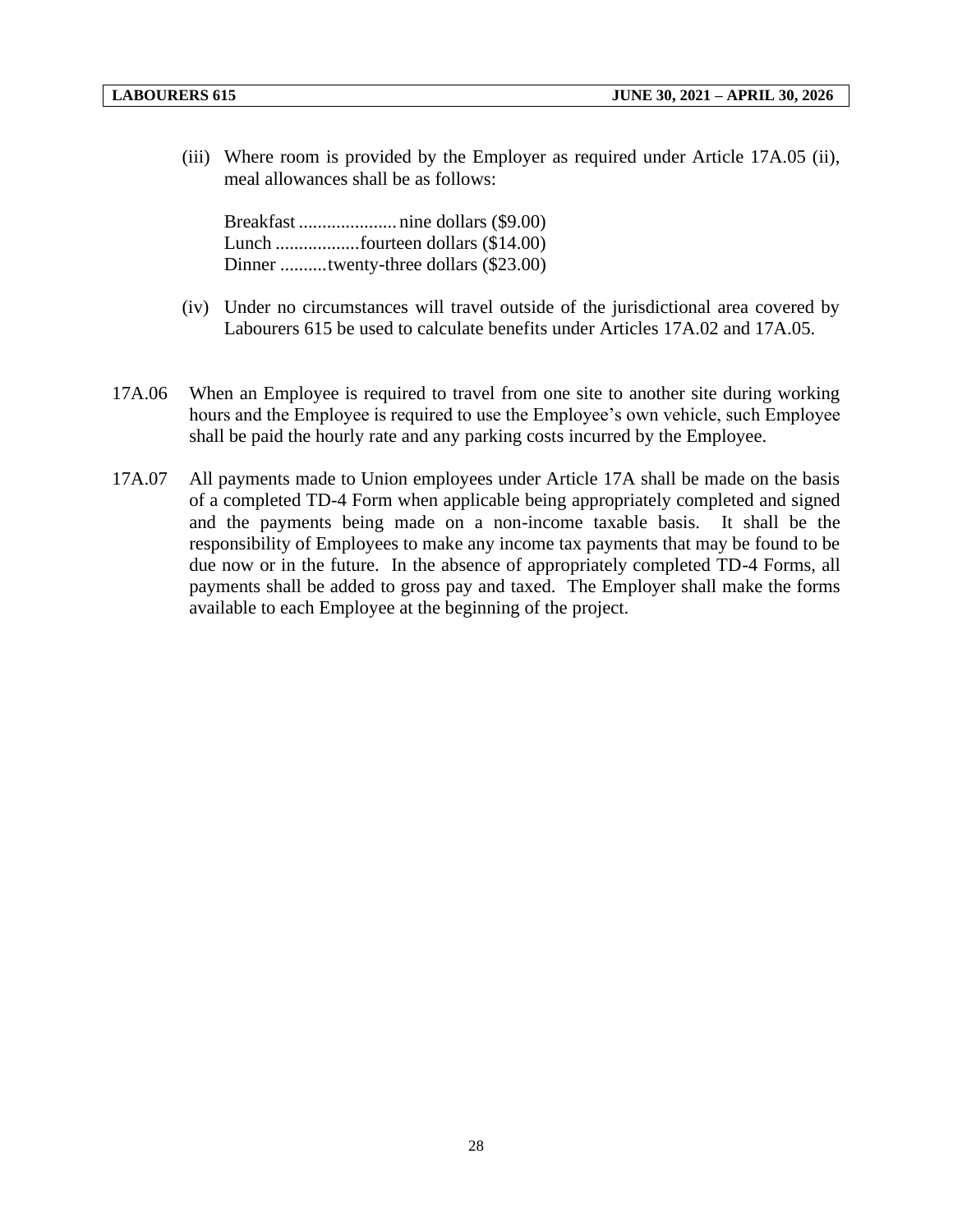(iii) Where room is provided by the Employer as required under Article 17A.05 (ii), meal allowances shall be as follows:

Breakfast ..................... nine dollars ($9.00)
Lunch ..................fourteen dollars ($14.00)
Dinner ..........twenty-three dollars ($23.00)

(iv) Under no circumstances will travel outside of the jurisdictional area covered by Labourers 615 be used to calculate benefits under Articles 17A.02 and 17A.05.

17A.06 When an Employee is required to travel from one site to another site during working hours and the Employee is required to use the Employee's own vehicle, such Employee shall be paid the hourly rate and any parking costs incurred by the Employee.

17A.07 All payments made to Union employees under Article 17A shall be made on the basis of a completed TD-4 Form when applicable being appropriately completed and signed and the payments being made on a non-income taxable basis. It shall be the responsibility of Employees to make any income tax payments that may be found to be due now or in the future. In the absence of appropriately completed TD-4 Forms, all payments shall be added to gross pay and taxed. The Employer shall make the forms available to each Employee at the beginning of the project.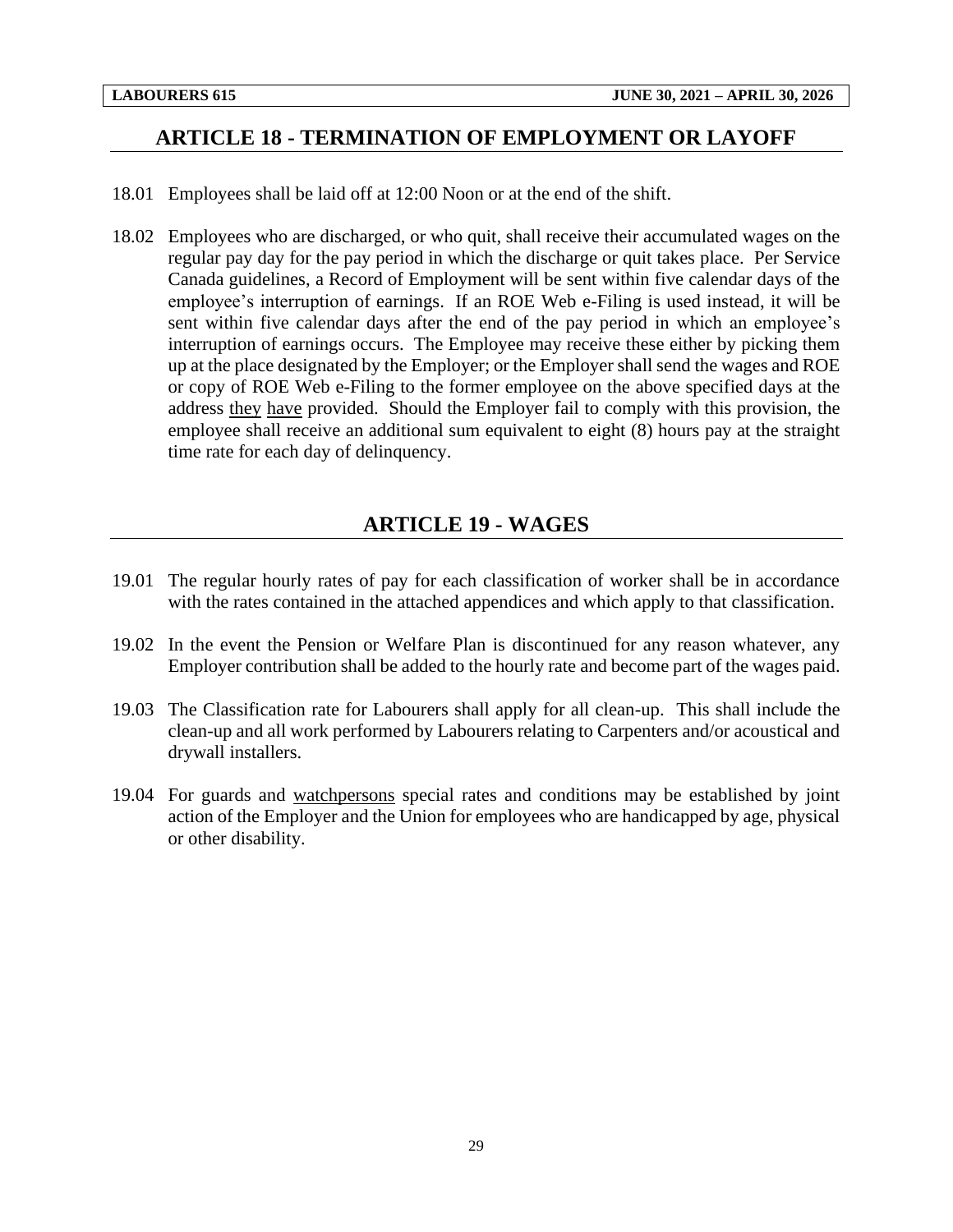## ARTICLE 18 - TERMINATION OF EMPLOYMENT OR LAYOFF

18.01 Employees shall be laid off at 12:00 Noon or at the end of the shift.

18.02 Employees who are discharged, or who quit, shall receive their accumulated wages on the regular pay day for the pay period in which the discharge or quit takes place. Per Service Canada guidelines, a Record of Employment will be sent within five calendar days of the employee's interruption of earnings. If an ROE Web e-Filing is used instead, it will be sent within five calendar days after the end of the pay period in which an employee's interruption of earnings occurs. The Employee may receive these either by picking them up at the place designated by the Employer; or the Employer shall send the wages and ROE or copy of ROE Web e-Filing to the former employee on the above specified days at the address they have provided. Should the Employer fail to comply with this provision, the employee shall receive an additional sum equivalent to eight (8) hours pay at the straight time rate for each day of delinquency.

## ARTICLE 19 - WAGES

19.01 The regular hourly rates of pay for each classification of worker shall be in accordance with the rates contained in the attached appendices and which apply to that classification.

19.02 In the event the Pension or Welfare Plan is discontinued for any reason whatever, any Employer contribution shall be added to the hourly rate and become part of the wages paid.

19.03 The Classification rate for Labourers shall apply for all clean-up. This shall include the clean-up and all work performed by Labourers relating to Carpenters and/or acoustical and drywall installers.

19.04 For guards and watchpersons special rates and conditions may be established by joint action of the Employer and the Union for employees who are handicapped by age, physical or other disability.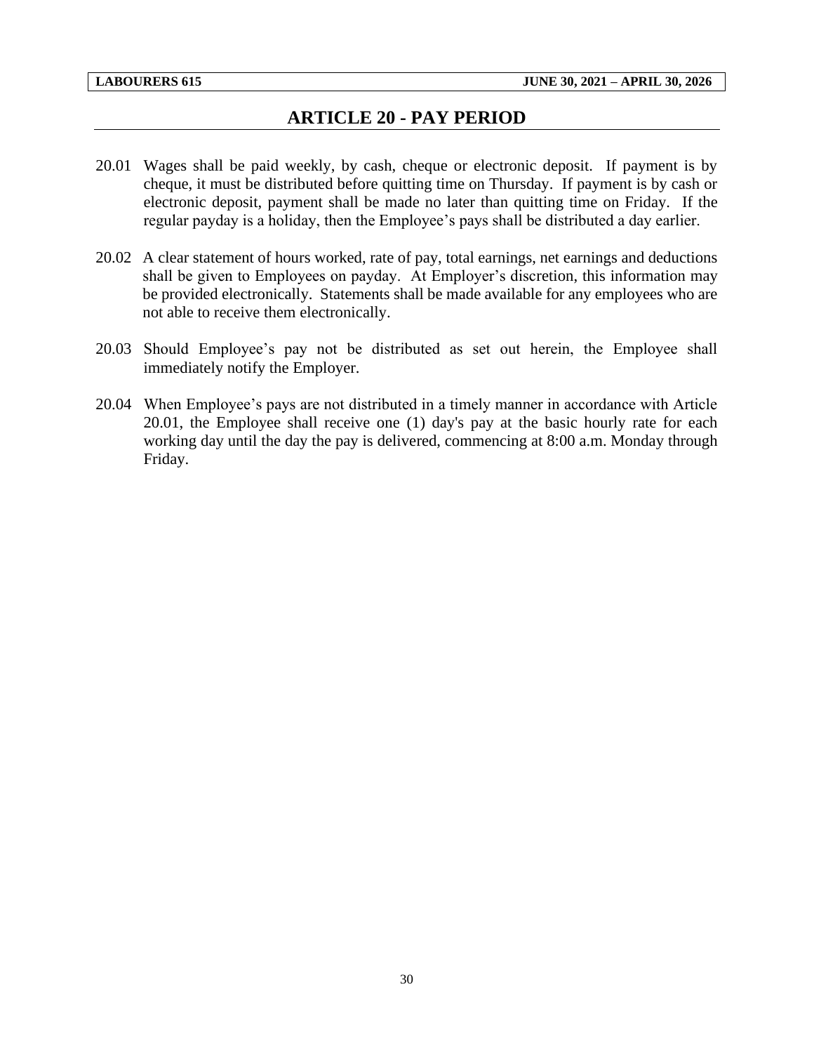# ARTICLE 20 - PAY PERIOD

20.01 Wages shall be paid weekly, by cash, cheque or electronic deposit. If payment is by cheque, it must be distributed before quitting time on Thursday. If payment is by cash or electronic deposit, payment shall be made no later than quitting time on Friday. If the regular payday is a holiday, then the Employee's pays shall be distributed a day earlier.

20.02 A clear statement of hours worked, rate of pay, total earnings, net earnings and deductions shall be given to Employees on payday. At Employer's discretion, this information may be provided electronically. Statements shall be made available for any employees who are not able to receive them electronically.

20.03 Should Employee's pay not be distributed as set out herein, the Employee shall immediately notify the Employer.

20.04 When Employee's pays are not distributed in a timely manner in accordance with Article 20.01, the Employee shall receive one (1) day's pay at the basic hourly rate for each working day until the day the pay is delivered, commencing at 8:00 a.m. Monday through Friday.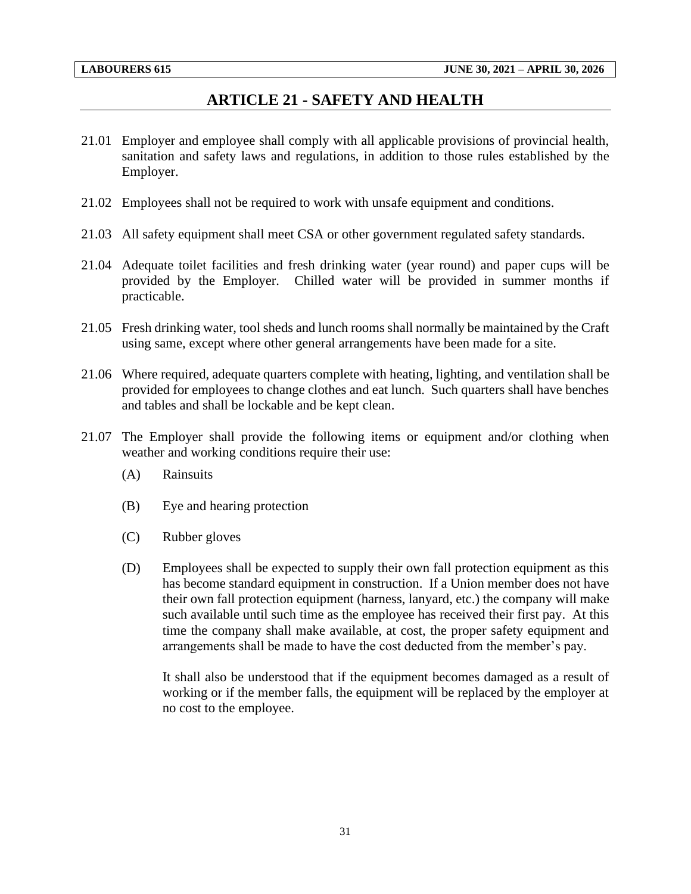# ARTICLE 21 - SAFETY AND HEALTH

21.01 Employer and employee shall comply with all applicable provisions of provincial health, sanitation and safety laws and regulations, in addition to those rules established by the Employer.

21.02 Employees shall not be required to work with unsafe equipment and conditions.

21.03 All safety equipment shall meet CSA or other government regulated safety standards.

21.04 Adequate toilet facilities and fresh drinking water (year round) and paper cups will be provided by the Employer. Chilled water will be provided in summer months if practicable.

21.05 Fresh drinking water, tool sheds and lunch rooms shall normally be maintained by the Craft using same, except where other general arrangements have been made for a site.

21.06 Where required, adequate quarters complete with heating, lighting, and ventilation shall be provided for employees to change clothes and eat lunch. Such quarters shall have benches and tables and shall be lockable and be kept clean.

21.07 The Employer shall provide the following items or equipment and/or clothing when weather and working conditions require their use:

(A) Rainsuits

(B) Eye and hearing protection

(C) Rubber gloves

(D) Employees shall be expected to supply their own fall protection equipment as this has become standard equipment in construction. If a Union member does not have their own fall protection equipment (harness, lanyard, etc.) the company will make such available until such time as the employee has received their first pay. At this time the company shall make available, at cost, the proper safety equipment and arrangements shall be made to have the cost deducted from the member's pay.

It shall also be understood that if the equipment becomes damaged as a result of working or if the member falls, the equipment will be replaced by the employer at no cost to the employee.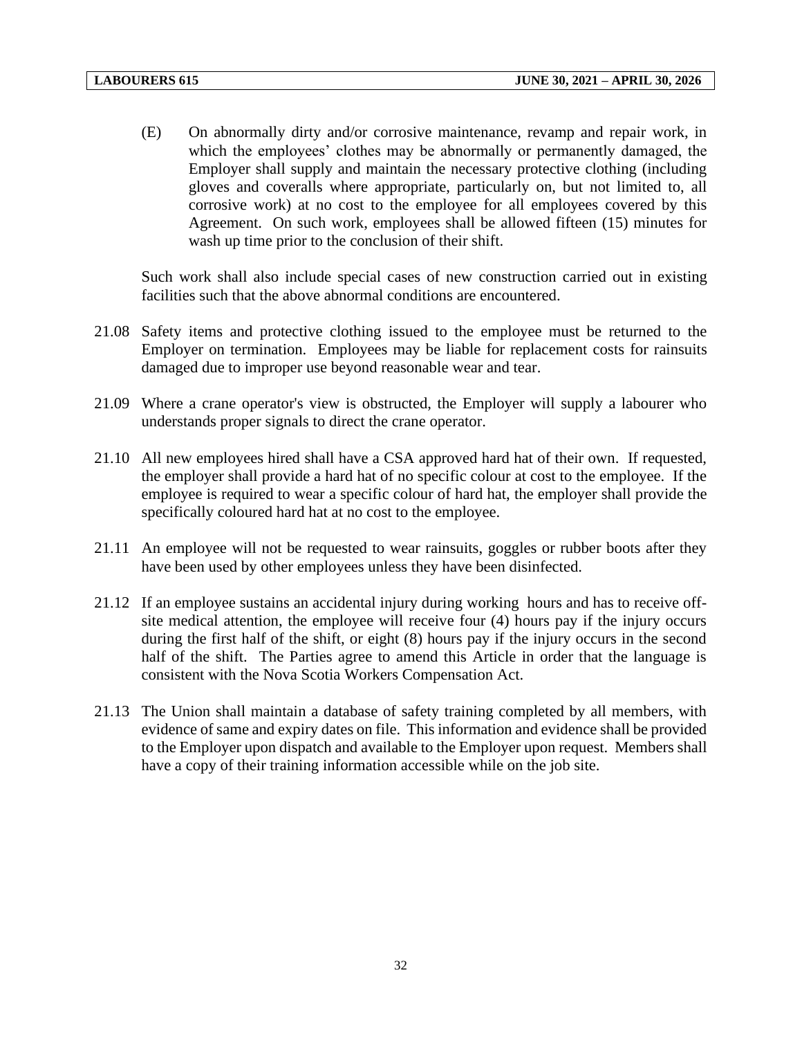(E) On abnormally dirty and/or corrosive maintenance, revamp and repair work, in which the employees' clothes may be abnormally or permanently damaged, the Employer shall supply and maintain the necessary protective clothing (including gloves and coveralls where appropriate, particularly on, but not limited to, all corrosive work) at no cost to the employee for all employees covered by this Agreement. On such work, employees shall be allowed fifteen (15) minutes for wash up time prior to the conclusion of their shift.

Such work shall also include special cases of new construction carried out in existing facilities such that the above abnormal conditions are encountered.

21.08 Safety items and protective clothing issued to the employee must be returned to the Employer on termination. Employees may be liable for replacement costs for rainsuits damaged due to improper use beyond reasonable wear and tear.

21.09 Where a crane operator's view is obstructed, the Employer will supply a labourer who understands proper signals to direct the crane operator.

21.10 All new employees hired shall have a CSA approved hard hat of their own. If requested, the employer shall provide a hard hat of no specific colour at cost to the employee. If the employee is required to wear a specific colour of hard hat, the employer shall provide the specifically coloured hard hat at no cost to the employee.

21.11 An employee will not be requested to wear rainsuits, goggles or rubber boots after they have been used by other employees unless they have been disinfected.

21.12 If an employee sustains an accidental injury during working hours and has to receive off-site medical attention, the employee will receive four (4) hours pay if the injury occurs during the first half of the shift, or eight (8) hours pay if the injury occurs in the second half of the shift. The Parties agree to amend this Article in order that the language is consistent with the Nova Scotia Workers Compensation Act.

21.13 The Union shall maintain a database of safety training completed by all members, with evidence of same and expiry dates on file. This information and evidence shall be provided to the Employer upon dispatch and available to the Employer upon request. Members shall have a copy of their training information accessible while on the job site.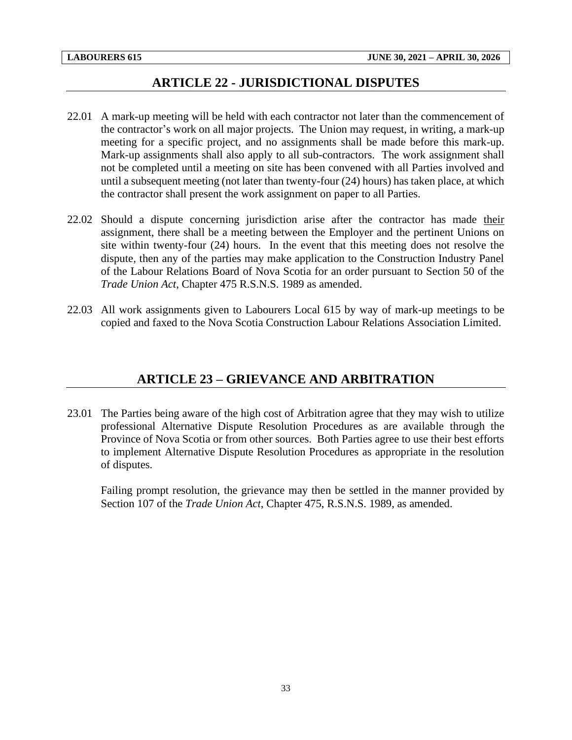## ARTICLE 22 - JURISDICTIONAL DISPUTES

22.01 A mark-up meeting will be held with each contractor not later than the commencement of the contractor's work on all major projects. The Union may request, in writing, a mark-up meeting for a specific project, and no assignments shall be made before this mark-up. Mark-up assignments shall also apply to all sub-contractors. The work assignment shall not be completed until a meeting on site has been convened with all Parties involved and until a subsequent meeting (not later than twenty-four (24) hours) has taken place, at which the contractor shall present the work assignment on paper to all Parties.

22.02 Should a dispute concerning jurisdiction arise after the contractor has made <u>their</u> assignment, there shall be a meeting between the Employer and the pertinent Unions on site within twenty-four (24) hours. In the event that this meeting does not resolve the dispute, then any of the parties may make application to the Construction Industry Panel of the Labour Relations Board of Nova Scotia for an order pursuant to Section 50 of the *Trade Union Act*, Chapter 475 R.S.N.S. 1989 as amended.

22.03 All work assignments given to Labourers Local 615 by way of mark-up meetings to be copied and faxed to the Nova Scotia Construction Labour Relations Association Limited.

## ARTICLE 23 – GRIEVANCE AND ARBITRATION

23.01 The Parties being aware of the high cost of Arbitration agree that they may wish to utilize professional Alternative Dispute Resolution Procedures as are available through the Province of Nova Scotia or from other sources. Both Parties agree to use their best efforts to implement Alternative Dispute Resolution Procedures as appropriate in the resolution of disputes.

Failing prompt resolution, the grievance may then be settled in the manner provided by Section 107 of the *Trade Union Act*, Chapter 475, R.S.N.S. 1989, as amended.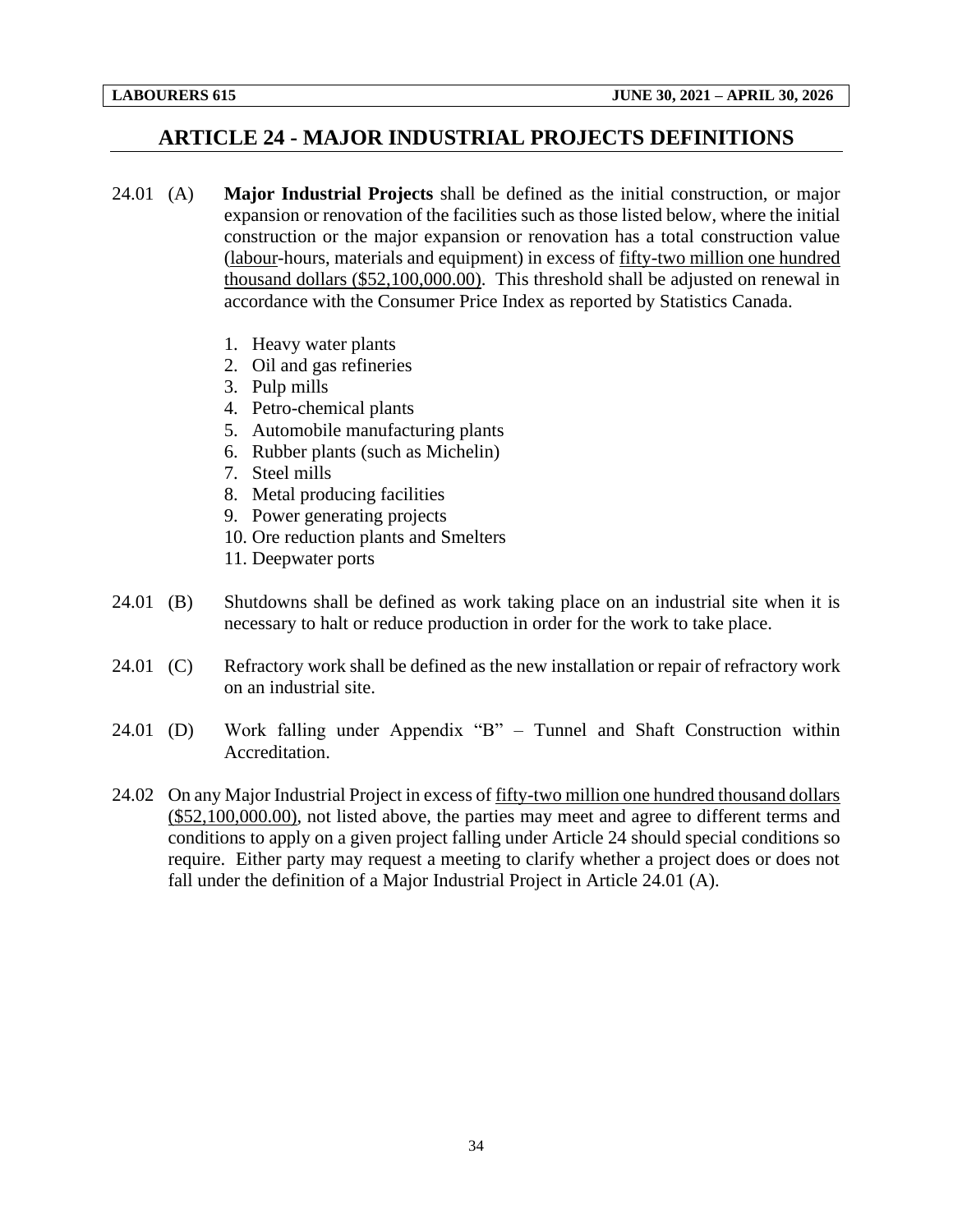# ARTICLE 24 - MAJOR INDUSTRIAL PROJECTS DEFINITIONS

24.01 (A) **Major Industrial Projects** shall be defined as the initial construction, or major expansion or renovation of the facilities such as those listed below, where the initial construction or the major expansion or renovation has a total construction value (labour-hours, materials and equipment) in excess of fifty-two million one hundred thousand dollars ($52,100,000.00). This threshold shall be adjusted on renewal in accordance with the Consumer Price Index as reported by Statistics Canada.

1. Heavy water plants
2. Oil and gas refineries
3. Pulp mills
4. Petro-chemical plants
5. Automobile manufacturing plants
6. Rubber plants (such as Michelin)
7. Steel mills
8. Metal producing facilities
9. Power generating projects
10. Ore reduction plants and Smelters
11. Deepwater ports

24.01 (B) Shutdowns shall be defined as work taking place on an industrial site when it is necessary to halt or reduce production in order for the work to take place.

24.01 (C) Refractory work shall be defined as the new installation or repair of refractory work on an industrial site.

24.01 (D) Work falling under Appendix "B" – Tunnel and Shaft Construction within Accreditation.

24.02 On any Major Industrial Project in excess of fifty-two million one hundred thousand dollars ($52,100,000.00), not listed above, the parties may meet and agree to different terms and conditions to apply on a given project falling under Article 24 should special conditions so require. Either party may request a meeting to clarify whether a project does or does not fall under the definition of a Major Industrial Project in Article 24.01 (A).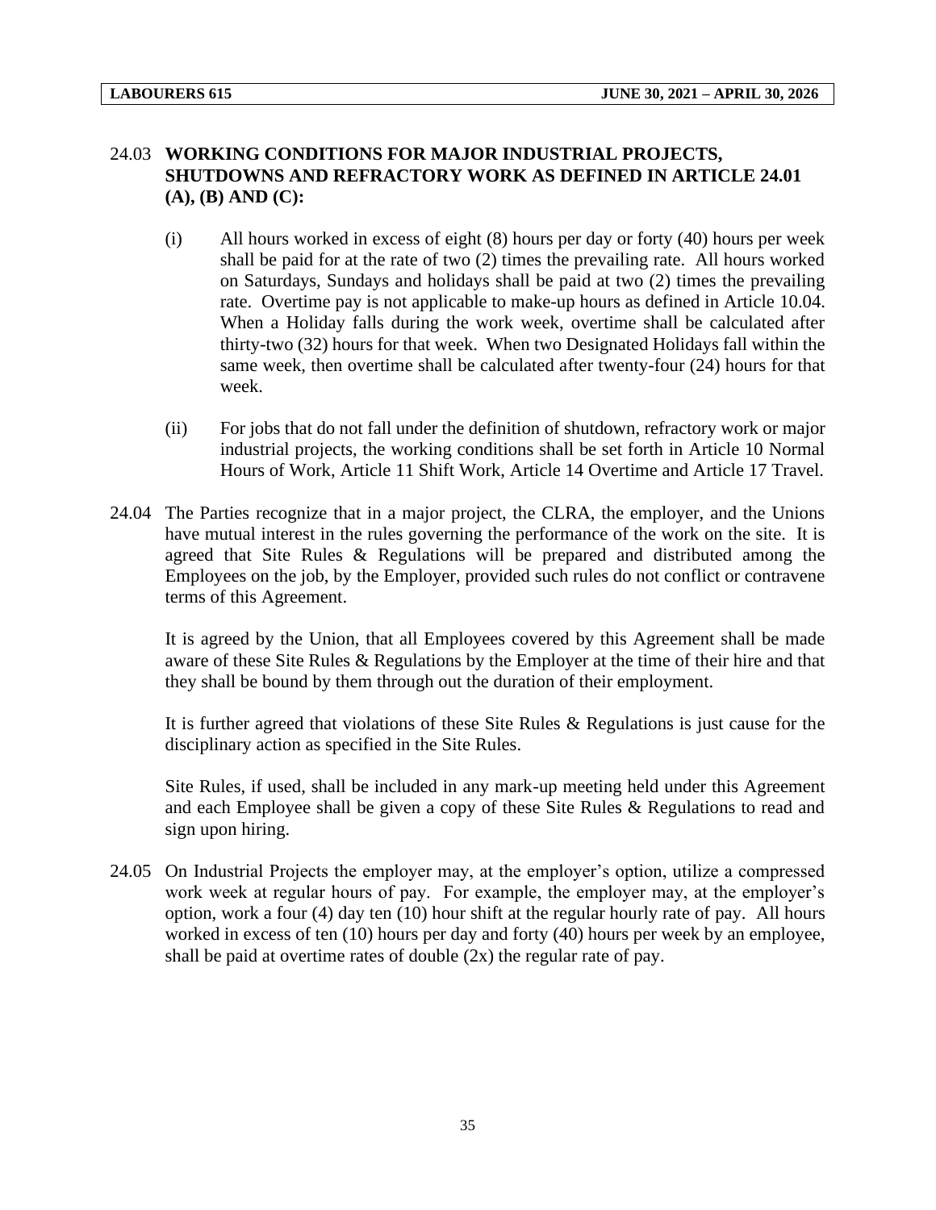## 24.03 WORKING CONDITIONS FOR MAJOR INDUSTRIAL PROJECTS, SHUTDOWNS AND REFRACTORY WORK AS DEFINED IN ARTICLE 24.01 (A), (B) AND (C):

(i) All hours worked in excess of eight (8) hours per day or forty (40) hours per week shall be paid for at the rate of two (2) times the prevailing rate. All hours worked on Saturdays, Sundays and holidays shall be paid at two (2) times the prevailing rate. Overtime pay is not applicable to make-up hours as defined in Article 10.04. When a Holiday falls during the work week, overtime shall be calculated after thirty-two (32) hours for that week. When two Designated Holidays fall within the same week, then overtime shall be calculated after twenty-four (24) hours for that week.

(ii) For jobs that do not fall under the definition of shutdown, refractory work or major industrial projects, the working conditions shall be set forth in Article 10 Normal Hours of Work, Article 11 Shift Work, Article 14 Overtime and Article 17 Travel.

24.04 The Parties recognize that in a major project, the CLRA, the employer, and the Unions have mutual interest in the rules governing the performance of the work on the site. It is agreed that Site Rules & Regulations will be prepared and distributed among the Employees on the job, by the Employer, provided such rules do not conflict or contravene terms of this Agreement.

It is agreed by the Union, that all Employees covered by this Agreement shall be made aware of these Site Rules & Regulations by the Employer at the time of their hire and that they shall be bound by them through out the duration of their employment.

It is further agreed that violations of these Site Rules & Regulations is just cause for the disciplinary action as specified in the Site Rules.

Site Rules, if used, shall be included in any mark-up meeting held under this Agreement and each Employee shall be given a copy of these Site Rules & Regulations to read and sign upon hiring.

24.05 On Industrial Projects the employer may, at the employer's option, utilize a compressed work week at regular hours of pay. For example, the employer may, at the employer's option, work a four (4) day ten (10) hour shift at the regular hourly rate of pay. All hours worked in excess of ten (10) hours per day and forty (40) hours per week by an employee, shall be paid at overtime rates of double (2x) the regular rate of pay.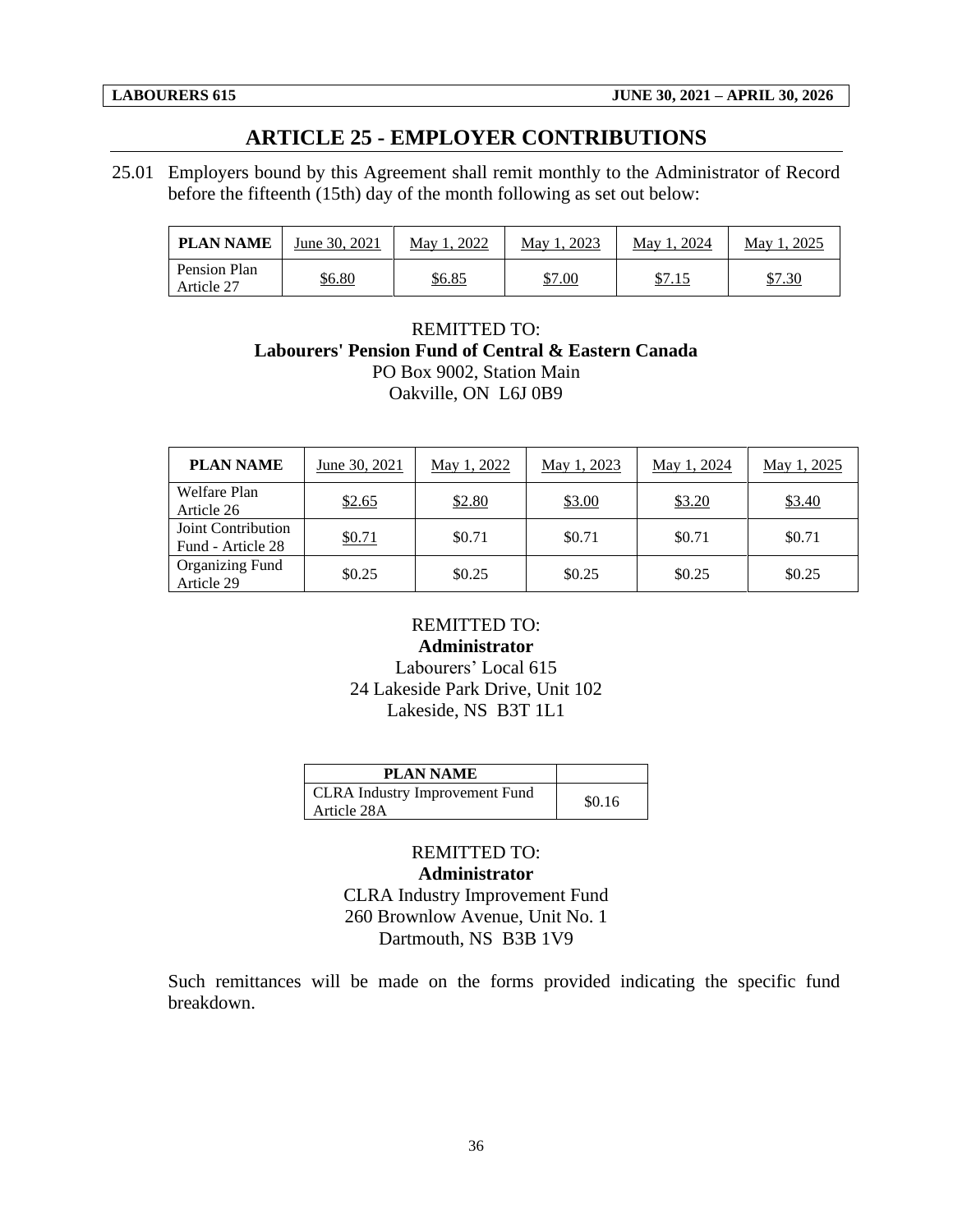# ARTICLE 25 - EMPLOYER CONTRIBUTIONS

25.01 Employers bound by this Agreement shall remit monthly to the Administrator of Record before the fifteenth (15th) day of the month following as set out below:

| PLAN NAME | June 30, 2021 | May 1, 2022 | May 1, 2023 | May 1, 2024 | May 1, 2025 |
|---|---|---|---|---|---|
| Pension Plan Article 27 | $6.80 | $6.85 | $7.00 | $7.15 | $7.30 |

REMITTED TO:
**Labourers' Pension Fund of Central & Eastern Canada**
PO Box 9002, Station Main
Oakville, ON L6J 0B9

| PLAN NAME | June 30, 2021 | May 1, 2022 | May 1, 2023 | May 1, 2024 | May 1, 2025 |
|---|---|---|---|---|---|
| Welfare Plan Article 26 | $2.65 | $2.80 | $3.00 | $3.20 | $3.40 |
| Joint Contribution Fund - Article 28 | $0.71 | $0.71 | $0.71 | $0.71 | $0.71 |
| Organizing Fund Article 29 | $0.25 | $0.25 | $0.25 | $0.25 | $0.25 |

REMITTED TO:
**Administrator**
Labourers' Local 615
24 Lakeside Park Drive, Unit 102
Lakeside, NS B3T 1L1

| PLAN NAME | |
|---|---|
| CLRA Industry Improvement Fund Article 28A | $0.16 |

REMITTED TO:
**Administrator**
CLRA Industry Improvement Fund
260 Brownlow Avenue, Unit No. 1
Dartmouth, NS B3B 1V9

Such remittances will be made on the forms provided indicating the specific fund breakdown.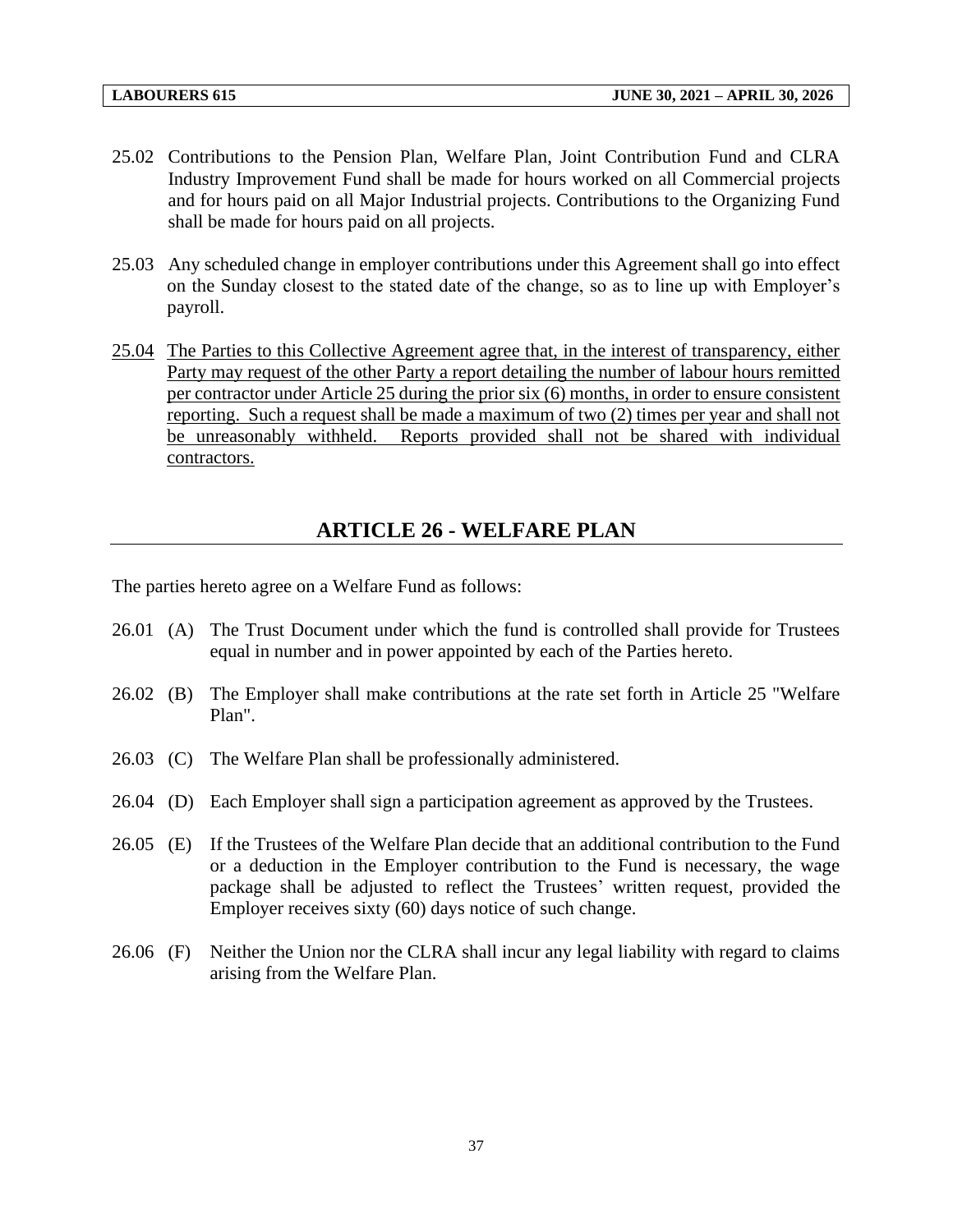25.02 Contributions to the Pension Plan, Welfare Plan, Joint Contribution Fund and CLRA Industry Improvement Fund shall be made for hours worked on all Commercial projects and for hours paid on all Major Industrial projects. Contributions to the Organizing Fund shall be made for hours paid on all projects.

25.03 Any scheduled change in employer contributions under this Agreement shall go into effect on the Sunday closest to the stated date of the change, so as to line up with Employer's payroll.

<u>25.04 The Parties to this Collective Agreement agree that, in the interest of transparency, either Party may request of the other Party a report detailing the number of labour hours remitted per contractor under Article 25 during the prior six (6) months, in order to ensure consistent reporting. Such a request shall be made a maximum of two (2) times per year and shall not be unreasonably withheld. Reports provided shall not be shared with individual contractors.</u>

## ARTICLE 26 - WELFARE PLAN

The parties hereto agree on a Welfare Fund as follows:

26.01 (A) The Trust Document under which the fund is controlled shall provide for Trustees equal in number and in power appointed by each of the Parties hereto.

26.02 (B) The Employer shall make contributions at the rate set forth in Article 25 "Welfare Plan".

26.03 (C) The Welfare Plan shall be professionally administered.

26.04 (D) Each Employer shall sign a participation agreement as approved by the Trustees.

26.05 (E) If the Trustees of the Welfare Plan decide that an additional contribution to the Fund or a deduction in the Employer contribution to the Fund is necessary, the wage package shall be adjusted to reflect the Trustees' written request, provided the Employer receives sixty (60) days notice of such change.

26.06 (F) Neither the Union nor the CLRA shall incur any legal liability with regard to claims arising from the Welfare Plan.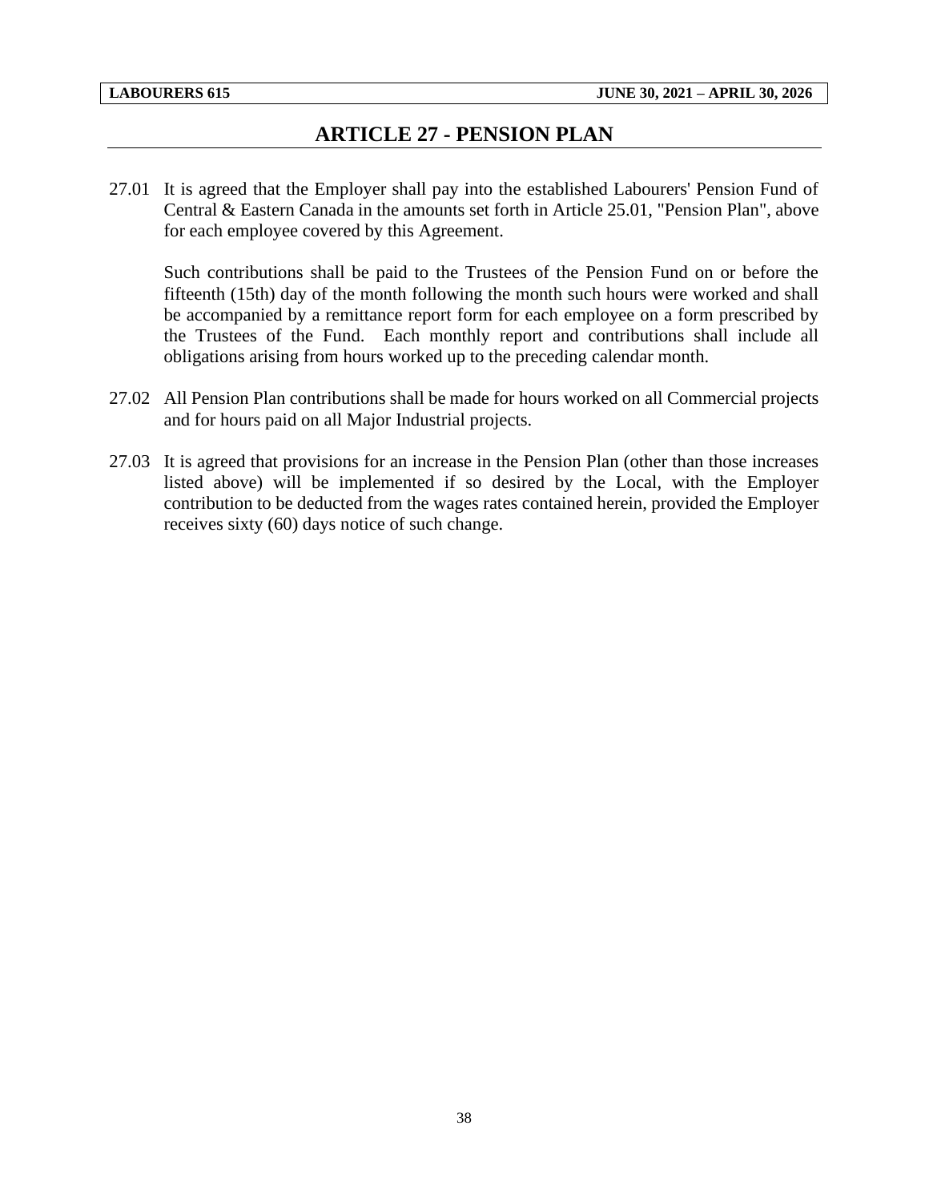# ARTICLE 27 - PENSION PLAN

27.01 It is agreed that the Employer shall pay into the established Labourers' Pension Fund of Central & Eastern Canada in the amounts set forth in Article 25.01, "Pension Plan", above for each employee covered by this Agreement.

Such contributions shall be paid to the Trustees of the Pension Fund on or before the fifteenth (15th) day of the month following the month such hours were worked and shall be accompanied by a remittance report form for each employee on a form prescribed by the Trustees of the Fund. Each monthly report and contributions shall include all obligations arising from hours worked up to the preceding calendar month.

27.02 All Pension Plan contributions shall be made for hours worked on all Commercial projects and for hours paid on all Major Industrial projects.

27.03 It is agreed that provisions for an increase in the Pension Plan (other than those increases listed above) will be implemented if so desired by the Local, with the Employer contribution to be deducted from the wages rates contained herein, provided the Employer receives sixty (60) days notice of such change.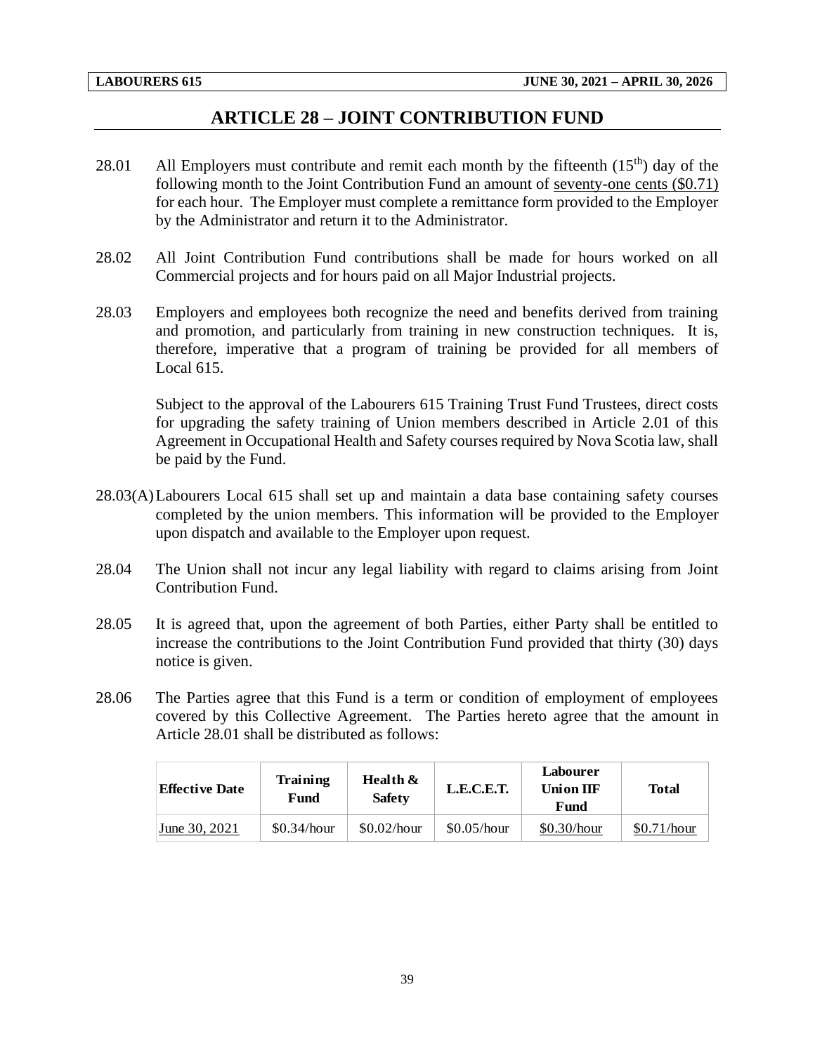# ARTICLE 28 – JOINT CONTRIBUTION FUND

28.01 All Employers must contribute and remit each month by the fifteenth (15th) day of the following month to the Joint Contribution Fund an amount of seventy-one cents ($0.71) for each hour. The Employer must complete a remittance form provided to the Employer by the Administrator and return it to the Administrator.

28.02 All Joint Contribution Fund contributions shall be made for hours worked on all Commercial projects and for hours paid on all Major Industrial projects.

28.03 Employers and employees both recognize the need and benefits derived from training and promotion, and particularly from training in new construction techniques. It is, therefore, imperative that a program of training be provided for all members of Local 615.

Subject to the approval of the Labourers 615 Training Trust Fund Trustees, direct costs for upgrading the safety training of Union members described in Article 2.01 of this Agreement in Occupational Health and Safety courses required by Nova Scotia law, shall be paid by the Fund.

28.03(A) Labourers Local 615 shall set up and maintain a data base containing safety courses completed by the union members. This information will be provided to the Employer upon dispatch and available to the Employer upon request.

28.04 The Union shall not incur any legal liability with regard to claims arising from Joint Contribution Fund.

28.05 It is agreed that, upon the agreement of both Parties, either Party shall be entitled to increase the contributions to the Joint Contribution Fund provided that thirty (30) days notice is given.

28.06 The Parties agree that this Fund is a term or condition of employment of employees covered by this Collective Agreement. The Parties hereto agree that the amount in Article 28.01 shall be distributed as follows:

| Effective Date | Training Fund | Health & Safety | L.E.C.E.T. | Labourer Union IIF Fund | Total |
|---|---|---|---|---|---|
| June 30, 2021 | $0.34/hour | $0.02/hour | $0.05/hour | $0.30/hour | $0.71/hour |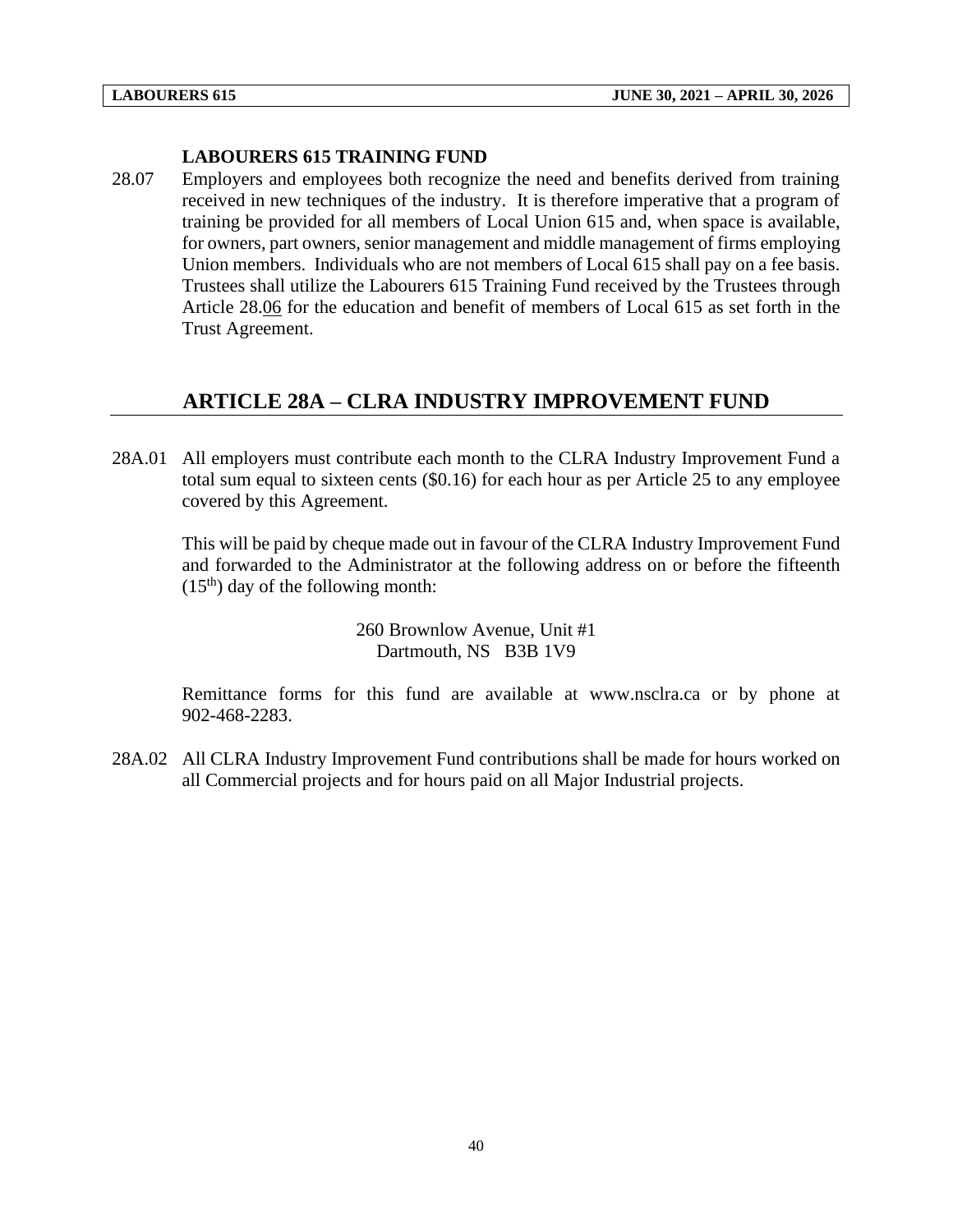### LABOURERS 615 TRAINING FUND

28.07 Employers and employees both recognize the need and benefits derived from training received in new techniques of the industry. It is therefore imperative that a program of training be provided for all members of Local Union 615 and, when space is available, for owners, part owners, senior management and middle management of firms employing Union members. Individuals who are not members of Local 615 shall pay on a fee basis. Trustees shall utilize the Labourers 615 Training Fund received by the Trustees through Article 28.06 for the education and benefit of members of Local 615 as set forth in the Trust Agreement.

## ARTICLE 28A – CLRA INDUSTRY IMPROVEMENT FUND

28A.01 All employers must contribute each month to the CLRA Industry Improvement Fund a total sum equal to sixteen cents ($0.16) for each hour as per Article 25 to any employee covered by this Agreement.

This will be paid by cheque made out in favour of the CLRA Industry Improvement Fund and forwarded to the Administrator at the following address on or before the fifteenth (15th) day of the following month:

260 Brownlow Avenue, Unit #1
Dartmouth, NS B3B 1V9

Remittance forms for this fund are available at www.nsclra.ca or by phone at 902-468-2283.

28A.02 All CLRA Industry Improvement Fund contributions shall be made for hours worked on all Commercial projects and for hours paid on all Major Industrial projects.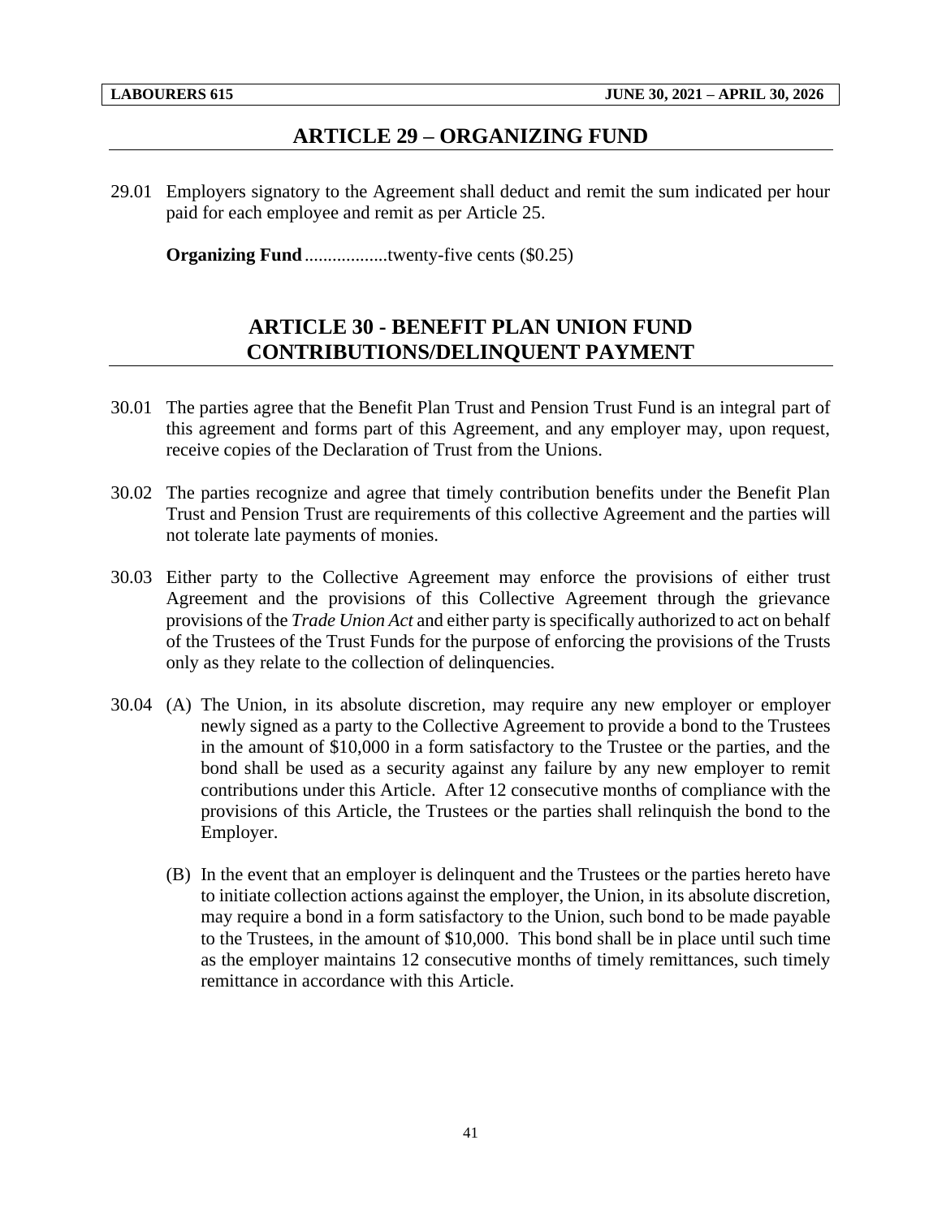## ARTICLE 29 – ORGANIZING FUND

29.01 Employers signatory to the Agreement shall deduct and remit the sum indicated per hour paid for each employee and remit as per Article 25.

**Organizing Fund** .................twenty-five cents ($0.25)

## ARTICLE 30 - BENEFIT PLAN UNION FUND CONTRIBUTIONS/DELINQUENT PAYMENT

30.01 The parties agree that the Benefit Plan Trust and Pension Trust Fund is an integral part of this agreement and forms part of this Agreement, and any employer may, upon request, receive copies of the Declaration of Trust from the Unions.

30.02 The parties recognize and agree that timely contribution benefits under the Benefit Plan Trust and Pension Trust are requirements of this collective Agreement and the parties will not tolerate late payments of monies.

30.03 Either party to the Collective Agreement may enforce the provisions of either trust Agreement and the provisions of this Collective Agreement through the grievance provisions of the *Trade Union Act* and either party is specifically authorized to act on behalf of the Trustees of the Trust Funds for the purpose of enforcing the provisions of the Trusts only as they relate to the collection of delinquencies.

30.04 (A) The Union, in its absolute discretion, may require any new employer or employer newly signed as a party to the Collective Agreement to provide a bond to the Trustees in the amount of $10,000 in a form satisfactory to the Trustee or the parties, and the bond shall be used as a security against any failure by any new employer to remit contributions under this Article. After 12 consecutive months of compliance with the provisions of this Article, the Trustees or the parties shall relinquish the bond to the Employer.

(B) In the event that an employer is delinquent and the Trustees or the parties hereto have to initiate collection actions against the employer, the Union, in its absolute discretion, may require a bond in a form satisfactory to the Union, such bond to be made payable to the Trustees, in the amount of $10,000. This bond shall be in place until such time as the employer maintains 12 consecutive months of timely remittances, such timely remittance in accordance with this Article.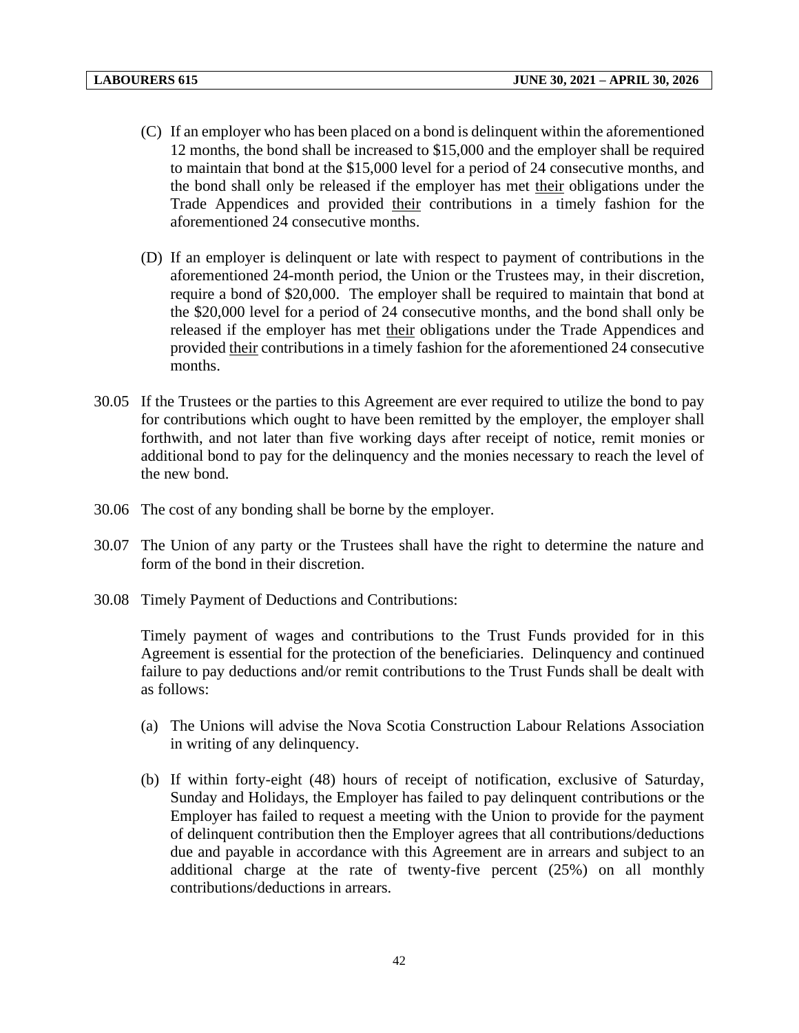(C) If an employer who has been placed on a bond is delinquent within the aforementioned 12 months, the bond shall be increased to $15,000 and the employer shall be required to maintain that bond at the $15,000 level for a period of 24 consecutive months, and the bond shall only be released if the employer has met <u>their</u> obligations under the Trade Appendices and provided <u>their</u> contributions in a timely fashion for the aforementioned 24 consecutive months.

(D) If an employer is delinquent or late with respect to payment of contributions in the aforementioned 24-month period, the Union or the Trustees may, in their discretion, require a bond of $20,000. The employer shall be required to maintain that bond at the $20,000 level for a period of 24 consecutive months, and the bond shall only be released if the employer has met <u>their</u> obligations under the Trade Appendices and provided <u>their</u> contributions in a timely fashion for the aforementioned 24 consecutive months.

30.05 If the Trustees or the parties to this Agreement are ever required to utilize the bond to pay for contributions which ought to have been remitted by the employer, the employer shall forthwith, and not later than five working days after receipt of notice, remit monies or additional bond to pay for the delinquency and the monies necessary to reach the level of the new bond.

30.06 The cost of any bonding shall be borne by the employer.

30.07 The Union of any party or the Trustees shall have the right to determine the nature and form of the bond in their discretion.

30.08 Timely Payment of Deductions and Contributions:

Timely payment of wages and contributions to the Trust Funds provided for in this Agreement is essential for the protection of the beneficiaries. Delinquency and continued failure to pay deductions and/or remit contributions to the Trust Funds shall be dealt with as follows:

(a) The Unions will advise the Nova Scotia Construction Labour Relations Association in writing of any delinquency.

(b) If within forty-eight (48) hours of receipt of notification, exclusive of Saturday, Sunday and Holidays, the Employer has failed to pay delinquent contributions or the Employer has failed to request a meeting with the Union to provide for the payment of delinquent contribution then the Employer agrees that all contributions/deductions due and payable in accordance with this Agreement are in arrears and subject to an additional charge at the rate of twenty-five percent (25%) on all monthly contributions/deductions in arrears.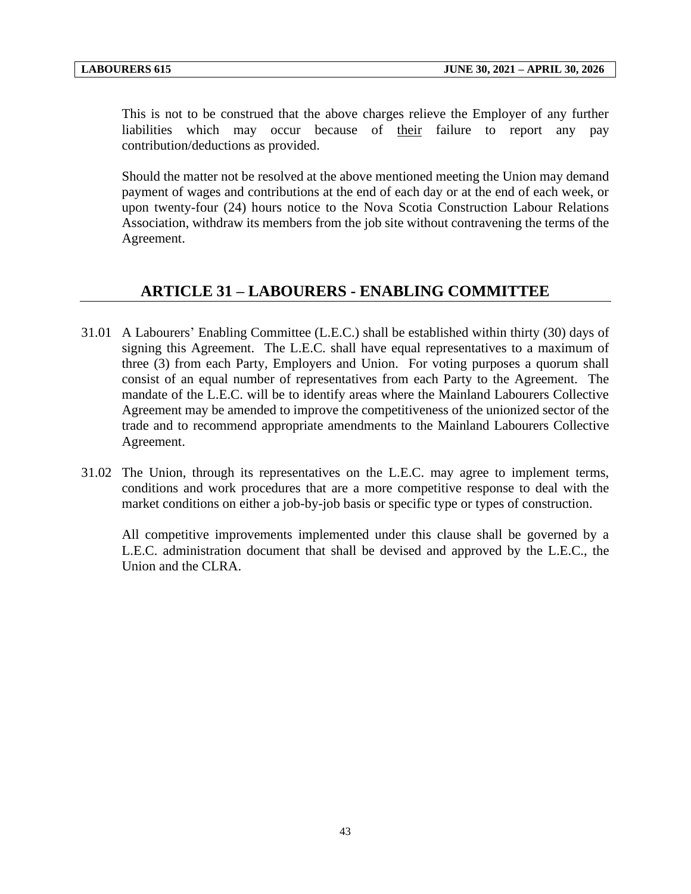This is not to be construed that the above charges relieve the Employer of any further liabilities which may occur because of <u>their</u> failure to report any pay contribution/deductions as provided.

Should the matter not be resolved at the above mentioned meeting the Union may demand payment of wages and contributions at the end of each day or at the end of each week, or upon twenty-four (24) hours notice to the Nova Scotia Construction Labour Relations Association, withdraw its members from the job site without contravening the terms of the Agreement.

## ARTICLE 31 – LABOURERS - ENABLING COMMITTEE

31.01 A Labourers' Enabling Committee (L.E.C.) shall be established within thirty (30) days of signing this Agreement. The L.E.C. shall have equal representatives to a maximum of three (3) from each Party, Employers and Union. For voting purposes a quorum shall consist of an equal number of representatives from each Party to the Agreement. The mandate of the L.E.C. will be to identify areas where the Mainland Labourers Collective Agreement may be amended to improve the competitiveness of the unionized sector of the trade and to recommend appropriate amendments to the Mainland Labourers Collective Agreement.

31.02 The Union, through its representatives on the L.E.C. may agree to implement terms, conditions and work procedures that are a more competitive response to deal with the market conditions on either a job-by-job basis or specific type or types of construction.

All competitive improvements implemented under this clause shall be governed by a L.E.C. administration document that shall be devised and approved by the L.E.C., the Union and the CLRA.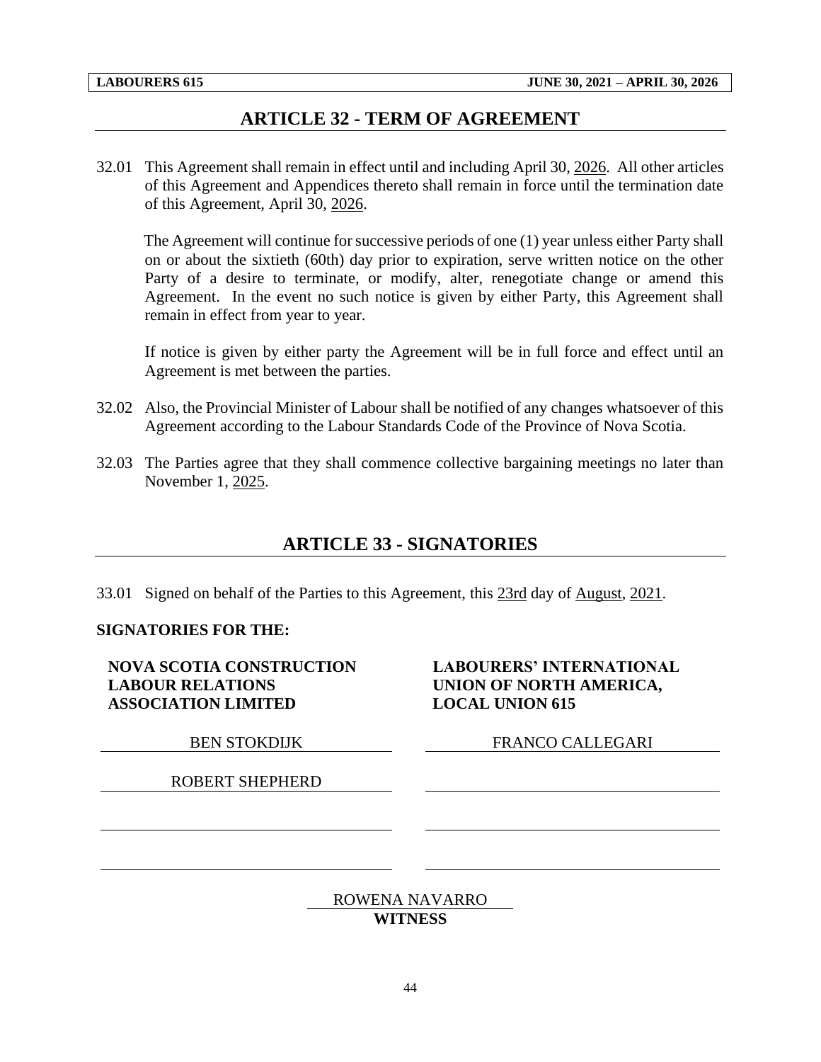## ARTICLE 32 - TERM OF AGREEMENT

32.01 This Agreement shall remain in effect until and including April 30, 2026. All other articles of this Agreement and Appendices thereto shall remain in force until the termination date of this Agreement, April 30, 2026.

The Agreement will continue for successive periods of one (1) year unless either Party shall on or about the sixtieth (60th) day prior to expiration, serve written notice on the other Party of a desire to terminate, or modify, alter, renegotiate change or amend this Agreement. In the event no such notice is given by either Party, this Agreement shall remain in effect from year to year.

If notice is given by either party the Agreement will be in full force and effect until an Agreement is met between the parties.

32.02 Also, the Provincial Minister of Labour shall be notified of any changes whatsoever of this Agreement according to the Labour Standards Code of the Province of Nova Scotia.

32.03 The Parties agree that they shall commence collective bargaining meetings no later than November 1, 2025.

## ARTICLE 33 - SIGNATORIES

33.01 Signed on behalf of the Parties to this Agreement, this 23rd day of August, 2021.

**SIGNATORIES FOR THE:**

| **NOVA SCOTIA CONSTRUCTION LABOUR RELATIONS ASSOCIATION LIMITED** | **LABOURERS' INTERNATIONAL UNION OF NORTH AMERICA, LOCAL UNION 615** |
| --- | --- |
| BEN STOKDIJK | FRANCO CALLEGARI |
| ROBERT SHEPHERD | |
| | |
| | |

ROWENA NAVARRO
**WITNESS**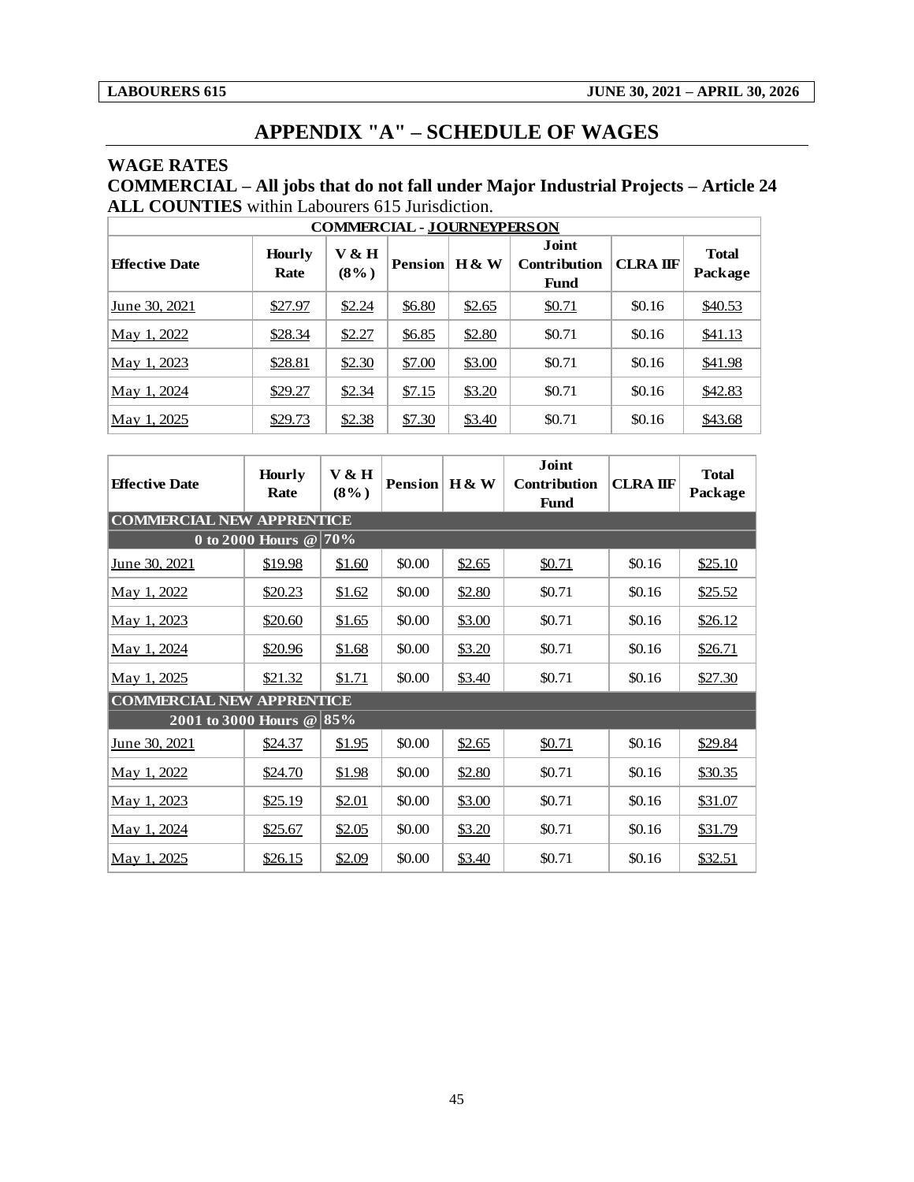# APPENDIX "A" – SCHEDULE OF WAGES

**WAGE RATES**

**COMMERCIAL – All jobs that do not fall under Major Industrial Projects – Article 24**

**ALL COUNTIES** within Labourers 615 Jurisdiction.

| COMMERCIAL - JOURNEYPERSON | | | | | | | |
|---|---|---|---|---|---|---|---|
| **Effective Date** | **Hourly Rate** | **V & H (8%)** | **Pension** | **H & W** | **Joint Contribution Fund** | **CLRA IIF** | **Total Package** |
| June 30, 2021 | $27.97 | $2.24 | $6.80 | $2.65 | $0.71 | $0.16 | $40.53 |
| May 1, 2022 | $28.34 | $2.27 | $6.85 | $2.80 | $0.71 | $0.16 | $41.13 |
| May 1, 2023 | $28.81 | $2.30 | $7.00 | $3.00 | $0.71 | $0.16 | $41.98 |
| May 1, 2024 | $29.27 | $2.34 | $7.15 | $3.20 | $0.71 | $0.16 | $42.83 |
| May 1, 2025 | $29.73 | $2.38 | $7.30 | $3.40 | $0.71 | $0.16 | $43.68 |

| Effective Date | Hourly Rate | V & H (8%) | Pension | H & W | Joint Contribution Fund | CLRA IIF | Total Package |
|---|---|---|---|---|---|---|---|
| **COMMERCIAL NEW APPRENTICE** | | | | | | | |
| **0 to 2000 Hours @** | **70%** | | | | | | |
| June 30, 2021 | $19.98 | $1.60 | $0.00 | $2.65 | $0.71 | $0.16 | $25.10 |
| May 1, 2022 | $20.23 | $1.62 | $0.00 | $2.80 | $0.71 | $0.16 | $25.52 |
| May 1, 2023 | $20.60 | $1.65 | $0.00 | $3.00 | $0.71 | $0.16 | $26.12 |
| May 1, 2024 | $20.96 | $1.68 | $0.00 | $3.20 | $0.71 | $0.16 | $26.71 |
| May 1, 2025 | $21.32 | $1.71 | $0.00 | $3.40 | $0.71 | $0.16 | $27.30 |
| **COMMERCIAL NEW APPRENTICE** | | | | | | | |
| **2001 to 3000 Hours @** | **85%** | | | | | | |
| June 30, 2021 | $24.37 | $1.95 | $0.00 | $2.65 | $0.71 | $0.16 | $29.84 |
| May 1, 2022 | $24.70 | $1.98 | $0.00 | $2.80 | $0.71 | $0.16 | $30.35 |
| May 1, 2023 | $25.19 | $2.01 | $0.00 | $3.00 | $0.71 | $0.16 | $31.07 |
| May 1, 2024 | $25.67 | $2.05 | $0.00 | $3.20 | $0.71 | $0.16 | $31.79 |
| May 1, 2025 | $26.15 | $2.09 | $0.00 | $3.40 | $0.71 | $0.16 | $32.51 |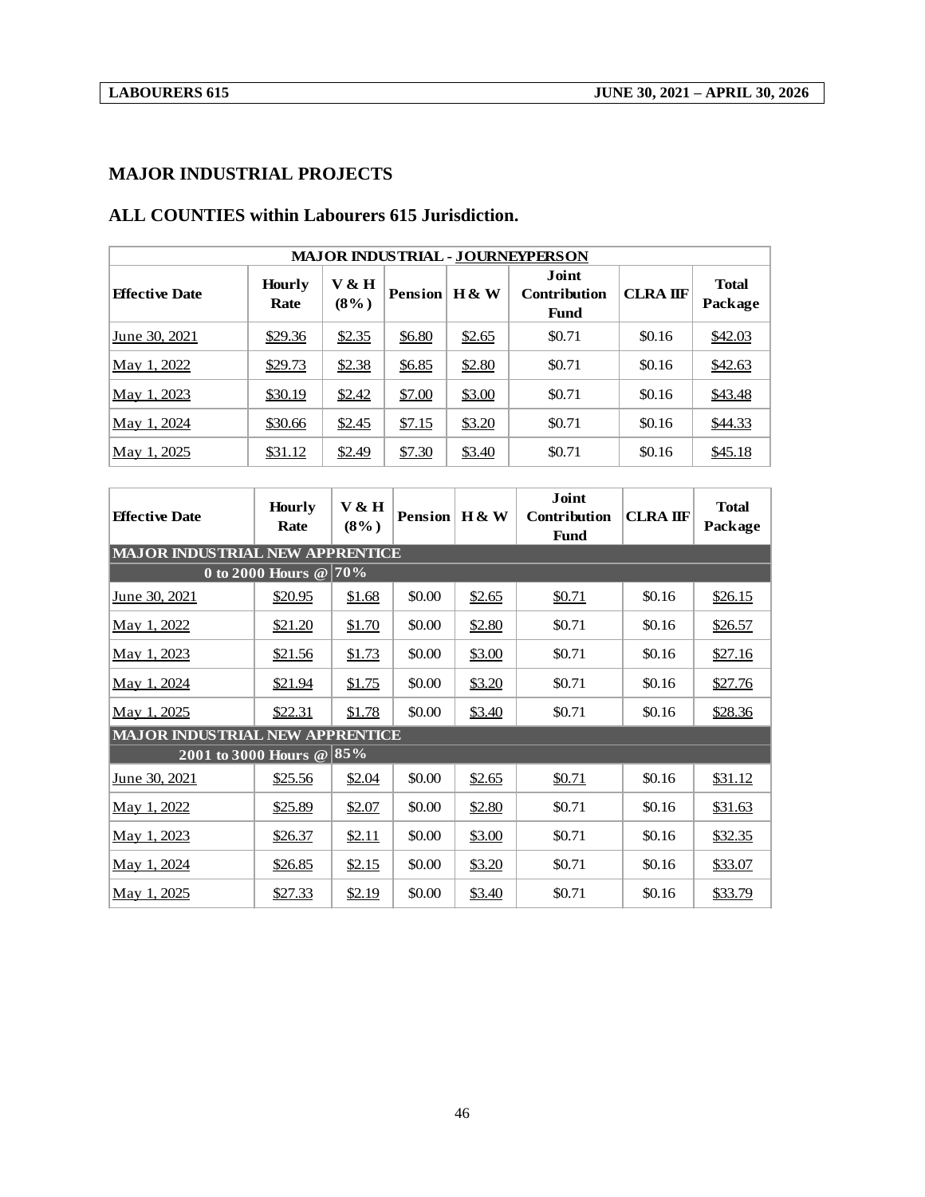## MAJOR INDUSTRIAL PROJECTS

## ALL COUNTIES within Labourers 615 Jurisdiction.

| MAJOR INDUSTRIAL - JOURNEYPERSON | | | | | | | |
|---|---|---|---|---|---|---|---|
| **Effective Date** | **Hourly Rate** | **V & H (8%)** | **Pension** | **H & W** | **Joint Contribution Fund** | **CLRA IIF** | **Total Package** |
| June 30, 2021 | $29.36 | $2.35 | $6.80 | $2.65 | $0.71 | $0.16 | $42.03 |
| May 1, 2022 | $29.73 | $2.38 | $6.85 | $2.80 | $0.71 | $0.16 | $42.63 |
| May 1, 2023 | $30.19 | $2.42 | $7.00 | $3.00 | $0.71 | $0.16 | $43.48 |
| May 1, 2024 | $30.66 | $2.45 | $7.15 | $3.20 | $0.71 | $0.16 | $44.33 |
| May 1, 2025 | $31.12 | $2.49 | $7.30 | $3.40 | $0.71 | $0.16 | $45.18 |

| Effective Date | Hourly Rate | V & H (8%) | Pension | H & W | Joint Contribution Fund | CLRA IIF | Total Package |
|---|---|---|---|---|---|---|---|
| **MAJOR INDUSTRIAL NEW APPRENTICE** | | | | | | | |
| **0 to 2000 Hours @** | **70%** | | | | | | |
| June 30, 2021 | $20.95 | $1.68 | $0.00 | $2.65 | $0.71 | $0.16 | $26.15 |
| May 1, 2022 | $21.20 | $1.70 | $0.00 | $2.80 | $0.71 | $0.16 | $26.57 |
| May 1, 2023 | $21.56 | $1.73 | $0.00 | $3.00 | $0.71 | $0.16 | $27.16 |
| May 1, 2024 | $21.94 | $1.75 | $0.00 | $3.20 | $0.71 | $0.16 | $27.76 |
| May 1, 2025 | $22.31 | $1.78 | $0.00 | $3.40 | $0.71 | $0.16 | $28.36 |
| **MAJOR INDUSTRIAL NEW APPRENTICE** | | | | | | | |
| **2001 to 3000 Hours @** | **85%** | | | | | | |
| June 30, 2021 | $25.56 | $2.04 | $0.00 | $2.65 | $0.71 | $0.16 | $31.12 |
| May 1, 2022 | $25.89 | $2.07 | $0.00 | $2.80 | $0.71 | $0.16 | $31.63 |
| May 1, 2023 | $26.37 | $2.11 | $0.00 | $3.00 | $0.71 | $0.16 | $32.35 |
| May 1, 2024 | $26.85 | $2.15 | $0.00 | $3.20 | $0.71 | $0.16 | $33.07 |
| May 1, 2025 | $27.33 | $2.19 | $0.00 | $3.40 | $0.71 | $0.16 | $33.79 |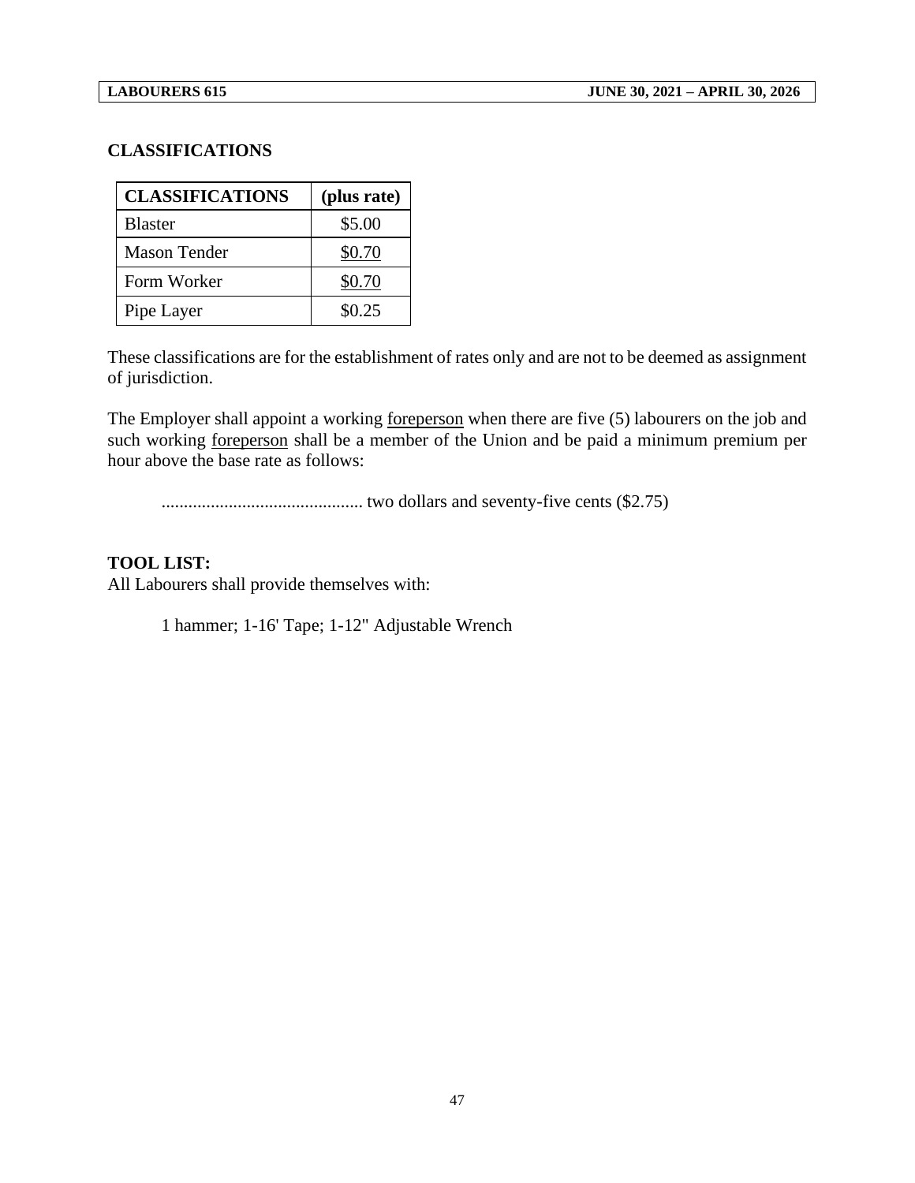## CLASSIFICATIONS

| CLASSIFICATIONS | (plus rate) |
|---|---|
| Blaster | $5.00 |
| Mason Tender | $0.70 |
| Form Worker | $0.70 |
| Pipe Layer | $0.25 |

These classifications are for the establishment of rates only and are not to be deemed as assignment of jurisdiction.

The Employer shall appoint a working foreperson when there are five (5) labourers on the job and such working foreperson shall be a member of the Union and be paid a minimum premium per hour above the base rate as follows:

............................................ two dollars and seventy-five cents ($2.75)

**TOOL LIST:**
All Labourers shall provide themselves with:

1 hammer; 1-16' Tape; 1-12" Adjustable Wrench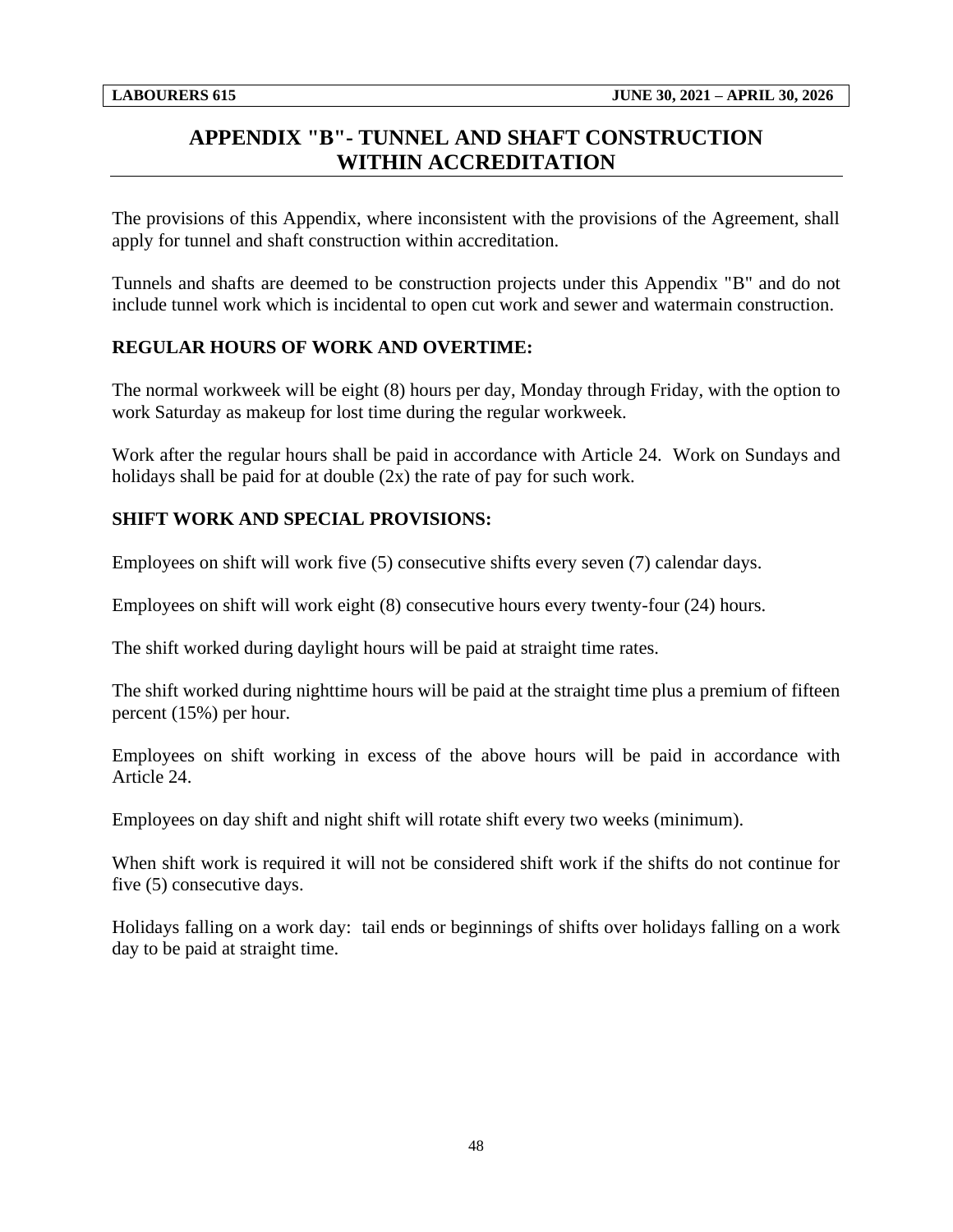# APPENDIX "B"- TUNNEL AND SHAFT CONSTRUCTION WITHIN ACCREDITATION

The provisions of this Appendix, where inconsistent with the provisions of the Agreement, shall apply for tunnel and shaft construction within accreditation.

Tunnels and shafts are deemed to be construction projects under this Appendix "B" and do not include tunnel work which is incidental to open cut work and sewer and watermain construction.

**REGULAR HOURS OF WORK AND OVERTIME:**

The normal workweek will be eight (8) hours per day, Monday through Friday, with the option to work Saturday as makeup for lost time during the regular workweek.

Work after the regular hours shall be paid in accordance with Article 24. Work on Sundays and holidays shall be paid for at double (2x) the rate of pay for such work.

**SHIFT WORK AND SPECIAL PROVISIONS:**

Employees on shift will work five (5) consecutive shifts every seven (7) calendar days.

Employees on shift will work eight (8) consecutive hours every twenty-four (24) hours.

The shift worked during daylight hours will be paid at straight time rates.

The shift worked during nighttime hours will be paid at the straight time plus a premium of fifteen percent (15%) per hour.

Employees on shift working in excess of the above hours will be paid in accordance with Article 24.

Employees on day shift and night shift will rotate shift every two weeks (minimum).

When shift work is required it will not be considered shift work if the shifts do not continue for five (5) consecutive days.

Holidays falling on a work day: tail ends or beginnings of shifts over holidays falling on a work day to be paid at straight time.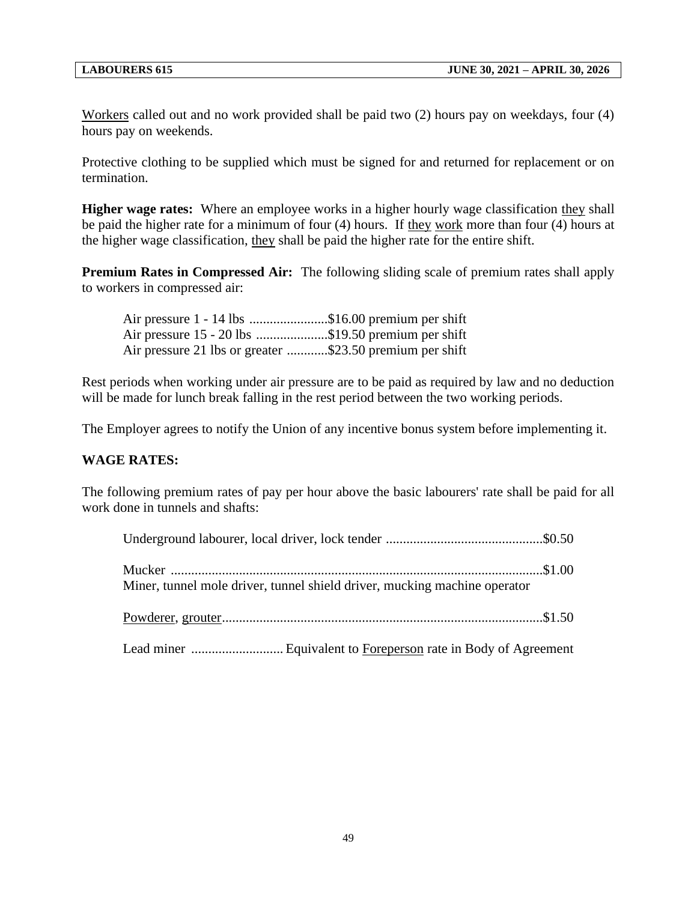Workers called out and no work provided shall be paid two (2) hours pay on weekdays, four (4) hours pay on weekends.

Protective clothing to be supplied which must be signed for and returned for replacement or on termination.

**Higher wage rates:** Where an employee works in a higher hourly wage classification they shall be paid the higher rate for a minimum of four (4) hours. If they work more than four (4) hours at the higher wage classification, they shall be paid the higher rate for the entire shift.

**Premium Rates in Compressed Air:** The following sliding scale of premium rates shall apply to workers in compressed air:

Air pressure 1 - 14 lbs .......................$16.00 premium per shift
Air pressure 15 - 20 lbs .....................$19.50 premium per shift
Air pressure 21 lbs or greater ............$23.50 premium per shift

Rest periods when working under air pressure are to be paid as required by law and no deduction will be made for lunch break falling in the rest period between the two working periods.

The Employer agrees to notify the Union of any incentive bonus system before implementing it.

**WAGE RATES:**

The following premium rates of pay per hour above the basic labourers' rate shall be paid for all work done in tunnels and shafts:

Underground labourer, local driver, lock tender .............................................$0.50

Mucker ............................................................................................................$1.00
Miner, tunnel mole driver, tunnel shield driver, mucking machine operator

Powderer, grouter.............................................................................................$1.50

Lead miner ........................... Equivalent to Foreperson rate in Body of Agreement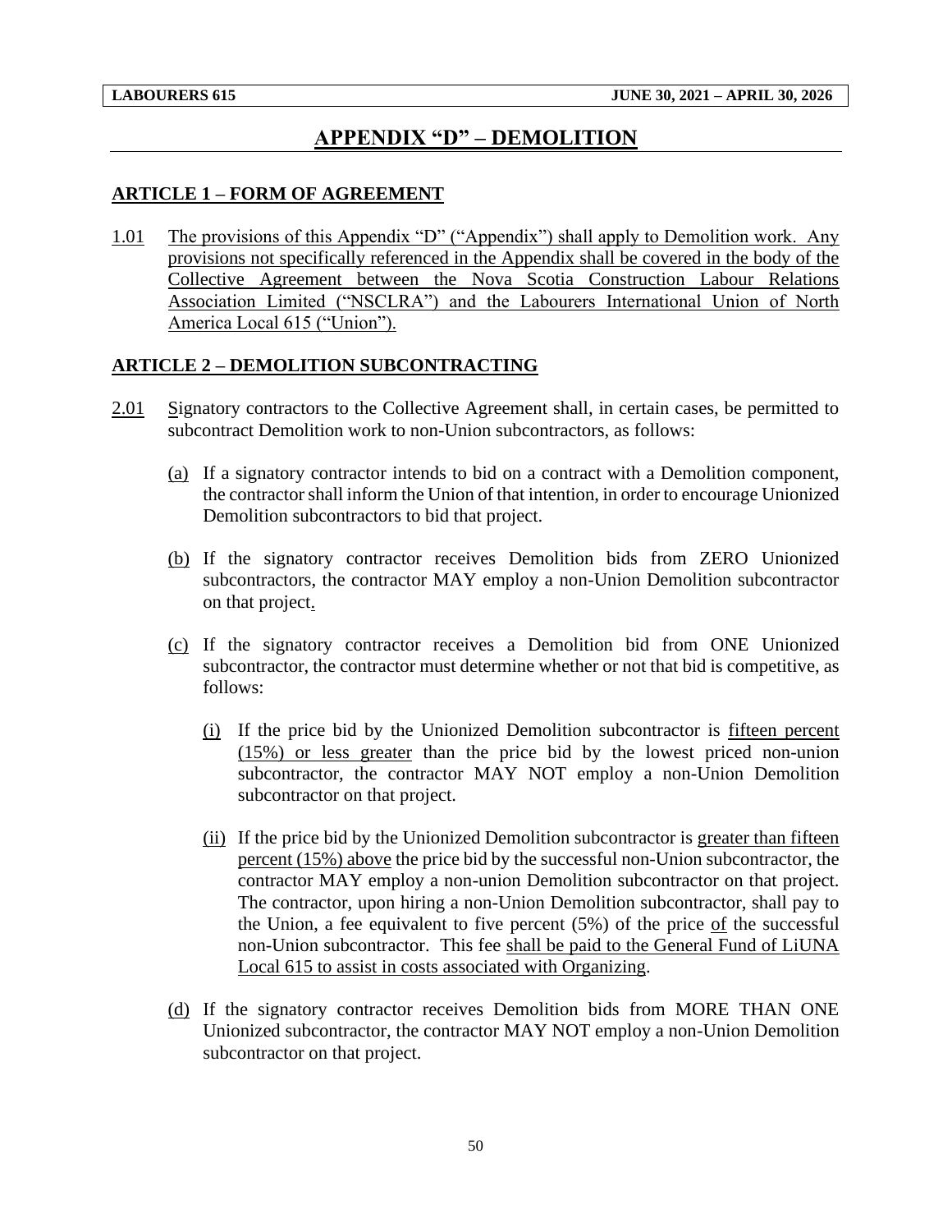# APPENDIX "D" – DEMOLITION

## ARTICLE 1 – FORM OF AGREEMENT

1.01 The provisions of this Appendix "D" ("Appendix") shall apply to Demolition work. Any provisions not specifically referenced in the Appendix shall be covered in the body of the Collective Agreement between the Nova Scotia Construction Labour Relations Association Limited ("NSCLRA") and the Labourers International Union of North America Local 615 ("Union").

## ARTICLE 2 – DEMOLITION SUBCONTRACTING

2.01 Signatory contractors to the Collective Agreement shall, in certain cases, be permitted to subcontract Demolition work to non-Union subcontractors, as follows:

(a) If a signatory contractor intends to bid on a contract with a Demolition component, the contractor shall inform the Union of that intention, in order to encourage Unionized Demolition subcontractors to bid that project.

(b) If the signatory contractor receives Demolition bids from ZERO Unionized subcontractors, the contractor MAY employ a non-Union Demolition subcontractor on that project.

(c) If the signatory contractor receives a Demolition bid from ONE Unionized subcontractor, the contractor must determine whether or not that bid is competitive, as follows:

(i) If the price bid by the Unionized Demolition subcontractor is fifteen percent (15%) or less greater than the price bid by the lowest priced non-union subcontractor, the contractor MAY NOT employ a non-Union Demolition subcontractor on that project.

(ii) If the price bid by the Unionized Demolition subcontractor is greater than fifteen percent (15%) above the price bid by the successful non-Union subcontractor, the contractor MAY employ a non-union Demolition subcontractor on that project. The contractor, upon hiring a non-Union Demolition subcontractor, shall pay to the Union, a fee equivalent to five percent (5%) of the price of the successful non-Union subcontractor. This fee shall be paid to the General Fund of LiUNA Local 615 to assist in costs associated with Organizing.

(d) If the signatory contractor receives Demolition bids from MORE THAN ONE Unionized subcontractor, the contractor MAY NOT employ a non-Union Demolition subcontractor on that project.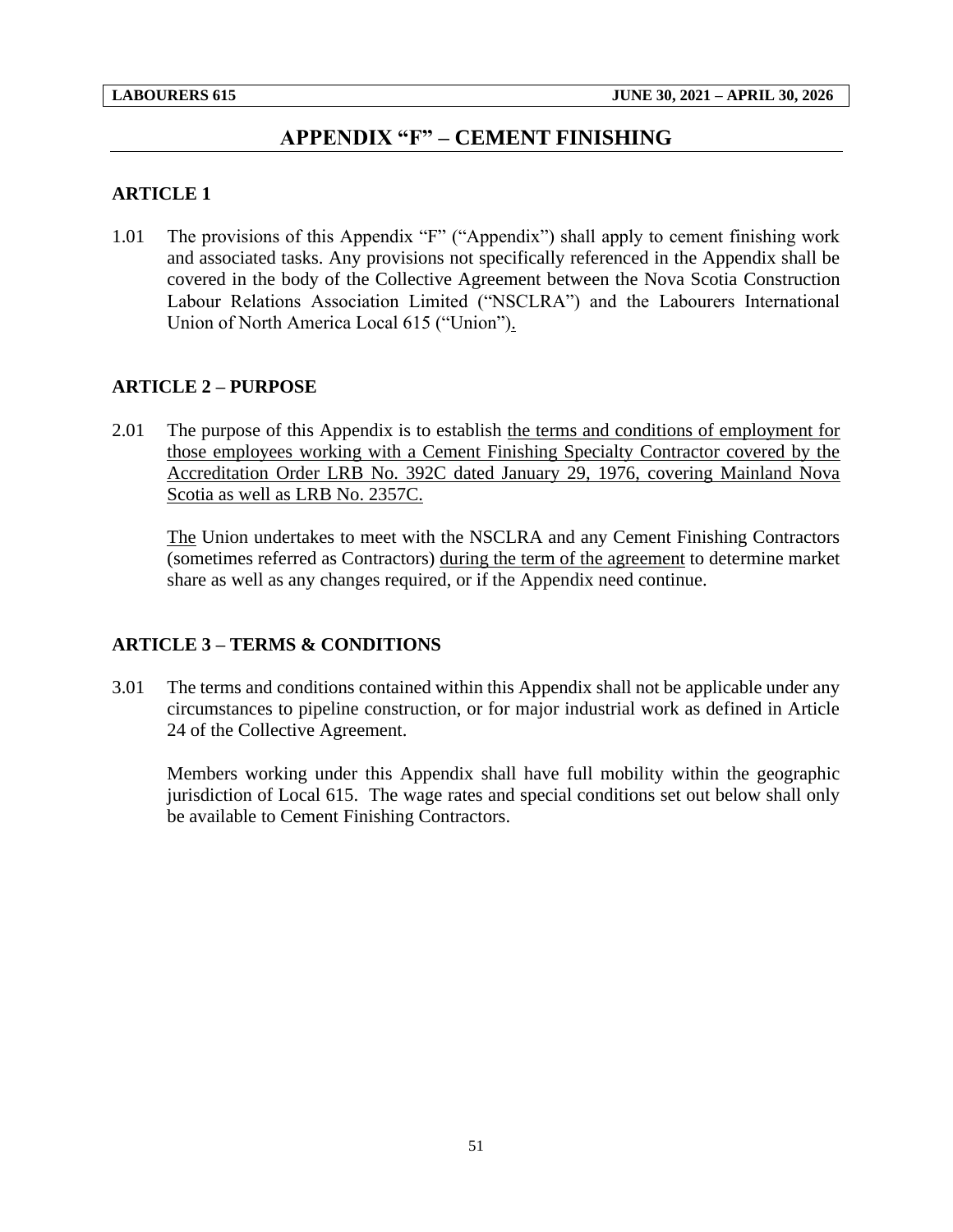# APPENDIX "F" – CEMENT FINISHING

## ARTICLE 1

1.01 The provisions of this Appendix "F" ("Appendix") shall apply to cement finishing work and associated tasks. Any provisions not specifically referenced in the Appendix shall be covered in the body of the Collective Agreement between the Nova Scotia Construction Labour Relations Association Limited ("NSCLRA") and the Labourers International Union of North America Local 615 ("Union").

## ARTICLE 2 – PURPOSE

2.01 The purpose of this Appendix is to establish the terms and conditions of employment for those employees working with a Cement Finishing Specialty Contractor covered by the Accreditation Order LRB No. 392C dated January 29, 1976, covering Mainland Nova Scotia as well as LRB No. 2357C.

The Union undertakes to meet with the NSCLRA and any Cement Finishing Contractors (sometimes referred as Contractors) during the term of the agreement to determine market share as well as any changes required, or if the Appendix need continue.

## ARTICLE 3 – TERMS & CONDITIONS

3.01 The terms and conditions contained within this Appendix shall not be applicable under any circumstances to pipeline construction, or for major industrial work as defined in Article 24 of the Collective Agreement.

Members working under this Appendix shall have full mobility within the geographic jurisdiction of Local 615. The wage rates and special conditions set out below shall only be available to Cement Finishing Contractors.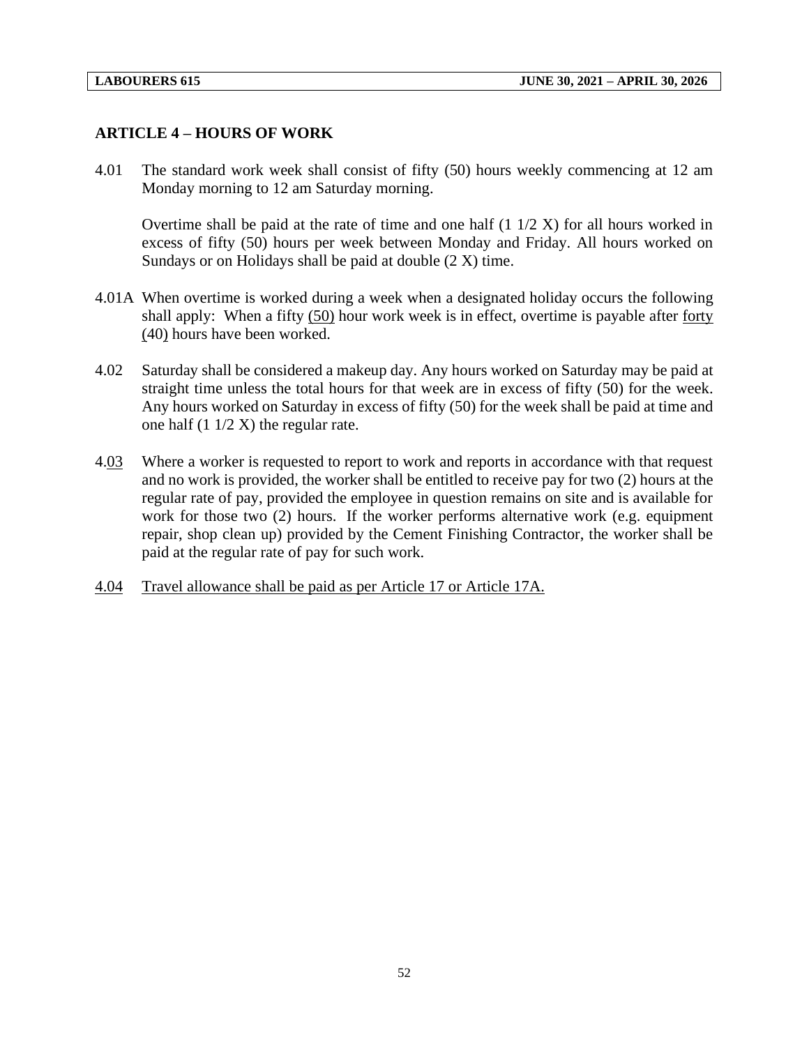## ARTICLE 4 – HOURS OF WORK

4.01 The standard work week shall consist of fifty (50) hours weekly commencing at 12 am Monday morning to 12 am Saturday morning.

Overtime shall be paid at the rate of time and one half (1 1/2 X) for all hours worked in excess of fifty (50) hours per week between Monday and Friday. All hours worked on Sundays or on Holidays shall be paid at double (2 X) time.

4.01A When overtime is worked during a week when a designated holiday occurs the following shall apply: When a fifty (50) hour work week is in effect, overtime is payable after forty (40) hours have been worked.

4.02 Saturday shall be considered a makeup day. Any hours worked on Saturday may be paid at straight time unless the total hours for that week are in excess of fifty (50) for the week. Any hours worked on Saturday in excess of fifty (50) for the week shall be paid at time and one half (1 1/2 X) the regular rate.

4.03 Where a worker is requested to report to work and reports in accordance with that request and no work is provided, the worker shall be entitled to receive pay for two (2) hours at the regular rate of pay, provided the employee in question remains on site and is available for work for those two (2) hours. If the worker performs alternative work (e.g. equipment repair, shop clean up) provided by the Cement Finishing Contractor, the worker shall be paid at the regular rate of pay for such work.

4.04 Travel allowance shall be paid as per Article 17 or Article 17A.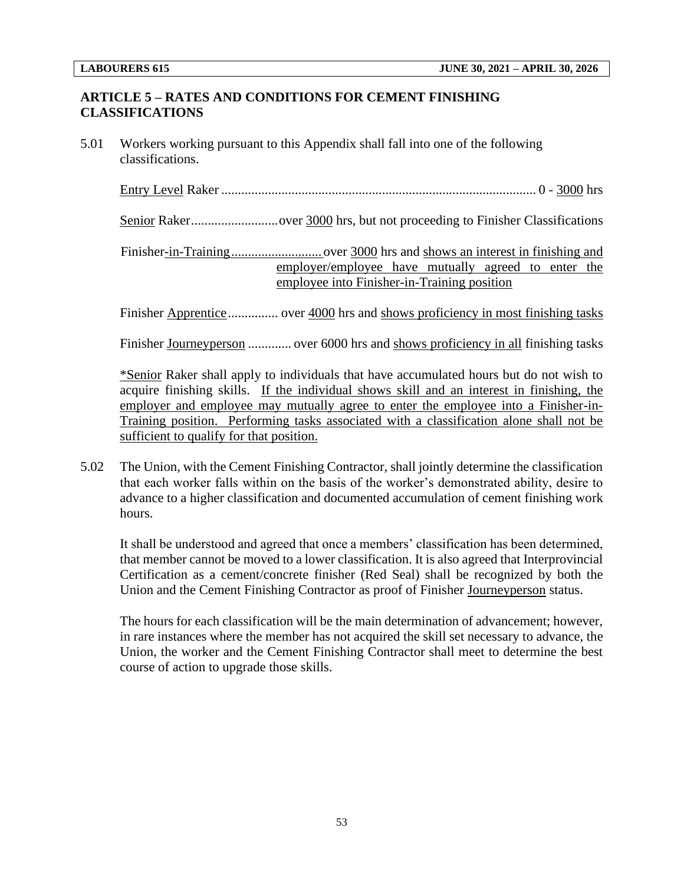## ARTICLE 5 – RATES AND CONDITIONS FOR CEMENT FINISHING CLASSIFICATIONS

5.01 Workers working pursuant to this Appendix shall fall into one of the following classifications.

Entry Level Raker .............................................................................................. 0 - 3000 hrs

Senior Raker .......................... over 3000 hrs, but not proceeding to Finisher Classifications

Finisher-in-Training .......................... over 3000 hrs and shows an interest in finishing and employer/employee have mutually agreed to enter the employee into Finisher-in-Training position

Finisher Apprentice ............... over 4000 hrs and shows proficiency in most finishing tasks

Finisher Journeyperson ............. over 6000 hrs and shows proficiency in all finishing tasks

*Senior Raker shall apply to individuals that have accumulated hours but do not wish to acquire finishing skills. If the individual shows skill and an interest in finishing, the employer and employee may mutually agree to enter the employee into a Finisher-in-Training position. Performing tasks associated with a classification alone shall not be sufficient to qualify for that position.

5.02 The Union, with the Cement Finishing Contractor, shall jointly determine the classification that each worker falls within on the basis of the worker's demonstrated ability, desire to advance to a higher classification and documented accumulation of cement finishing work hours.

It shall be understood and agreed that once a members' classification has been determined, that member cannot be moved to a lower classification. It is also agreed that Interprovincial Certification as a cement/concrete finisher (Red Seal) shall be recognized by both the Union and the Cement Finishing Contractor as proof of Finisher Journeyperson status.

The hours for each classification will be the main determination of advancement; however, in rare instances where the member has not acquired the skill set necessary to advance, the Union, the worker and the Cement Finishing Contractor shall meet to determine the best course of action to upgrade those skills.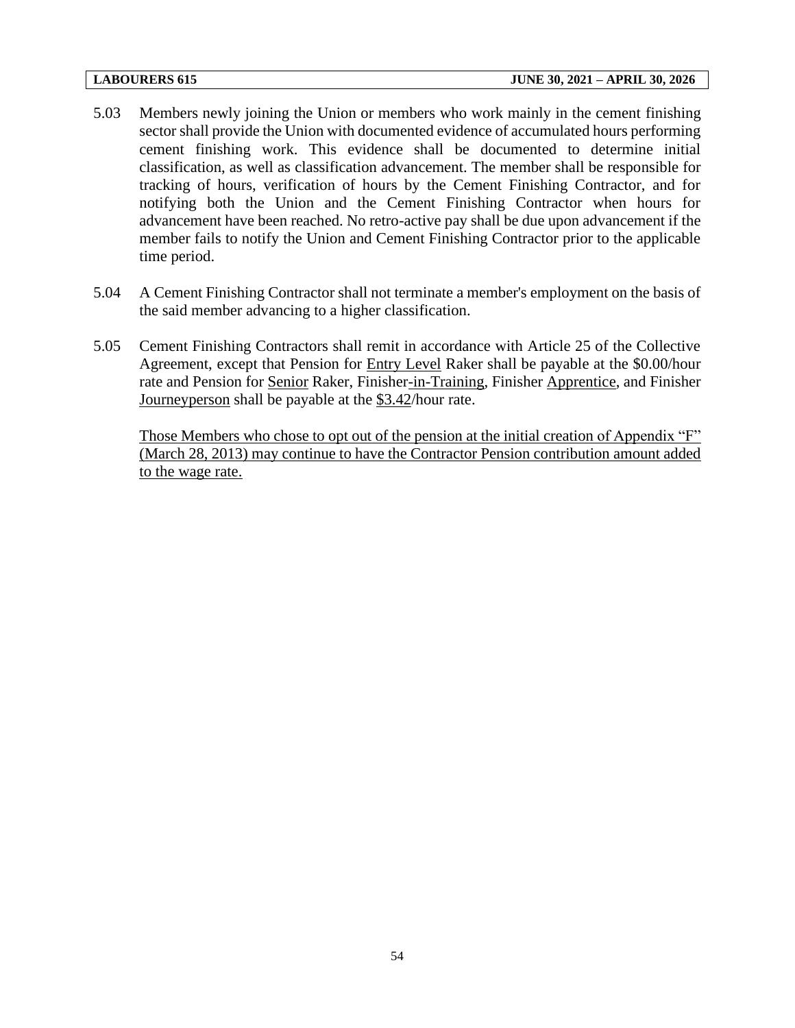5.03 Members newly joining the Union or members who work mainly in the cement finishing sector shall provide the Union with documented evidence of accumulated hours performing cement finishing work. This evidence shall be documented to determine initial classification, as well as classification advancement. The member shall be responsible for tracking of hours, verification of hours by the Cement Finishing Contractor, and for notifying both the Union and the Cement Finishing Contractor when hours for advancement have been reached. No retro-active pay shall be due upon advancement if the member fails to notify the Union and Cement Finishing Contractor prior to the applicable time period.

5.04 A Cement Finishing Contractor shall not terminate a member's employment on the basis of the said member advancing to a higher classification.

5.05 Cement Finishing Contractors shall remit in accordance with Article 25 of the Collective Agreement, except that Pension for <u>Entry Level</u> Raker shall be payable at the $0.00/hour rate and Pension for <u>Senior</u> Raker, Finisher<u>-in-Training</u>, Finisher <u>Apprentice</u>, and Finisher <u>Journeyperson</u> shall be payable at the <u>$3.42</u>/hour rate.

<u>Those Members who chose to opt out of the pension at the initial creation of Appendix "F" (March 28, 2013) may continue to have the Contractor Pension contribution amount added to the wage rate.</u>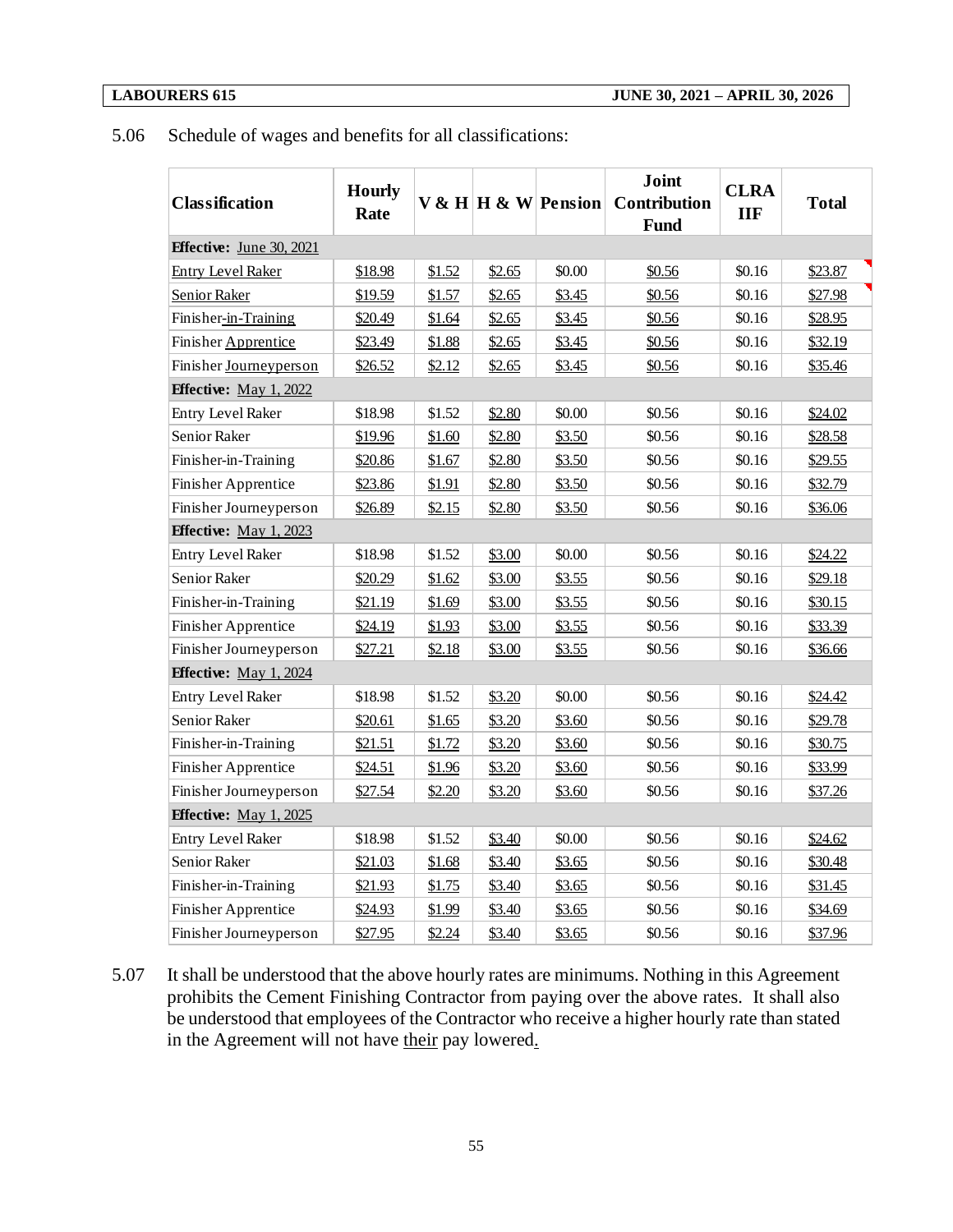5.06 Schedule of wages and benefits for all classifications:

| Classification | Hourly Rate | V & H | H & W | Pension | Joint Contribution Fund | CLRA IIF | Total |
|---|---|---|---|---|---|---|---|
| **Effective:** June 30, 2021 | | | | | | | |
| Entry Level Raker | $18.98 | $1.52 | $2.65 | $0.00 | $0.56 | $0.16 | $23.87 |
| Senior Raker | $19.59 | $1.57 | $2.65 | $3.45 | $0.56 | $0.16 | $27.98 |
| Finisher-in-Training | $20.49 | $1.64 | $2.65 | $3.45 | $0.56 | $0.16 | $28.95 |
| Finisher Apprentice | $23.49 | $1.88 | $2.65 | $3.45 | $0.56 | $0.16 | $32.19 |
| Finisher Journeyperson | $26.52 | $2.12 | $2.65 | $3.45 | $0.56 | $0.16 | $35.46 |
| **Effective:** May 1, 2022 | | | | | | | |
| Entry Level Raker | $18.98 | $1.52 | $2.80 | $0.00 | $0.56 | $0.16 | $24.02 |
| Senior Raker | $19.96 | $1.60 | $2.80 | $3.50 | $0.56 | $0.16 | $28.58 |
| Finisher-in-Training | $20.86 | $1.67 | $2.80 | $3.50 | $0.56 | $0.16 | $29.55 |
| Finisher Apprentice | $23.86 | $1.91 | $2.80 | $3.50 | $0.56 | $0.16 | $32.79 |
| Finisher Journeyperson | $26.89 | $2.15 | $2.80 | $3.50 | $0.56 | $0.16 | $36.06 |
| **Effective:** May 1, 2023 | | | | | | | |
| Entry Level Raker | $18.98 | $1.52 | $3.00 | $0.00 | $0.56 | $0.16 | $24.22 |
| Senior Raker | $20.29 | $1.62 | $3.00 | $3.55 | $0.56 | $0.16 | $29.18 |
| Finisher-in-Training | $21.19 | $1.69 | $3.00 | $3.55 | $0.56 | $0.16 | $30.15 |
| Finisher Apprentice | $24.19 | $1.93 | $3.00 | $3.55 | $0.56 | $0.16 | $33.39 |
| Finisher Journeyperson | $27.21 | $2.18 | $3.00 | $3.55 | $0.56 | $0.16 | $36.66 |
| **Effective:** May 1, 2024 | | | | | | | |
| Entry Level Raker | $18.98 | $1.52 | $3.20 | $0.00 | $0.56 | $0.16 | $24.42 |
| Senior Raker | $20.61 | $1.65 | $3.20 | $3.60 | $0.56 | $0.16 | $29.78 |
| Finisher-in-Training | $21.51 | $1.72 | $3.20 | $3.60 | $0.56 | $0.16 | $30.75 |
| Finisher Apprentice | $24.51 | $1.96 | $3.20 | $3.60 | $0.56 | $0.16 | $33.99 |
| Finisher Journeyperson | $27.54 | $2.20 | $3.20 | $3.60 | $0.56 | $0.16 | $37.26 |
| **Effective:** May 1, 2025 | | | | | | | |
| Entry Level Raker | $18.98 | $1.52 | $3.40 | $0.00 | $0.56 | $0.16 | $24.62 |
| Senior Raker | $21.03 | $1.68 | $3.40 | $3.65 | $0.56 | $0.16 | $30.48 |
| Finisher-in-Training | $21.93 | $1.75 | $3.40 | $3.65 | $0.56 | $0.16 | $31.45 |
| Finisher Apprentice | $24.93 | $1.99 | $3.40 | $3.65 | $0.56 | $0.16 | $34.69 |
| Finisher Journeyperson | $27.95 | $2.24 | $3.40 | $3.65 | $0.56 | $0.16 | $37.96 |

5.07 It shall be understood that the above hourly rates are minimums. Nothing in this Agreement prohibits the Cement Finishing Contractor from paying over the above rates. It shall also be understood that employees of the Contractor who receive a higher hourly rate than stated in the Agreement will not have their pay lowered.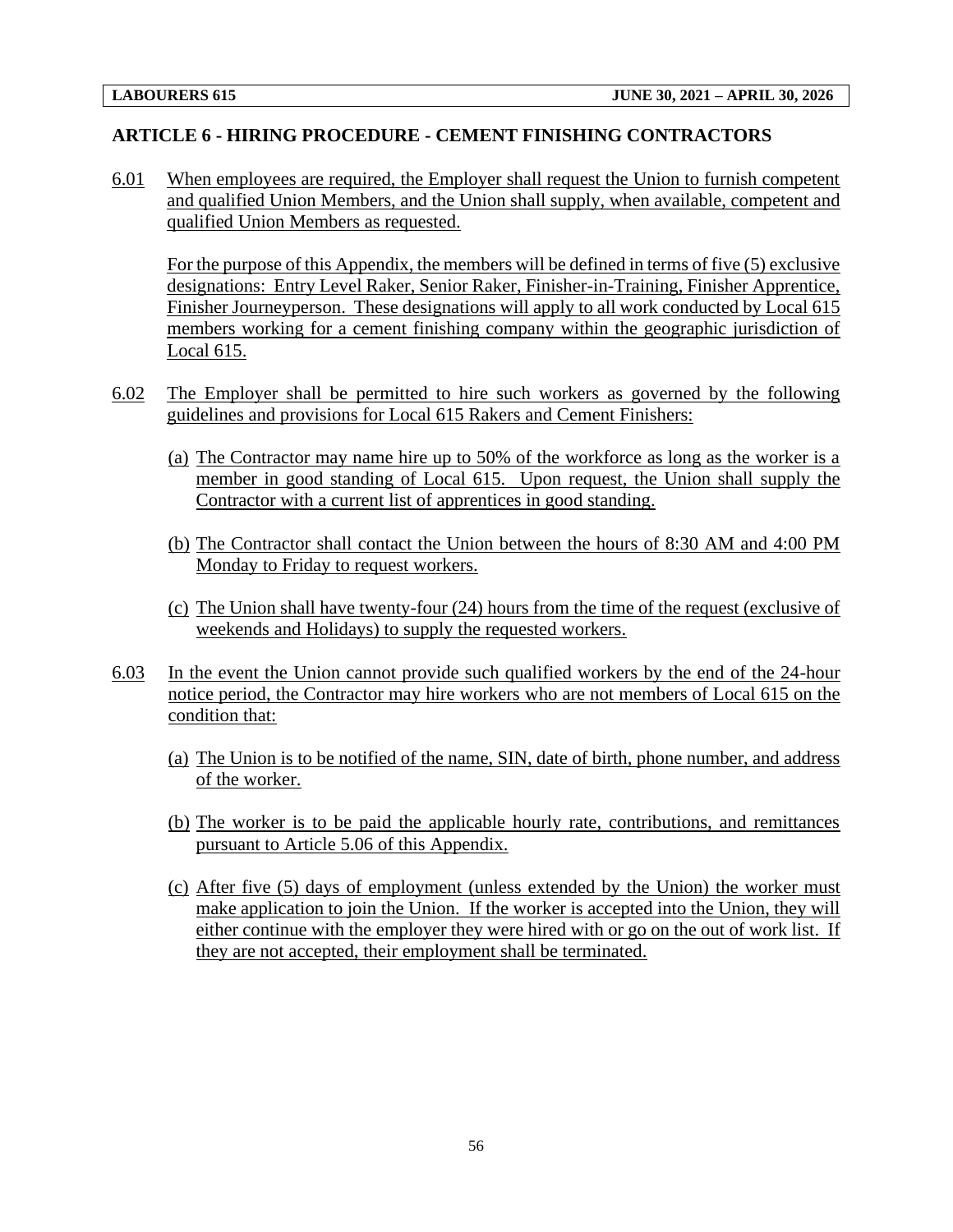## ARTICLE 6 - HIRING PROCEDURE - CEMENT FINISHING CONTRACTORS

6.01 When employees are required, the Employer shall request the Union to furnish competent and qualified Union Members, and the Union shall supply, when available, competent and qualified Union Members as requested.

For the purpose of this Appendix, the members will be defined in terms of five (5) exclusive designations: Entry Level Raker, Senior Raker, Finisher-in-Training, Finisher Apprentice, Finisher Journeyperson. These designations will apply to all work conducted by Local 615 members working for a cement finishing company within the geographic jurisdiction of Local 615.

6.02 The Employer shall be permitted to hire such workers as governed by the following guidelines and provisions for Local 615 Rakers and Cement Finishers:

(a) The Contractor may name hire up to 50% of the workforce as long as the worker is a member in good standing of Local 615. Upon request, the Union shall supply the Contractor with a current list of apprentices in good standing.

(b) The Contractor shall contact the Union between the hours of 8:30 AM and 4:00 PM Monday to Friday to request workers.

(c) The Union shall have twenty-four (24) hours from the time of the request (exclusive of weekends and Holidays) to supply the requested workers.

6.03 In the event the Union cannot provide such qualified workers by the end of the 24-hour notice period, the Contractor may hire workers who are not members of Local 615 on the condition that:

(a) The Union is to be notified of the name, SIN, date of birth, phone number, and address of the worker.

(b) The worker is to be paid the applicable hourly rate, contributions, and remittances pursuant to Article 5.06 of this Appendix.

(c) After five (5) days of employment (unless extended by the Union) the worker must make application to join the Union. If the worker is accepted into the Union, they will either continue with the employer they were hired with or go on the out of work list. If they are not accepted, their employment shall be terminated.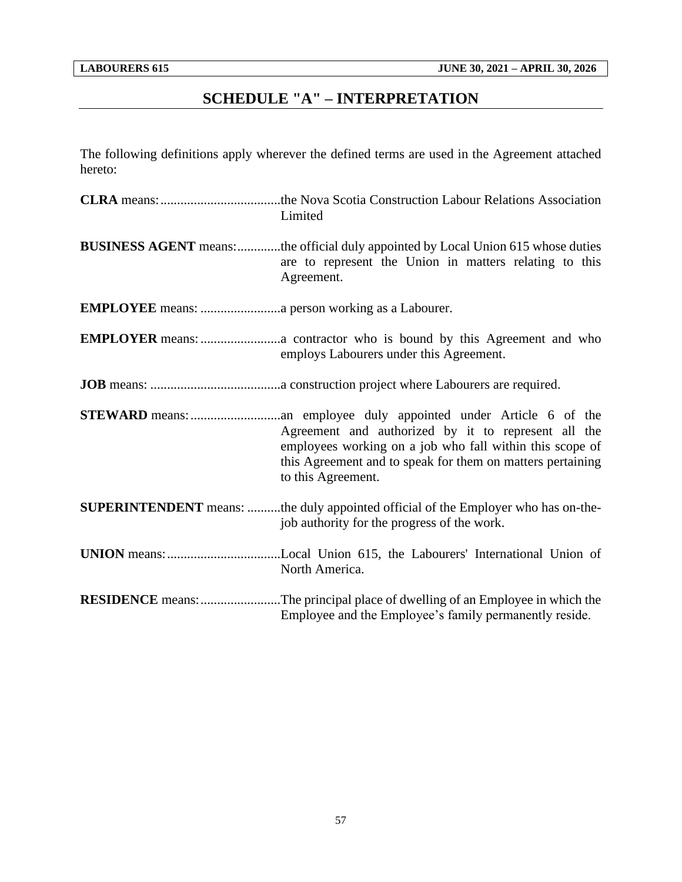# SCHEDULE "A" – INTERPRETATION

The following definitions apply wherever the defined terms are used in the Agreement attached hereto:

**CLRA** means:....................................the Nova Scotia Construction Labour Relations Association Limited

**BUSINESS AGENT** means:.............the official duly appointed by Local Union 615 whose duties are to represent the Union in matters relating to this Agreement.

**EMPLOYEE** means: ........................a person working as a Labourer.

**EMPLOYER** means:........................a contractor who is bound by this Agreement and who employs Labourers under this Agreement.

**JOB** means: .......................................a construction project where Labourers are required.

**STEWARD** means:...........................an employee duly appointed under Article 6 of the Agreement and authorized by it to represent all the employees working on a job who fall within this scope of this Agreement and to speak for them on matters pertaining to this Agreement.

**SUPERINTENDENT** means: ..........the duly appointed official of the Employer who has on-the-job authority for the progress of the work.

**UNION** means:..................................Local Union 615, the Labourers' International Union of North America.

**RESIDENCE** means:........................The principal place of dwelling of an Employee in which the Employee and the Employee's family permanently reside.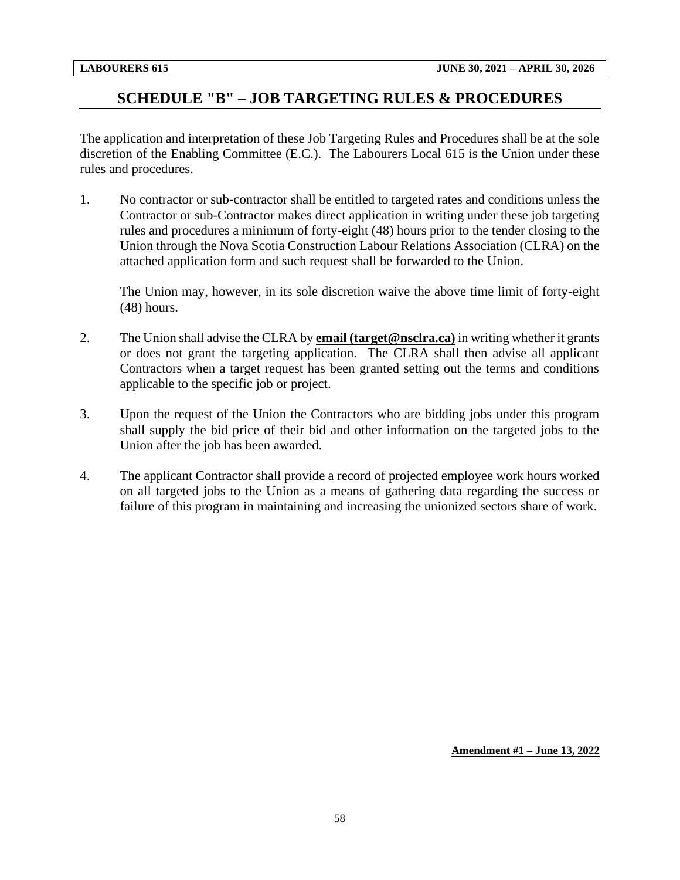# SCHEDULE "B" – JOB TARGETING RULES & PROCEDURES

The application and interpretation of these Job Targeting Rules and Procedures shall be at the sole discretion of the Enabling Committee (E.C.). The Labourers Local 615 is the Union under these rules and procedures.

1. No contractor or sub-contractor shall be entitled to targeted rates and conditions unless the Contractor or sub-Contractor makes direct application in writing under these job targeting rules and procedures a minimum of forty-eight (48) hours prior to the tender closing to the Union through the Nova Scotia Construction Labour Relations Association (CLRA) on the attached application form and such request shall be forwarded to the Union.

   The Union may, however, in its sole discretion waive the above time limit of forty-eight (48) hours.

2. The Union shall advise the CLRA by **email (target@nsclra.ca)** in writing whether it grants or does not grant the targeting application. The CLRA shall then advise all applicant Contractors when a target request has been granted setting out the terms and conditions applicable to the specific job or project.

3. Upon the request of the Union the Contractors who are bidding jobs under this program shall supply the bid price of their bid and other information on the targeted jobs to the Union after the job has been awarded.

4. The applicant Contractor shall provide a record of projected employee work hours worked on all targeted jobs to the Union as a means of gathering data regarding the success or failure of this program in maintaining and increasing the unionized sectors share of work.

**Amendment #1 – June 13, 2022**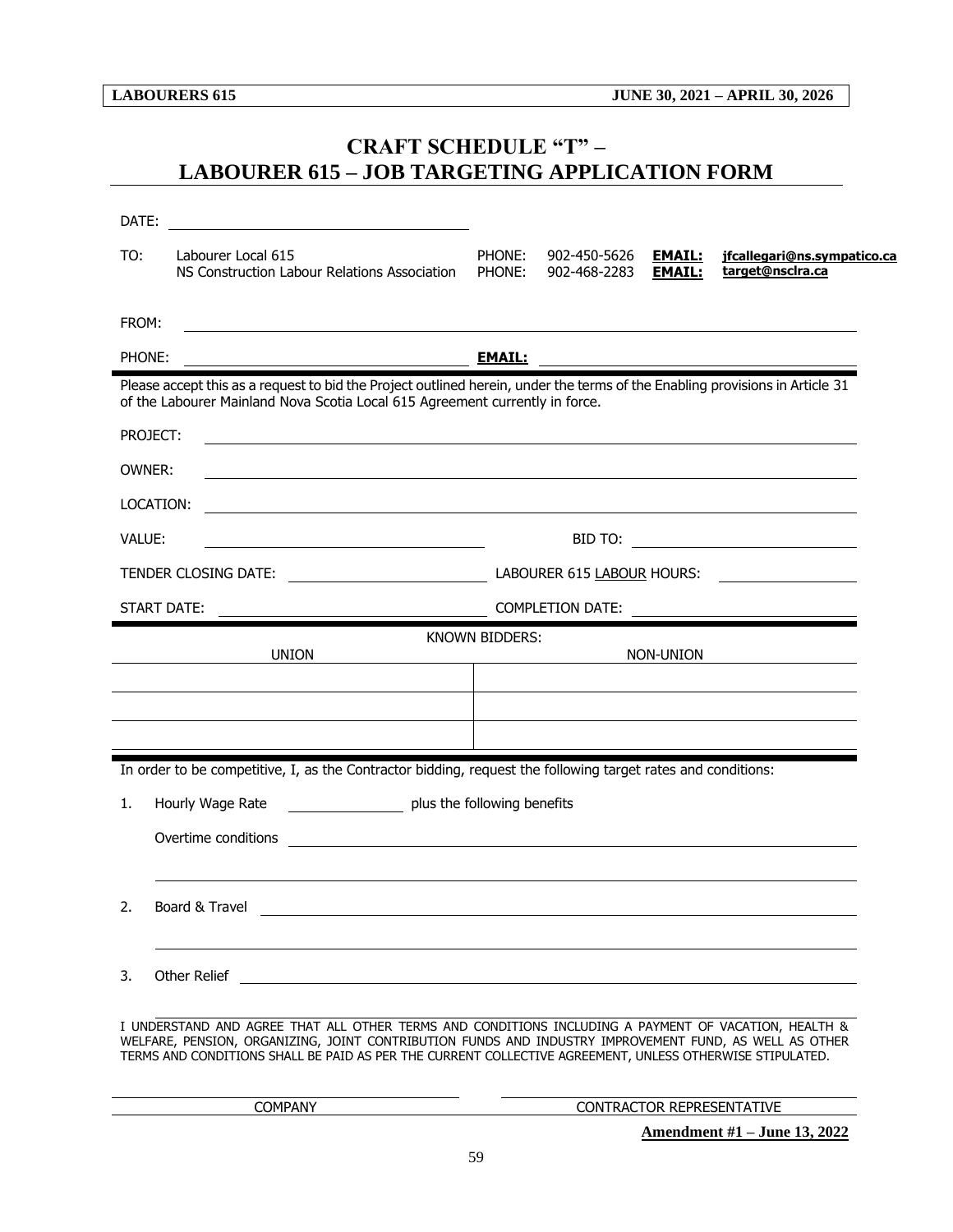# CRAFT SCHEDULE "T" – LABOURER 615 – JOB TARGETING APPLICATION FORM

DATE: ____________________

| | | | | | |
|---|---|---|---|---|---|
| TO: | Labourer Local 615 | PHONE: | 902-450-5626 | **EMAIL:** | **jfcallegari@ns.sympatico.ca** |
| | NS Construction Labour Relations Association | PHONE: | 902-468-2283 | **EMAIL:** | **target@nsclra.ca** |

FROM: ____________________

PHONE: ____________________ **EMAIL:** ____________________

Please accept this as a request to bid the Project outlined herein, under the terms of the Enabling provisions in Article 31 of the Labourer Mainland Nova Scotia Local 615 Agreement currently in force.

PROJECT: ____________________

OWNER: ____________________

LOCATION: ____________________

VALUE: ____________________ BID TO: ____________________

TENDER CLOSING DATE: ____________________ LABOURER 615 LABOUR HOURS: ____________________

START DATE: ____________________ COMPLETION DATE: ____________________

KNOWN BIDDERS:

| UNION | NON-UNION |
|---|---|
| | |
| | |
| | |

In order to be competitive, I, as the Contractor bidding, request the following target rates and conditions:

1. Hourly Wage Rate ____________ plus the following benefits

   Overtime conditions ____________________

2. Board & Travel ____________________

3. Other Relief ____________________

I UNDERSTAND AND AGREE THAT ALL OTHER TERMS AND CONDITIONS INCLUDING A PAYMENT OF VACATION, HEALTH & WELFARE, PENSION, ORGANIZING, JOINT CONTRIBUTION FUNDS AND INDUSTRY IMPROVEMENT FUND, AS WELL AS OTHER TERMS AND CONDITIONS SHALL BE PAID AS PER THE CURRENT COLLECTIVE AGREEMENT, UNLESS OTHERWISE STIPULATED.

____________________ COMPANY

____________________ CONTRACTOR REPRESENTATIVE

**Amendment #1 – June 13, 2022**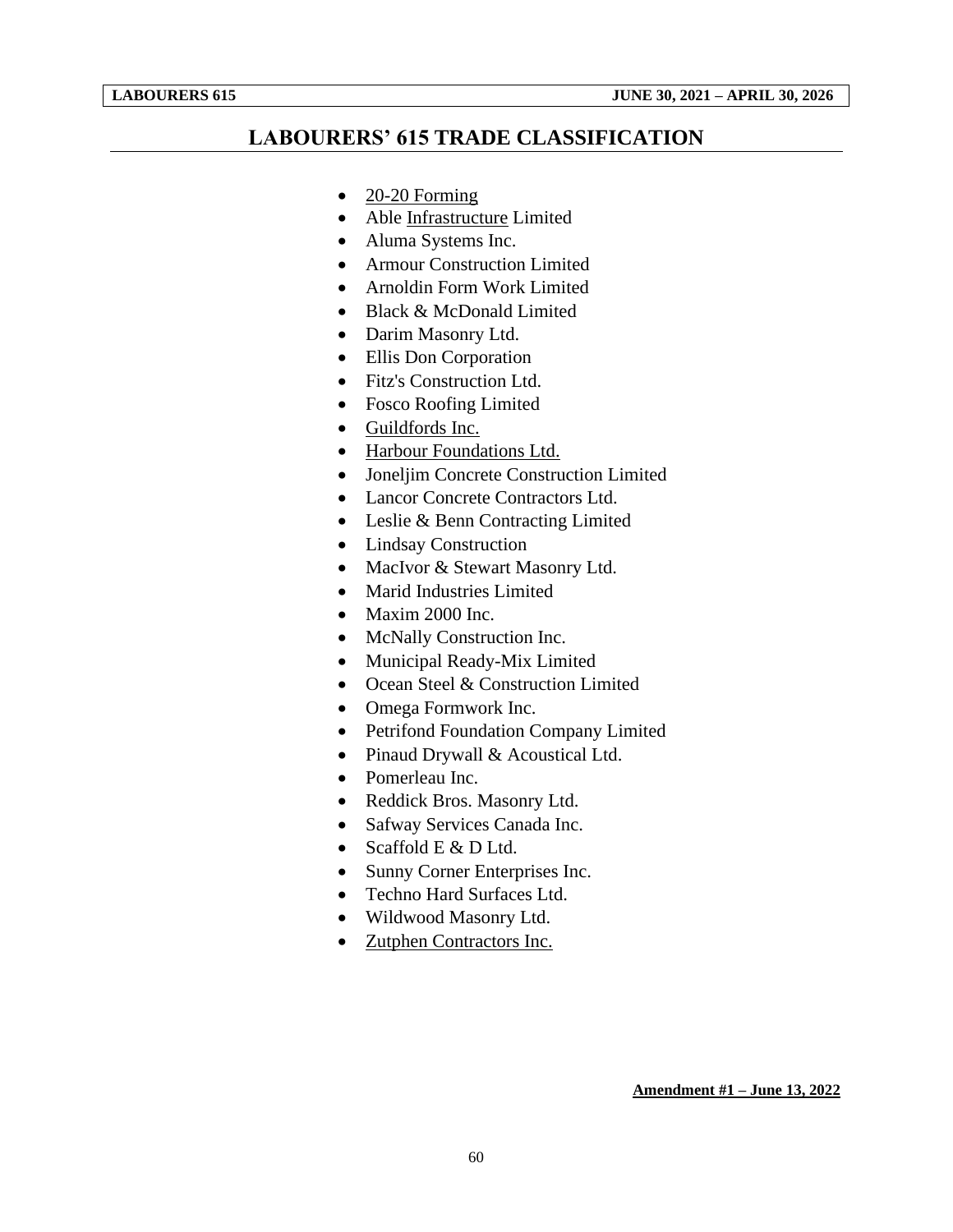# LABOURERS' 615 TRADE CLASSIFICATION

- 20-20 Forming
- Able Infrastructure Limited
- Aluma Systems Inc.
- Armour Construction Limited
- Arnoldin Form Work Limited
- Black & McDonald Limited
- Darim Masonry Ltd.
- Ellis Don Corporation
- Fitz's Construction Ltd.
- Fosco Roofing Limited
- Guildfords Inc.
- Harbour Foundations Ltd.
- Joneljim Concrete Construction Limited
- Lancor Concrete Contractors Ltd.
- Leslie & Benn Contracting Limited
- Lindsay Construction
- MacIvor & Stewart Masonry Ltd.
- Marid Industries Limited
- Maxim 2000 Inc.
- McNally Construction Inc.
- Municipal Ready-Mix Limited
- Ocean Steel & Construction Limited
- Omega Formwork Inc.
- Petrifond Foundation Company Limited
- Pinaud Drywall & Acoustical Ltd.
- Pomerleau Inc.
- Reddick Bros. Masonry Ltd.
- Safway Services Canada Inc.
- Scaffold E & D Ltd.
- Sunny Corner Enterprises Inc.
- Techno Hard Surfaces Ltd.
- Wildwood Masonry Ltd.
- Zutphen Contractors Inc.

**Amendment #1 – June 13, 2022**